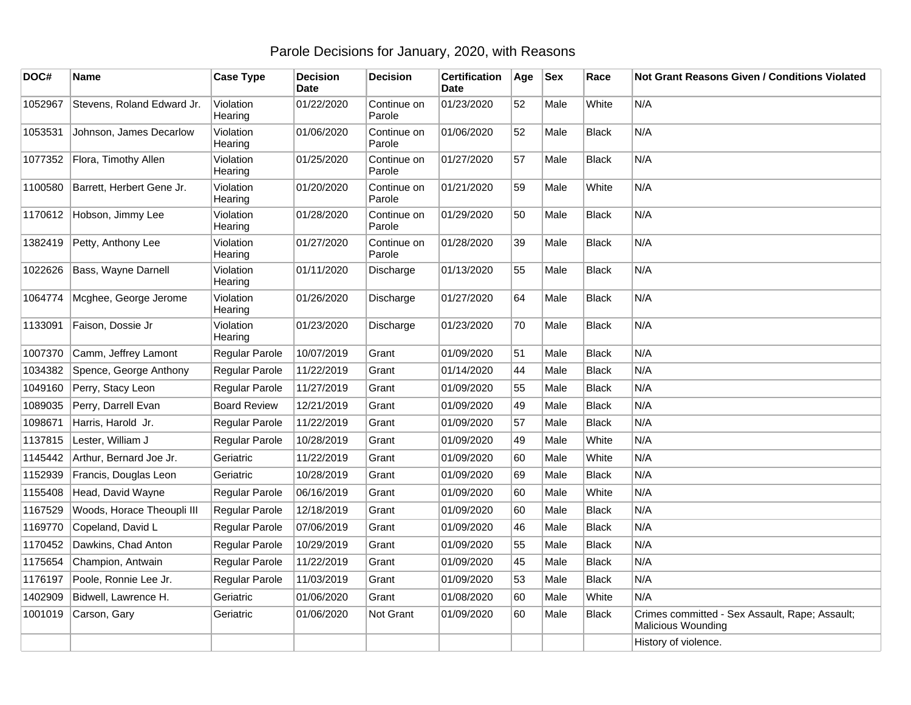# Parole Decisions for January, 2020, with Reasons

| DOC# | Name | Case Type | Decision Date | Decision | Certification Date | Age | Sex | Race | Not Grant Reasons Given / Conditions Violated |
|---|---|---|---|---|---|---|---|---|---|
| 1052967 | Stevens, Roland Edward Jr. | Violation Hearing | 01/22/2020 | Continue on Parole | 01/23/2020 | 52 | Male | White | N/A |
| 1053531 | Johnson, James Decarlow | Violation Hearing | 01/06/2020 | Continue on Parole | 01/06/2020 | 52 | Male | Black | N/A |
| 1077352 | Flora, Timothy Allen | Violation Hearing | 01/25/2020 | Continue on Parole | 01/27/2020 | 57 | Male | Black | N/A |
| 1100580 | Barrett, Herbert Gene Jr. | Violation Hearing | 01/20/2020 | Continue on Parole | 01/21/2020 | 59 | Male | White | N/A |
| 1170612 | Hobson, Jimmy Lee | Violation Hearing | 01/28/2020 | Continue on Parole | 01/29/2020 | 50 | Male | Black | N/A |
| 1382419 | Petty, Anthony Lee | Violation Hearing | 01/27/2020 | Continue on Parole | 01/28/2020 | 39 | Male | Black | N/A |
| 1022626 | Bass, Wayne Darnell | Violation Hearing | 01/11/2020 | Discharge | 01/13/2020 | 55 | Male | Black | N/A |
| 1064774 | Mcghee, George Jerome | Violation Hearing | 01/26/2020 | Discharge | 01/27/2020 | 64 | Male | Black | N/A |
| 1133091 | Faison, Dossie Jr | Violation Hearing | 01/23/2020 | Discharge | 01/23/2020 | 70 | Male | Black | N/A |
| 1007370 | Camm, Jeffrey Lamont | Regular Parole | 10/07/2019 | Grant | 01/09/2020 | 51 | Male | Black | N/A |
| 1034382 | Spence, George Anthony | Regular Parole | 11/22/2019 | Grant | 01/14/2020 | 44 | Male | Black | N/A |
| 1049160 | Perry, Stacy Leon | Regular Parole | 11/27/2019 | Grant | 01/09/2020 | 55 | Male | Black | N/A |
| 1089035 | Perry, Darrell Evan | Board Review | 12/21/2019 | Grant | 01/09/2020 | 49 | Male | Black | N/A |
| 1098671 | Harris, Harold Jr. | Regular Parole | 11/22/2019 | Grant | 01/09/2020 | 57 | Male | Black | N/A |
| 1137815 | Lester, William J | Regular Parole | 10/28/2019 | Grant | 01/09/2020 | 49 | Male | White | N/A |
| 1145442 | Arthur, Bernard Joe Jr. | Geriatric | 11/22/2019 | Grant | 01/09/2020 | 60 | Male | White | N/A |
| 1152939 | Francis, Douglas Leon | Geriatric | 10/28/2019 | Grant | 01/09/2020 | 69 | Male | Black | N/A |
| 1155408 | Head, David Wayne | Regular Parole | 06/16/2019 | Grant | 01/09/2020 | 60 | Male | White | N/A |
| 1167529 | Woods, Horace Theoupli III | Regular Parole | 12/18/2019 | Grant | 01/09/2020 | 60 | Male | Black | N/A |
| 1169770 | Copeland, David L | Regular Parole | 07/06/2019 | Grant | 01/09/2020 | 46 | Male | Black | N/A |
| 1170452 | Dawkins, Chad Anton | Regular Parole | 10/29/2019 | Grant | 01/09/2020 | 55 | Male | Black | N/A |
| 1175654 | Champion, Antwain | Regular Parole | 11/22/2019 | Grant | 01/09/2020 | 45 | Male | Black | N/A |
| 1176197 | Poole, Ronnie Lee Jr. | Regular Parole | 11/03/2019 | Grant | 01/09/2020 | 53 | Male | Black | N/A |
| 1402909 | Bidwell, Lawrence H. | Geriatric | 01/06/2020 | Grant | 01/08/2020 | 60 | Male | White | N/A |
| 1001019 | Carson, Gary | Geriatric | 01/06/2020 | Not Grant | 01/09/2020 | 60 | Male | Black | Crimes committed - Sex Assault, Rape; Assault; Malicious Wounding |
| | | | | | | | | | History of violence. |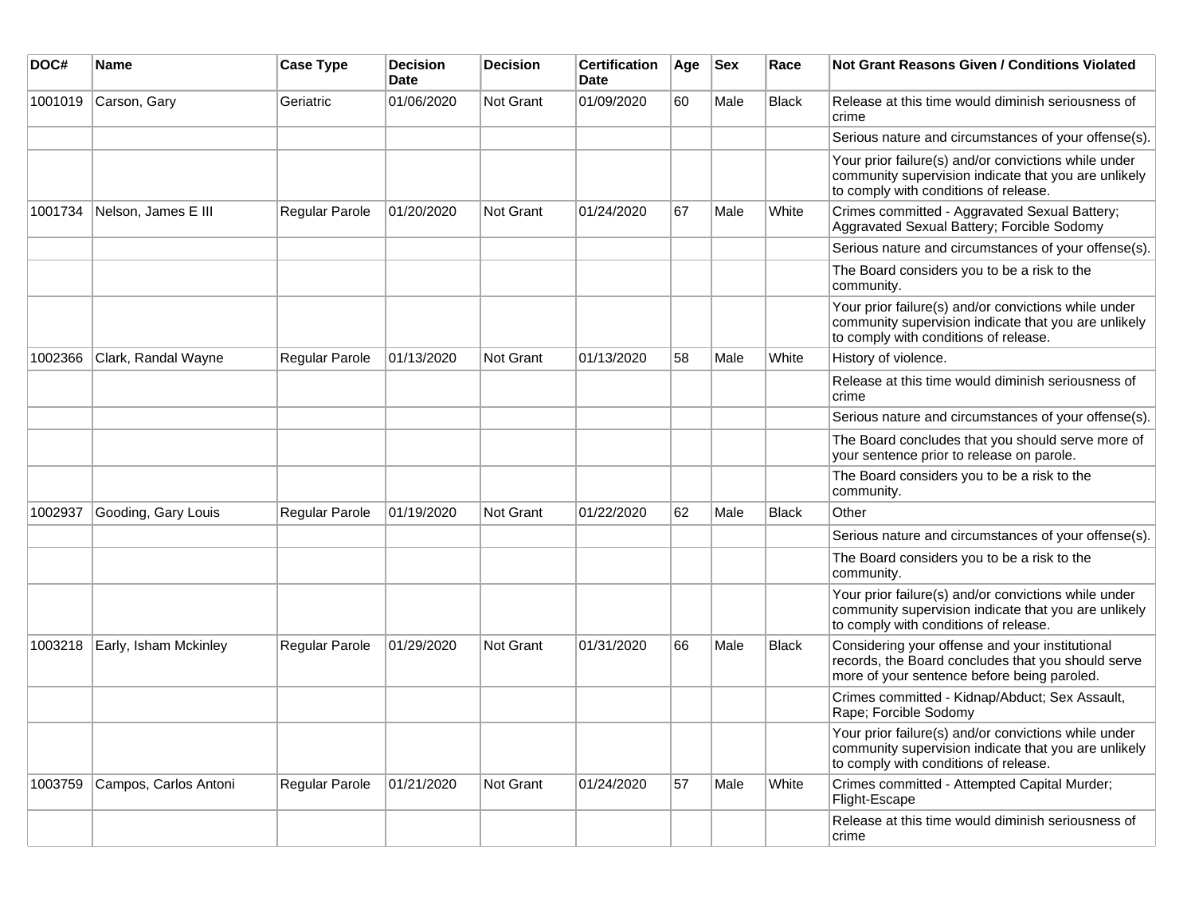| DOC# | Name | Case Type | Decision Date | Decision | Certification Date | Age | Sex | Race | Not Grant Reasons Given / Conditions Violated |
|---|---|---|---|---|---|---|---|---|---|
| 1001019 | Carson, Gary | Geriatric | 01/06/2020 | Not Grant | 01/09/2020 | 60 | Male | Black | Release at this time would diminish seriousness of crime |
| | | | | | | | | | Serious nature and circumstances of your offense(s). |
| | | | | | | | | | Your prior failure(s) and/or convictions while under community supervision indicate that you are unlikely to comply with conditions of release. |
| 1001734 | Nelson, James E III | Regular Parole | 01/20/2020 | Not Grant | 01/24/2020 | 67 | Male | White | Crimes committed - Aggravated Sexual Battery; Aggravated Sexual Battery; Forcible Sodomy |
| | | | | | | | | | Serious nature and circumstances of your offense(s). |
| | | | | | | | | | The Board considers you to be a risk to the community. |
| | | | | | | | | | Your prior failure(s) and/or convictions while under community supervision indicate that you are unlikely to comply with conditions of release. |
| 1002366 | Clark, Randal Wayne | Regular Parole | 01/13/2020 | Not Grant | 01/13/2020 | 58 | Male | White | History of violence. |
| | | | | | | | | | Release at this time would diminish seriousness of crime |
| | | | | | | | | | Serious nature and circumstances of your offense(s). |
| | | | | | | | | | The Board concludes that you should serve more of your sentence prior to release on parole. |
| | | | | | | | | | The Board considers you to be a risk to the community. |
| 1002937 | Gooding, Gary Louis | Regular Parole | 01/19/2020 | Not Grant | 01/22/2020 | 62 | Male | Black | Other |
| | | | | | | | | | Serious nature and circumstances of your offense(s). |
| | | | | | | | | | The Board considers you to be a risk to the community. |
| | | | | | | | | | Your prior failure(s) and/or convictions while under community supervision indicate that you are unlikely to comply with conditions of release. |
| 1003218 | Early, Isham Mckinley | Regular Parole | 01/29/2020 | Not Grant | 01/31/2020 | 66 | Male | Black | Considering your offense and your institutional records, the Board concludes that you should serve more of your sentence before being paroled. |
| | | | | | | | | | Crimes committed - Kidnap/Abduct; Sex Assault, Rape; Forcible Sodomy |
| | | | | | | | | | Your prior failure(s) and/or convictions while under community supervision indicate that you are unlikely to comply with conditions of release. |
| 1003759 | Campos, Carlos Antoni | Regular Parole | 01/21/2020 | Not Grant | 01/24/2020 | 57 | Male | White | Crimes committed - Attempted Capital Murder; Flight-Escape |
| | | | | | | | | | Release at this time would diminish seriousness of crime |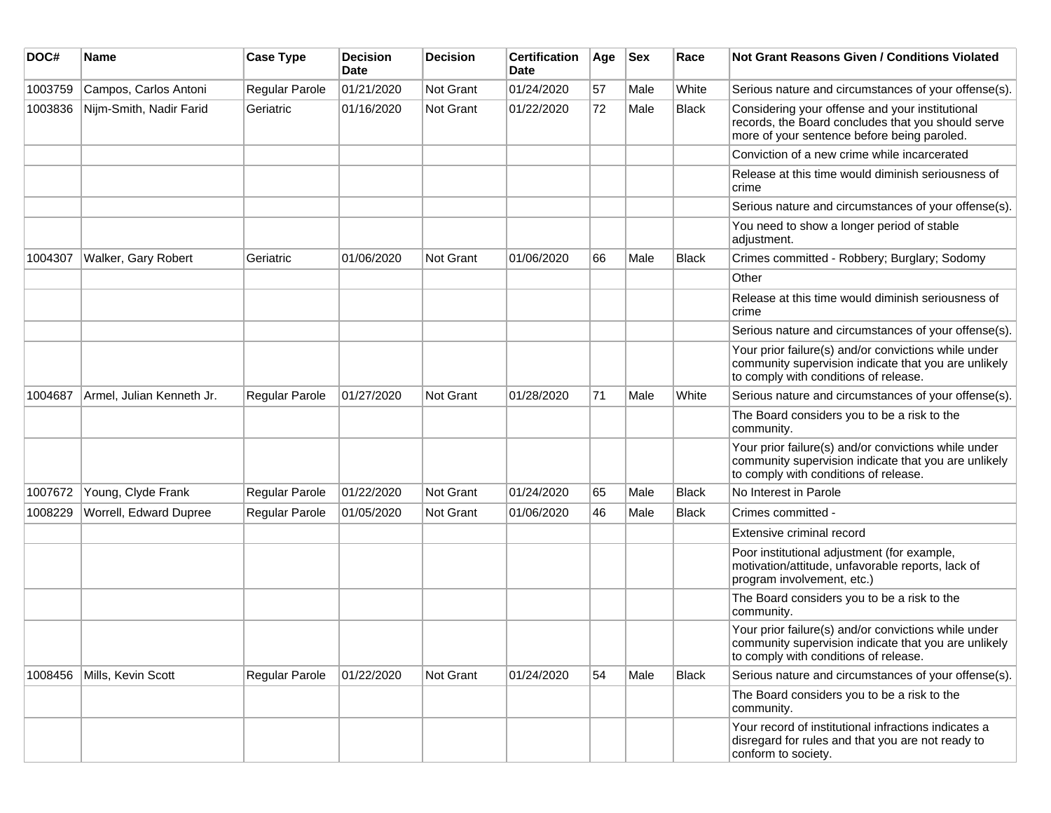| DOC# | Name | Case Type | Decision Date | Decision | Certification Date | Age | Sex | Race | Not Grant Reasons Given / Conditions Violated |
|---|---|---|---|---|---|---|---|---|---|
| 1003759 | Campos, Carlos Antoni | Regular Parole | 01/21/2020 | Not Grant | 01/24/2020 | 57 | Male | White | Serious nature and circumstances of your offense(s). |
| 1003836 | Nijm-Smith, Nadir Farid | Geriatric | 01/16/2020 | Not Grant | 01/22/2020 | 72 | Male | Black | Considering your offense and your institutional records, the Board concludes that you should serve more of your sentence before being paroled. |
| | | | | | | | | | Conviction of a new crime while incarcerated |
| | | | | | | | | | Release at this time would diminish seriousness of crime |
| | | | | | | | | | Serious nature and circumstances of your offense(s). |
| | | | | | | | | | You need to show a longer period of stable adjustment. |
| 1004307 | Walker, Gary Robert | Geriatric | 01/06/2020 | Not Grant | 01/06/2020 | 66 | Male | Black | Crimes committed - Robbery; Burglary; Sodomy |
| | | | | | | | | | Other |
| | | | | | | | | | Release at this time would diminish seriousness of crime |
| | | | | | | | | | Serious nature and circumstances of your offense(s). |
| | | | | | | | | | Your prior failure(s) and/or convictions while under community supervision indicate that you are unlikely to comply with conditions of release. |
| 1004687 | Armel, Julian Kenneth Jr. | Regular Parole | 01/27/2020 | Not Grant | 01/28/2020 | 71 | Male | White | Serious nature and circumstances of your offense(s). |
| | | | | | | | | | The Board considers you to be a risk to the community. |
| | | | | | | | | | Your prior failure(s) and/or convictions while under community supervision indicate that you are unlikely to comply with conditions of release. |
| 1007672 | Young, Clyde Frank | Regular Parole | 01/22/2020 | Not Grant | 01/24/2020 | 65 | Male | Black | No Interest in Parole |
| 1008229 | Worrell, Edward Dupree | Regular Parole | 01/05/2020 | Not Grant | 01/06/2020 | 46 | Male | Black | Crimes committed - |
| | | | | | | | | | Extensive criminal record |
| | | | | | | | | | Poor institutional adjustment (for example, motivation/attitude, unfavorable reports, lack of program involvement, etc.) |
| | | | | | | | | | The Board considers you to be a risk to the community. |
| | | | | | | | | | Your prior failure(s) and/or convictions while under community supervision indicate that you are unlikely to comply with conditions of release. |
| 1008456 | Mills, Kevin Scott | Regular Parole | 01/22/2020 | Not Grant | 01/24/2020 | 54 | Male | Black | Serious nature and circumstances of your offense(s). |
| | | | | | | | | | The Board considers you to be a risk to the community. |
| | | | | | | | | | Your record of institutional infractions indicates a disregard for rules and that you are not ready to conform to society. |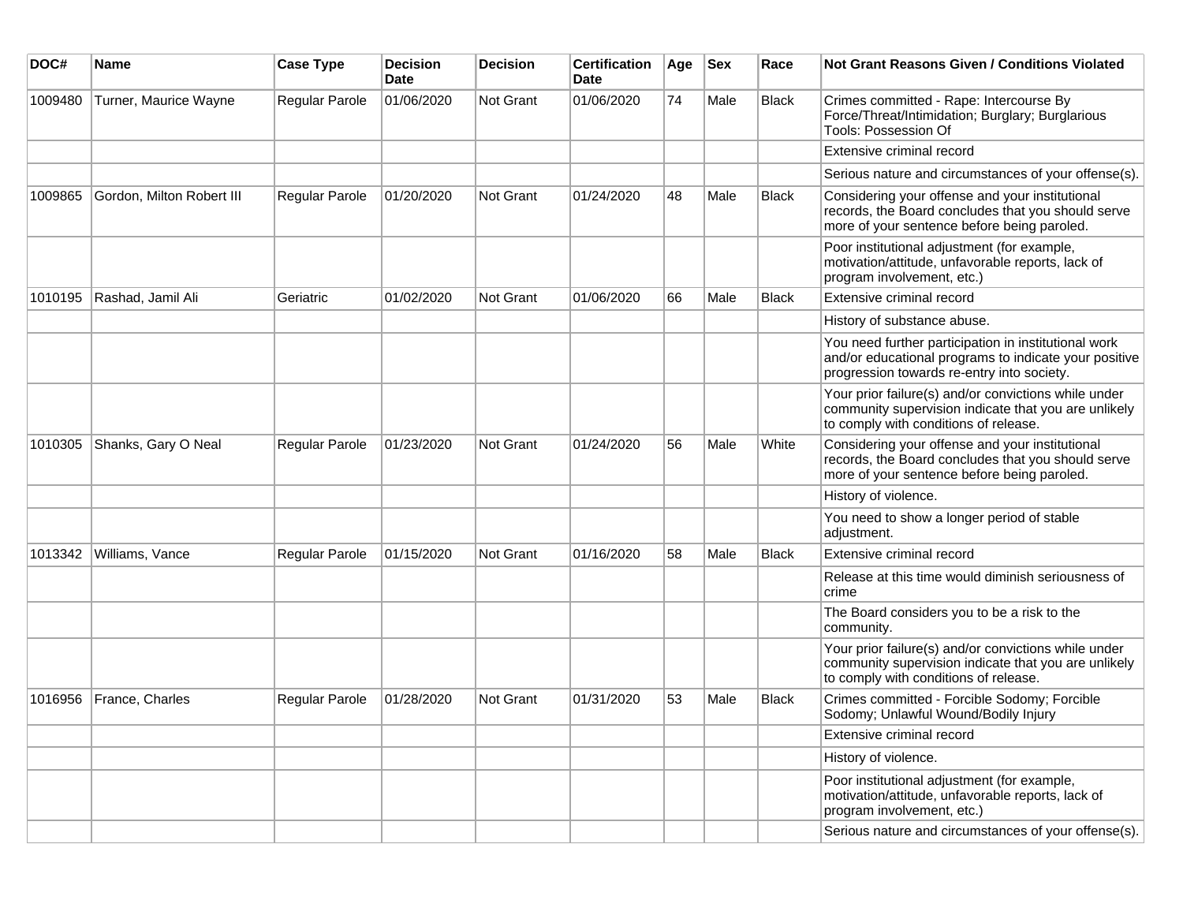| DOC# | Name | Case Type | Decision Date | Decision | Certification Date | Age | Sex | Race | Not Grant Reasons Given / Conditions Violated |
|---|---|---|---|---|---|---|---|---|---|
| 1009480 | Turner, Maurice Wayne | Regular Parole | 01/06/2020 | Not Grant | 01/06/2020 | 74 | Male | Black | Crimes committed - Rape: Intercourse By Force/Threat/Intimidation; Burglary; Burglarious Tools: Possession Of |
| | | | | | | | | | Extensive criminal record |
| | | | | | | | | | Serious nature and circumstances of your offense(s). |
| 1009865 | Gordon, Milton Robert III | Regular Parole | 01/20/2020 | Not Grant | 01/24/2020 | 48 | Male | Black | Considering your offense and your institutional records, the Board concludes that you should serve more of your sentence before being paroled. |
| | | | | | | | | | Poor institutional adjustment (for example, motivation/attitude, unfavorable reports, lack of program involvement, etc.) |
| 1010195 | Rashad, Jamil Ali | Geriatric | 01/02/2020 | Not Grant | 01/06/2020 | 66 | Male | Black | Extensive criminal record |
| | | | | | | | | | History of substance abuse. |
| | | | | | | | | | You need further participation in institutional work and/or educational programs to indicate your positive progression towards re-entry into society. |
| | | | | | | | | | Your prior failure(s) and/or convictions while under community supervision indicate that you are unlikely to comply with conditions of release. |
| 1010305 | Shanks, Gary O Neal | Regular Parole | 01/23/2020 | Not Grant | 01/24/2020 | 56 | Male | White | Considering your offense and your institutional records, the Board concludes that you should serve more of your sentence before being paroled. |
| | | | | | | | | | History of violence. |
| | | | | | | | | | You need to show a longer period of stable adjustment. |
| 1013342 | Williams, Vance | Regular Parole | 01/15/2020 | Not Grant | 01/16/2020 | 58 | Male | Black | Extensive criminal record |
| | | | | | | | | | Release at this time would diminish seriousness of crime |
| | | | | | | | | | The Board considers you to be a risk to the community. |
| | | | | | | | | | Your prior failure(s) and/or convictions while under community supervision indicate that you are unlikely to comply with conditions of release. |
| 1016956 | France, Charles | Regular Parole | 01/28/2020 | Not Grant | 01/31/2020 | 53 | Male | Black | Crimes committed - Forcible Sodomy; Forcible Sodomy; Unlawful Wound/Bodily Injury |
| | | | | | | | | | Extensive criminal record |
| | | | | | | | | | History of violence. |
| | | | | | | | | | Poor institutional adjustment (for example, motivation/attitude, unfavorable reports, lack of program involvement, etc.) |
| | | | | | | | | | Serious nature and circumstances of your offense(s). |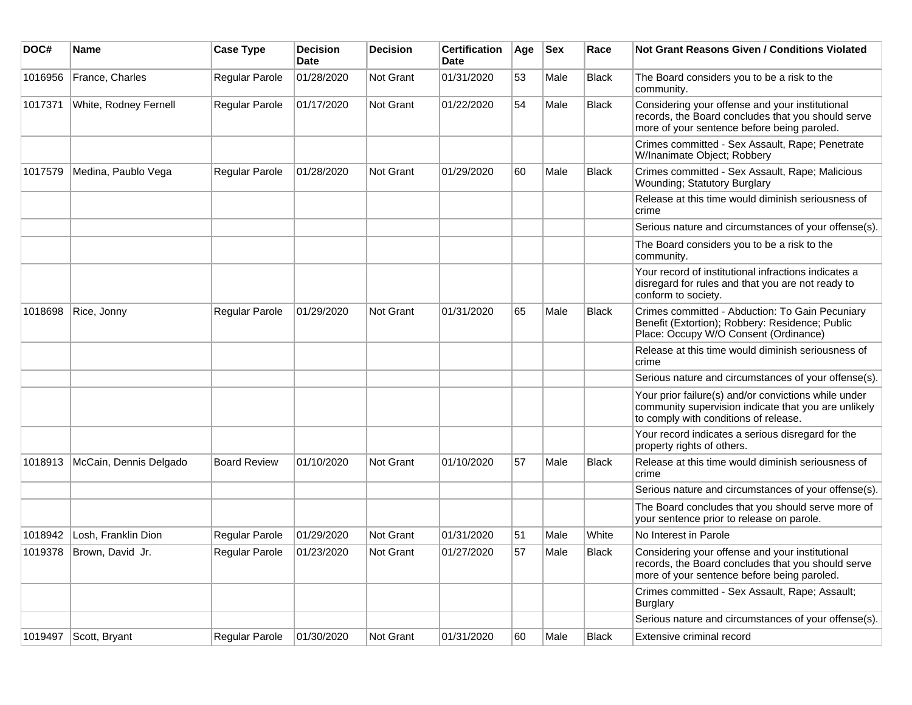| DOC# | Name | Case Type | Decision Date | Decision | Certification Date | Age | Sex | Race | Not Grant Reasons Given / Conditions Violated |
|---|---|---|---|---|---|---|---|---|---|
| 1016956 | France, Charles | Regular Parole | 01/28/2020 | Not Grant | 01/31/2020 | 53 | Male | Black | The Board considers you to be a risk to the community. |
| 1017371 | White, Rodney Fernell | Regular Parole | 01/17/2020 | Not Grant | 01/22/2020 | 54 | Male | Black | Considering your offense and your institutional records, the Board concludes that you should serve more of your sentence before being paroled. |
| | | | | | | | | | Crimes committed - Sex Assault, Rape; Penetrate W/Inanimate Object; Robbery |
| 1017579 | Medina, Paublo Vega | Regular Parole | 01/28/2020 | Not Grant | 01/29/2020 | 60 | Male | Black | Crimes committed - Sex Assault, Rape; Malicious Wounding; Statutory Burglary |
| | | | | | | | | | Release at this time would diminish seriousness of crime |
| | | | | | | | | | Serious nature and circumstances of your offense(s). |
| | | | | | | | | | The Board considers you to be a risk to the community. |
| | | | | | | | | | Your record of institutional infractions indicates a disregard for rules and that you are not ready to conform to society. |
| 1018698 | Rice, Jonny | Regular Parole | 01/29/2020 | Not Grant | 01/31/2020 | 65 | Male | Black | Crimes committed - Abduction: To Gain Pecuniary Benefit (Extortion); Robbery: Residence; Public Place: Occupy W/O Consent (Ordinance) |
| | | | | | | | | | Release at this time would diminish seriousness of crime |
| | | | | | | | | | Serious nature and circumstances of your offense(s). |
| | | | | | | | | | Your prior failure(s) and/or convictions while under community supervision indicate that you are unlikely to comply with conditions of release. |
| | | | | | | | | | Your record indicates a serious disregard for the property rights of others. |
| 1018913 | McCain, Dennis Delgado | Board Review | 01/10/2020 | Not Grant | 01/10/2020 | 57 | Male | Black | Release at this time would diminish seriousness of crime |
| | | | | | | | | | Serious nature and circumstances of your offense(s). |
| | | | | | | | | | The Board concludes that you should serve more of your sentence prior to release on parole. |
| 1018942 | Losh, Franklin Dion | Regular Parole | 01/29/2020 | Not Grant | 01/31/2020 | 51 | Male | White | No Interest in Parole |
| 1019378 | Brown, David Jr. | Regular Parole | 01/23/2020 | Not Grant | 01/27/2020 | 57 | Male | Black | Considering your offense and your institutional records, the Board concludes that you should serve more of your sentence before being paroled. |
| | | | | | | | | | Crimes committed - Sex Assault, Rape; Assault; Burglary |
| | | | | | | | | | Serious nature and circumstances of your offense(s). |
| 1019497 | Scott, Bryant | Regular Parole | 01/30/2020 | Not Grant | 01/31/2020 | 60 | Male | Black | Extensive criminal record |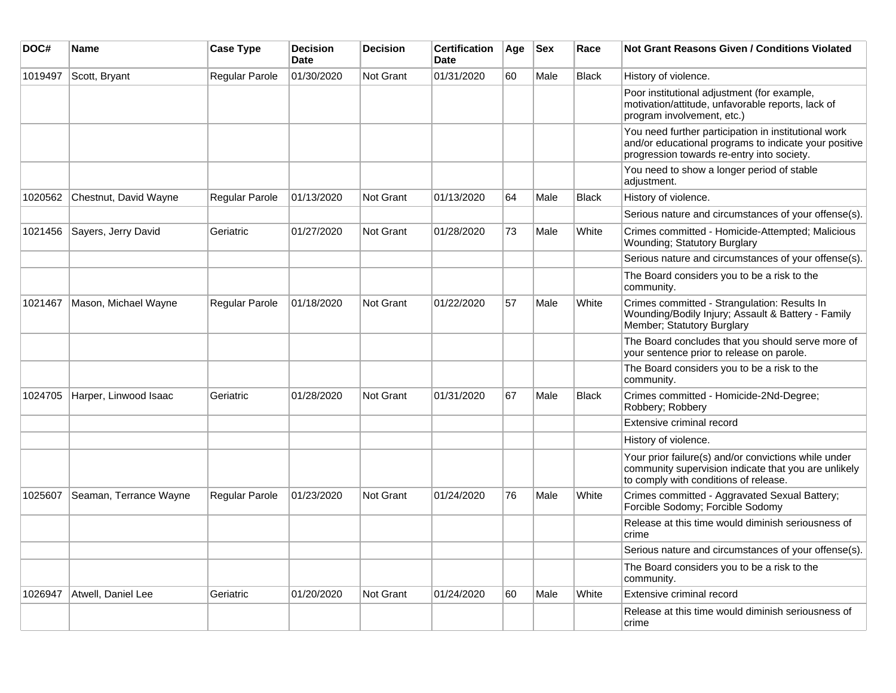| DOC# | Name | Case Type | Decision Date | Decision | Certification Date | Age | Sex | Race | Not Grant Reasons Given / Conditions Violated |
|---|---|---|---|---|---|---|---|---|---|
| 1019497 | Scott, Bryant | Regular Parole | 01/30/2020 | Not Grant | 01/31/2020 | 60 | Male | Black | History of violence. |
| | | | | | | | | | Poor institutional adjustment (for example, motivation/attitude, unfavorable reports, lack of program involvement, etc.) |
| | | | | | | | | | You need further participation in institutional work and/or educational programs to indicate your positive progression towards re-entry into society. |
| | | | | | | | | | You need to show a longer period of stable adjustment. |
| 1020562 | Chestnut, David Wayne | Regular Parole | 01/13/2020 | Not Grant | 01/13/2020 | 64 | Male | Black | History of violence. |
| | | | | | | | | | Serious nature and circumstances of your offense(s). |
| 1021456 | Sayers, Jerry David | Geriatric | 01/27/2020 | Not Grant | 01/28/2020 | 73 | Male | White | Crimes committed - Homicide-Attempted; Malicious Wounding; Statutory Burglary |
| | | | | | | | | | Serious nature and circumstances of your offense(s). |
| | | | | | | | | | The Board considers you to be a risk to the community. |
| 1021467 | Mason, Michael Wayne | Regular Parole | 01/18/2020 | Not Grant | 01/22/2020 | 57 | Male | White | Crimes committed - Strangulation: Results In Wounding/Bodily Injury; Assault & Battery - Family Member; Statutory Burglary |
| | | | | | | | | | The Board concludes that you should serve more of your sentence prior to release on parole. |
| | | | | | | | | | The Board considers you to be a risk to the community. |
| 1024705 | Harper, Linwood Isaac | Geriatric | 01/28/2020 | Not Grant | 01/31/2020 | 67 | Male | Black | Crimes committed - Homicide-2Nd-Degree; Robbery; Robbery |
| | | | | | | | | | Extensive criminal record |
| | | | | | | | | | History of violence. |
| | | | | | | | | | Your prior failure(s) and/or convictions while under community supervision indicate that you are unlikely to comply with conditions of release. |
| 1025607 | Seaman, Terrance Wayne | Regular Parole | 01/23/2020 | Not Grant | 01/24/2020 | 76 | Male | White | Crimes committed - Aggravated Sexual Battery; Forcible Sodomy; Forcible Sodomy |
| | | | | | | | | | Release at this time would diminish seriousness of crime |
| | | | | | | | | | Serious nature and circumstances of your offense(s). |
| | | | | | | | | | The Board considers you to be a risk to the community. |
| 1026947 | Atwell, Daniel Lee | Geriatric | 01/20/2020 | Not Grant | 01/24/2020 | 60 | Male | White | Extensive criminal record |
| | | | | | | | | | Release at this time would diminish seriousness of crime |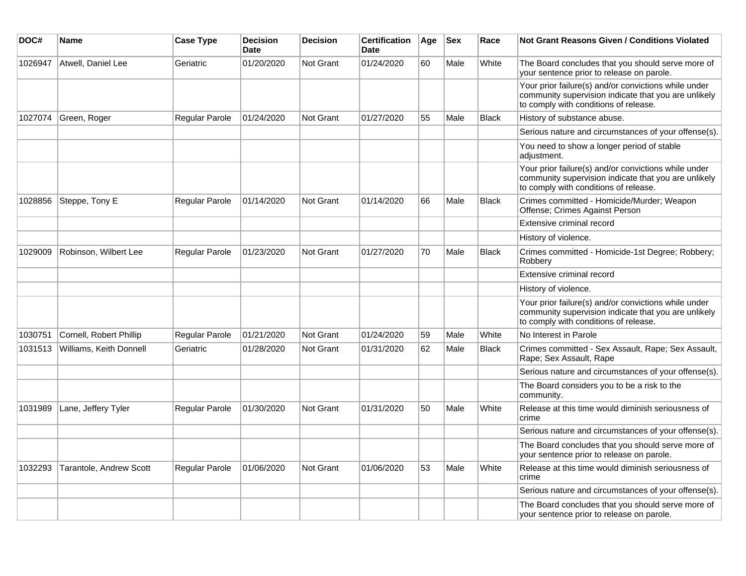| DOC# | Name | Case Type | Decision Date | Decision | Certification Date | Age | Sex | Race | Not Grant Reasons Given / Conditions Violated |
|---|---|---|---|---|---|---|---|---|---|
| 1026947 | Atwell, Daniel Lee | Geriatric | 01/20/2020 | Not Grant | 01/24/2020 | 60 | Male | White | The Board concludes that you should serve more of your sentence prior to release on parole. |
| | | | | | | | | | Your prior failure(s) and/or convictions while under community supervision indicate that you are unlikely to comply with conditions of release. |
| 1027074 | Green, Roger | Regular Parole | 01/24/2020 | Not Grant | 01/27/2020 | 55 | Male | Black | History of substance abuse. |
| | | | | | | | | | Serious nature and circumstances of your offense(s). |
| | | | | | | | | | You need to show a longer period of stable adjustment. |
| | | | | | | | | | Your prior failure(s) and/or convictions while under community supervision indicate that you are unlikely to comply with conditions of release. |
| 1028856 | Steppe, Tony E | Regular Parole | 01/14/2020 | Not Grant | 01/14/2020 | 66 | Male | Black | Crimes committed - Homicide/Murder; Weapon Offense; Crimes Against Person |
| | | | | | | | | | Extensive criminal record |
| | | | | | | | | | History of violence. |
| 1029009 | Robinson, Wilbert Lee | Regular Parole | 01/23/2020 | Not Grant | 01/27/2020 | 70 | Male | Black | Crimes committed - Homicide-1st Degree; Robbery; Robbery |
| | | | | | | | | | Extensive criminal record |
| | | | | | | | | | History of violence. |
| | | | | | | | | | Your prior failure(s) and/or convictions while under community supervision indicate that you are unlikely to comply with conditions of release. |
| 1030751 | Cornell, Robert Phillip | Regular Parole | 01/21/2020 | Not Grant | 01/24/2020 | 59 | Male | White | No Interest in Parole |
| 1031513 | Williams, Keith Donnell | Geriatric | 01/28/2020 | Not Grant | 01/31/2020 | 62 | Male | Black | Crimes committed - Sex Assault, Rape; Sex Assault, Rape; Sex Assault, Rape |
| | | | | | | | | | Serious nature and circumstances of your offense(s). |
| | | | | | | | | | The Board considers you to be a risk to the community. |
| 1031989 | Lane, Jeffery Tyler | Regular Parole | 01/30/2020 | Not Grant | 01/31/2020 | 50 | Male | White | Release at this time would diminish seriousness of crime |
| | | | | | | | | | Serious nature and circumstances of your offense(s). |
| | | | | | | | | | The Board concludes that you should serve more of your sentence prior to release on parole. |
| 1032293 | Tarantole, Andrew Scott | Regular Parole | 01/06/2020 | Not Grant | 01/06/2020 | 53 | Male | White | Release at this time would diminish seriousness of crime |
| | | | | | | | | | Serious nature and circumstances of your offense(s). |
| | | | | | | | | | The Board concludes that you should serve more of your sentence prior to release on parole. |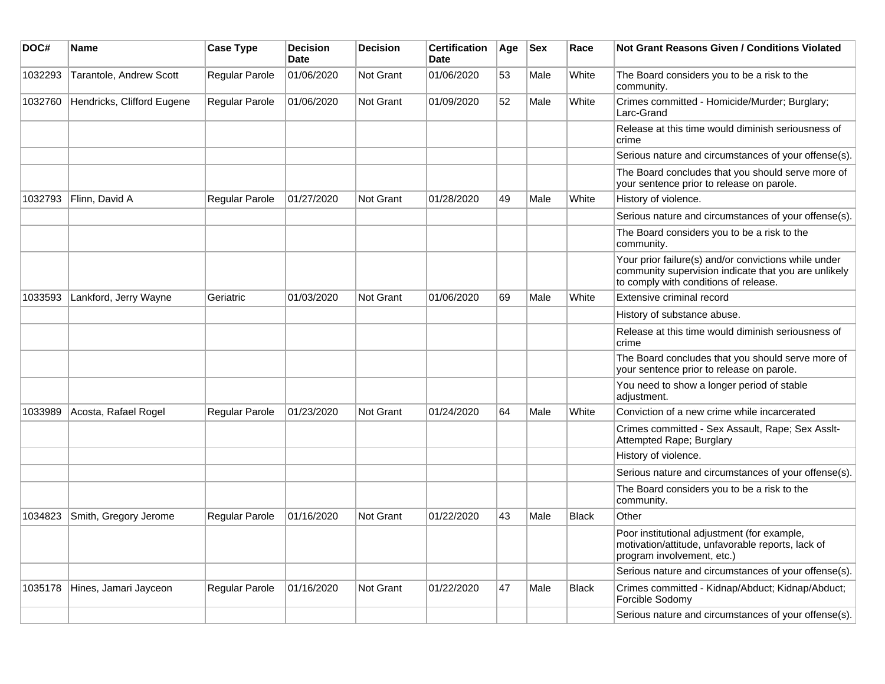| DOC# | Name | Case Type | Decision Date | Decision | Certification Date | Age | Sex | Race | Not Grant Reasons Given / Conditions Violated |
|---|---|---|---|---|---|---|---|---|---|
| 1032293 | Tarantole, Andrew Scott | Regular Parole | 01/06/2020 | Not Grant | 01/06/2020 | 53 | Male | White | The Board considers you to be a risk to the community. |
| 1032760 | Hendricks, Clifford Eugene | Regular Parole | 01/06/2020 | Not Grant | 01/09/2020 | 52 | Male | White | Crimes committed - Homicide/Murder; Burglary; Larc-Grand |
| | | | | | | | | | Release at this time would diminish seriousness of crime |
| | | | | | | | | | Serious nature and circumstances of your offense(s). |
| | | | | | | | | | The Board concludes that you should serve more of your sentence prior to release on parole. |
| 1032793 | Flinn, David A | Regular Parole | 01/27/2020 | Not Grant | 01/28/2020 | 49 | Male | White | History of violence. |
| | | | | | | | | | Serious nature and circumstances of your offense(s). |
| | | | | | | | | | The Board considers you to be a risk to the community. |
| | | | | | | | | | Your prior failure(s) and/or convictions while under community supervision indicate that you are unlikely to comply with conditions of release. |
| 1033593 | Lankford, Jerry Wayne | Geriatric | 01/03/2020 | Not Grant | 01/06/2020 | 69 | Male | White | Extensive criminal record |
| | | | | | | | | | History of substance abuse. |
| | | | | | | | | | Release at this time would diminish seriousness of crime |
| | | | | | | | | | The Board concludes that you should serve more of your sentence prior to release on parole. |
| | | | | | | | | | You need to show a longer period of stable adjustment. |
| 1033989 | Acosta, Rafael Rogel | Regular Parole | 01/23/2020 | Not Grant | 01/24/2020 | 64 | Male | White | Conviction of a new crime while incarcerated |
| | | | | | | | | | Crimes committed - Sex Assault, Rape; Sex Asslt-Attempted Rape; Burglary |
| | | | | | | | | | History of violence. |
| | | | | | | | | | Serious nature and circumstances of your offense(s). |
| | | | | | | | | | The Board considers you to be a risk to the community. |
| 1034823 | Smith, Gregory Jerome | Regular Parole | 01/16/2020 | Not Grant | 01/22/2020 | 43 | Male | Black | Other |
| | | | | | | | | | Poor institutional adjustment (for example, motivation/attitude, unfavorable reports, lack of program involvement, etc.) |
| | | | | | | | | | Serious nature and circumstances of your offense(s). |
| 1035178 | Hines, Jamari Jayceon | Regular Parole | 01/16/2020 | Not Grant | 01/22/2020 | 47 | Male | Black | Crimes committed - Kidnap/Abduct; Kidnap/Abduct; Forcible Sodomy |
| | | | | | | | | | Serious nature and circumstances of your offense(s). |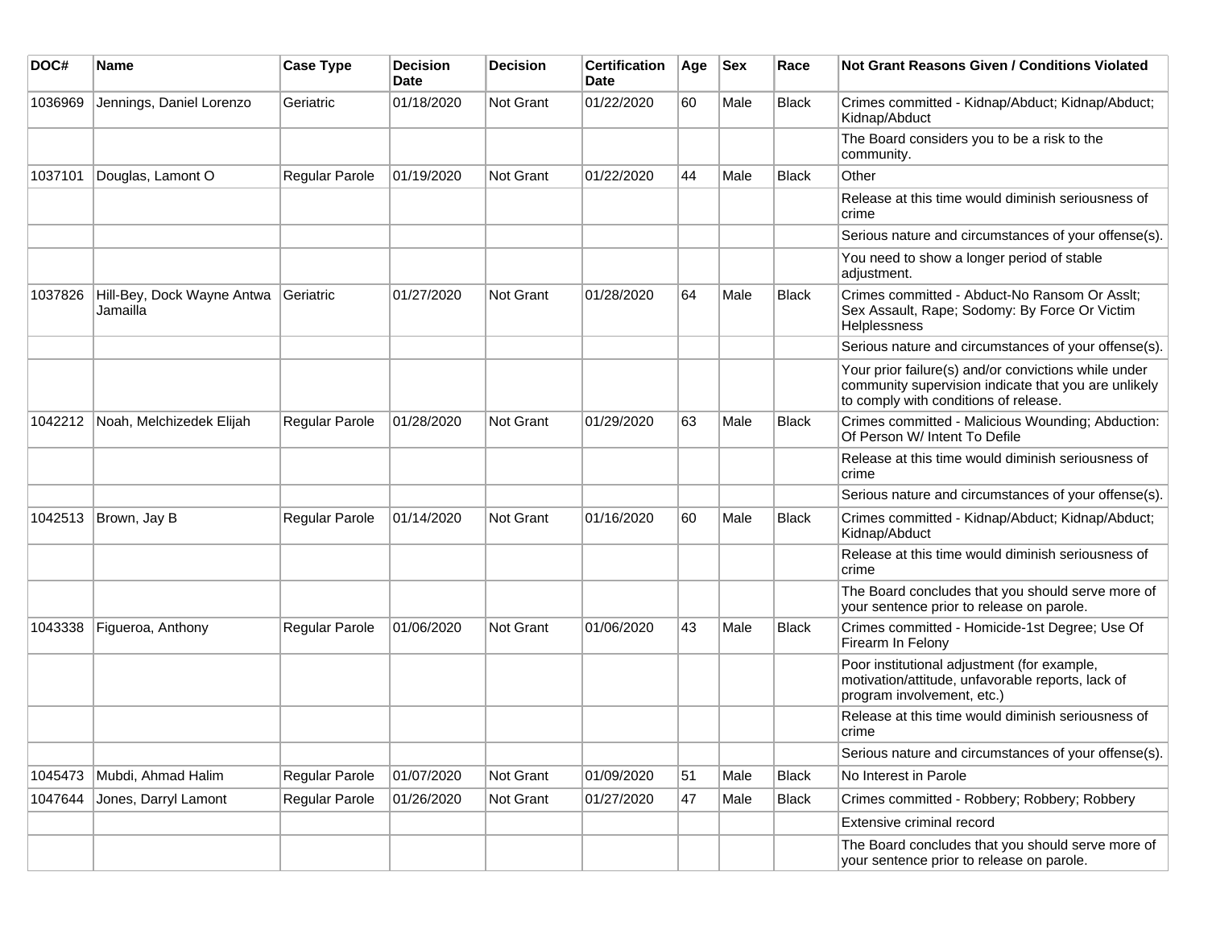| DOC# | Name | Case Type | Decision Date | Decision | Certification Date | Age | Sex | Race | Not Grant Reasons Given / Conditions Violated |
|---|---|---|---|---|---|---|---|---|---|
| 1036969 | Jennings, Daniel Lorenzo | Geriatric | 01/18/2020 | Not Grant | 01/22/2020 | 60 | Male | Black | Crimes committed - Kidnap/Abduct; Kidnap/Abduct; Kidnap/Abduct |
| | | | | | | | | | The Board considers you to be a risk to the community. |
| 1037101 | Douglas, Lamont O | Regular Parole | 01/19/2020 | Not Grant | 01/22/2020 | 44 | Male | Black | Other |
| | | | | | | | | | Release at this time would diminish seriousness of crime |
| | | | | | | | | | Serious nature and circumstances of your offense(s). |
| | | | | | | | | | You need to show a longer period of stable adjustment. |
| 1037826 | Hill-Bey, Dock Wayne Antwa Jamailla | Geriatric | 01/27/2020 | Not Grant | 01/28/2020 | 64 | Male | Black | Crimes committed - Abduct-No Ransom Or Asslt; Sex Assault, Rape; Sodomy: By Force Or Victim Helplessness |
| | | | | | | | | | Serious nature and circumstances of your offense(s). |
| | | | | | | | | | Your prior failure(s) and/or convictions while under community supervision indicate that you are unlikely to comply with conditions of release. |
| 1042212 | Noah, Melchizedek Elijah | Regular Parole | 01/28/2020 | Not Grant | 01/29/2020 | 63 | Male | Black | Crimes committed - Malicious Wounding; Abduction: Of Person W/ Intent To Defile |
| | | | | | | | | | Release at this time would diminish seriousness of crime |
| | | | | | | | | | Serious nature and circumstances of your offense(s). |
| 1042513 | Brown, Jay B | Regular Parole | 01/14/2020 | Not Grant | 01/16/2020 | 60 | Male | Black | Crimes committed - Kidnap/Abduct; Kidnap/Abduct; Kidnap/Abduct |
| | | | | | | | | | Release at this time would diminish seriousness of crime |
| | | | | | | | | | The Board concludes that you should serve more of your sentence prior to release on parole. |
| 1043338 | Figueroa, Anthony | Regular Parole | 01/06/2020 | Not Grant | 01/06/2020 | 43 | Male | Black | Crimes committed - Homicide-1st Degree; Use Of Firearm In Felony |
| | | | | | | | | | Poor institutional adjustment (for example, motivation/attitude, unfavorable reports, lack of program involvement, etc.) |
| | | | | | | | | | Release at this time would diminish seriousness of crime |
| | | | | | | | | | Serious nature and circumstances of your offense(s). |
| 1045473 | Mubdi, Ahmad Halim | Regular Parole | 01/07/2020 | Not Grant | 01/09/2020 | 51 | Male | Black | No Interest in Parole |
| 1047644 | Jones, Darryl Lamont | Regular Parole | 01/26/2020 | Not Grant | 01/27/2020 | 47 | Male | Black | Crimes committed - Robbery; Robbery; Robbery |
| | | | | | | | | | Extensive criminal record |
| | | | | | | | | | The Board concludes that you should serve more of your sentence prior to release on parole. |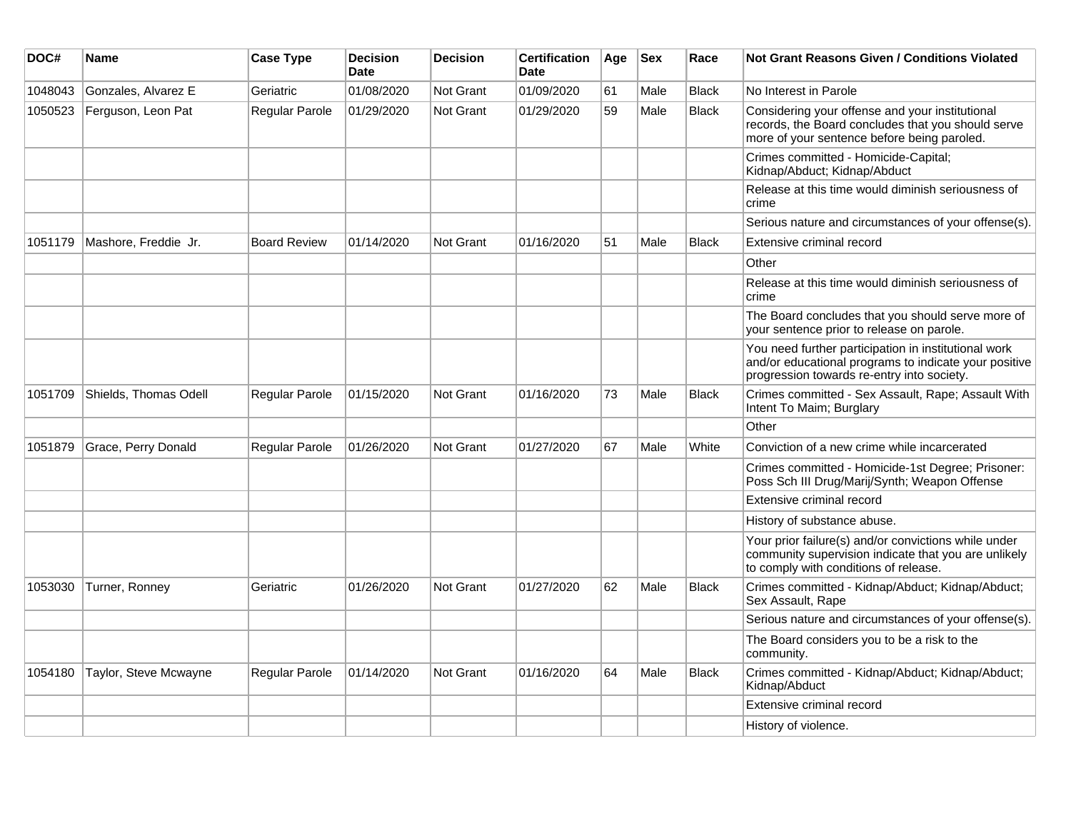| DOC# | Name | Case Type | Decision Date | Decision | Certification Date | Age | Sex | Race | Not Grant Reasons Given / Conditions Violated |
|---|---|---|---|---|---|---|---|---|---|
| 1048043 | Gonzales, Alvarez E | Geriatric | 01/08/2020 | Not Grant | 01/09/2020 | 61 | Male | Black | No Interest in Parole |
| 1050523 | Ferguson, Leon Pat | Regular Parole | 01/29/2020 | Not Grant | 01/29/2020 | 59 | Male | Black | Considering your offense and your institutional records, the Board concludes that you should serve more of your sentence before being paroled. |
| | | | | | | | | | Crimes committed - Homicide-Capital; Kidnap/Abduct; Kidnap/Abduct |
| | | | | | | | | | Release at this time would diminish seriousness of crime |
| | | | | | | | | | Serious nature and circumstances of your offense(s). |
| 1051179 | Mashore, Freddie Jr. | Board Review | 01/14/2020 | Not Grant | 01/16/2020 | 51 | Male | Black | Extensive criminal record |
| | | | | | | | | | Other |
| | | | | | | | | | Release at this time would diminish seriousness of crime |
| | | | | | | | | | The Board concludes that you should serve more of your sentence prior to release on parole. |
| | | | | | | | | | You need further participation in institutional work and/or educational programs to indicate your positive progression towards re-entry into society. |
| 1051709 | Shields, Thomas Odell | Regular Parole | 01/15/2020 | Not Grant | 01/16/2020 | 73 | Male | Black | Crimes committed - Sex Assault, Rape; Assault With Intent To Maim; Burglary |
| | | | | | | | | | Other |
| 1051879 | Grace, Perry Donald | Regular Parole | 01/26/2020 | Not Grant | 01/27/2020 | 67 | Male | White | Conviction of a new crime while incarcerated |
| | | | | | | | | | Crimes committed - Homicide-1st Degree; Prisoner: Poss Sch III Drug/Marij/Synth; Weapon Offense |
| | | | | | | | | | Extensive criminal record |
| | | | | | | | | | History of substance abuse. |
| | | | | | | | | | Your prior failure(s) and/or convictions while under community supervision indicate that you are unlikely to comply with conditions of release. |
| 1053030 | Turner, Ronney | Geriatric | 01/26/2020 | Not Grant | 01/27/2020 | 62 | Male | Black | Crimes committed - Kidnap/Abduct; Kidnap/Abduct; Sex Assault, Rape |
| | | | | | | | | | Serious nature and circumstances of your offense(s). |
| | | | | | | | | | The Board considers you to be a risk to the community. |
| 1054180 | Taylor, Steve Mcwayne | Regular Parole | 01/14/2020 | Not Grant | 01/16/2020 | 64 | Male | Black | Crimes committed - Kidnap/Abduct; Kidnap/Abduct; Kidnap/Abduct |
| | | | | | | | | | Extensive criminal record |
| | | | | | | | | | History of violence. |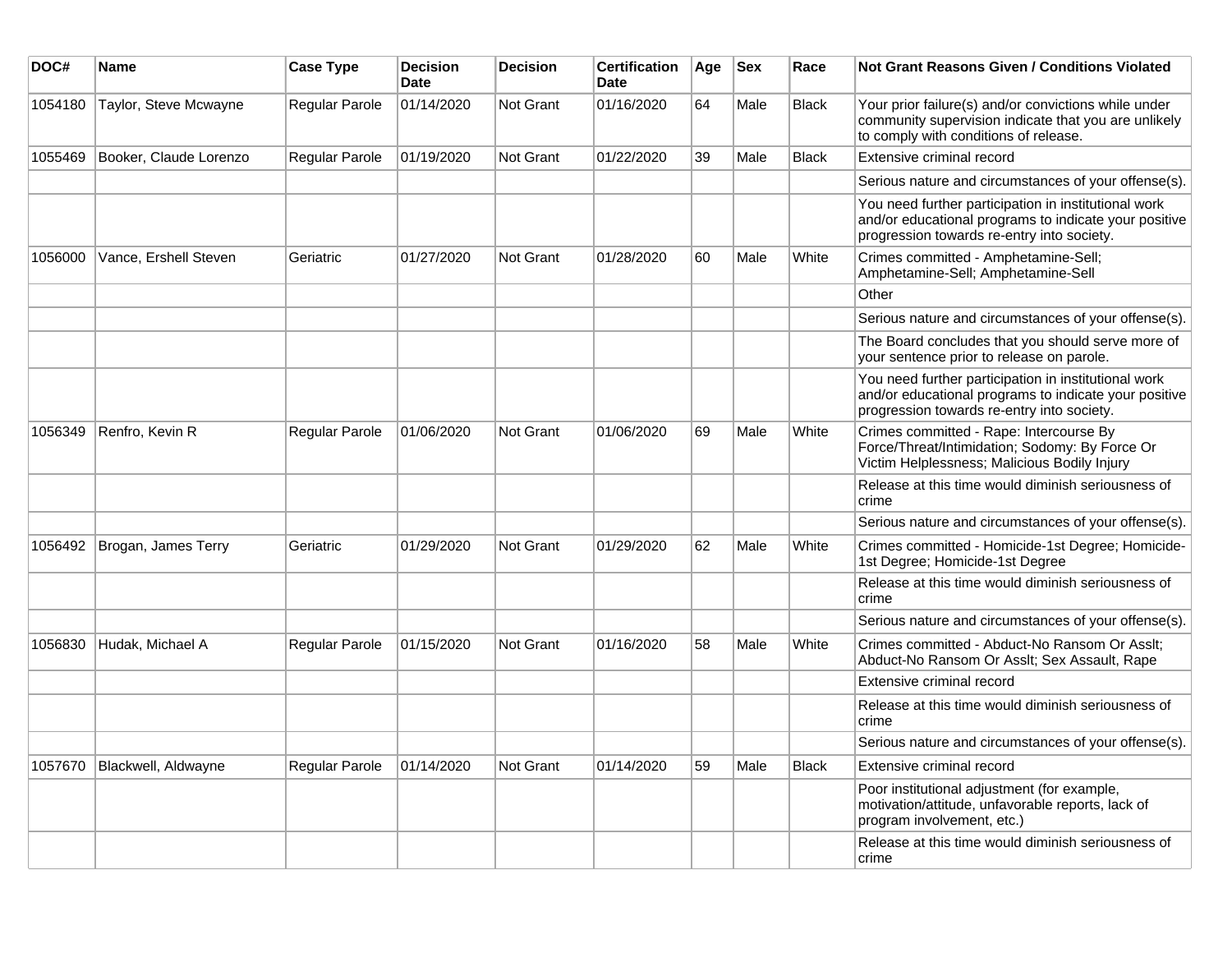| DOC# | Name | Case Type | Decision Date | Decision | Certification Date | Age | Sex | Race | Not Grant Reasons Given / Conditions Violated |
|---|---|---|---|---|---|---|---|---|---|
| 1054180 | Taylor, Steve Mcwayne | Regular Parole | 01/14/2020 | Not Grant | 01/16/2020 | 64 | Male | Black | Your prior failure(s) and/or convictions while under community supervision indicate that you are unlikely to comply with conditions of release. |
| 1055469 | Booker, Claude Lorenzo | Regular Parole | 01/19/2020 | Not Grant | 01/22/2020 | 39 | Male | Black | Extensive criminal record |
| | | | | | | | | | Serious nature and circumstances of your offense(s). |
| | | | | | | | | | You need further participation in institutional work and/or educational programs to indicate your positive progression towards re-entry into society. |
| 1056000 | Vance, Ershell Steven | Geriatric | 01/27/2020 | Not Grant | 01/28/2020 | 60 | Male | White | Crimes committed - Amphetamine-Sell; Amphetamine-Sell; Amphetamine-Sell |
| | | | | | | | | | Other |
| | | | | | | | | | Serious nature and circumstances of your offense(s). |
| | | | | | | | | | The Board concludes that you should serve more of your sentence prior to release on parole. |
| | | | | | | | | | You need further participation in institutional work and/or educational programs to indicate your positive progression towards re-entry into society. |
| 1056349 | Renfro, Kevin R | Regular Parole | 01/06/2020 | Not Grant | 01/06/2020 | 69 | Male | White | Crimes committed - Rape: Intercourse By Force/Threat/Intimidation; Sodomy: By Force Or Victim Helplessness; Malicious Bodily Injury |
| | | | | | | | | | Release at this time would diminish seriousness of crime |
| | | | | | | | | | Serious nature and circumstances of your offense(s). |
| 1056492 | Brogan, James Terry | Geriatric | 01/29/2020 | Not Grant | 01/29/2020 | 62 | Male | White | Crimes committed - Homicide-1st Degree; Homicide-1st Degree; Homicide-1st Degree |
| | | | | | | | | | Release at this time would diminish seriousness of crime |
| | | | | | | | | | Serious nature and circumstances of your offense(s). |
| 1056830 | Hudak, Michael A | Regular Parole | 01/15/2020 | Not Grant | 01/16/2020 | 58 | Male | White | Crimes committed - Abduct-No Ransom Or Asslt; Abduct-No Ransom Or Asslt; Sex Assault, Rape |
| | | | | | | | | | Extensive criminal record |
| | | | | | | | | | Release at this time would diminish seriousness of crime |
| | | | | | | | | | Serious nature and circumstances of your offense(s). |
| 1057670 | Blackwell, Aldwayne | Regular Parole | 01/14/2020 | Not Grant | 01/14/2020 | 59 | Male | Black | Extensive criminal record |
| | | | | | | | | | Poor institutional adjustment (for example, motivation/attitude, unfavorable reports, lack of program involvement, etc.) |
| | | | | | | | | | Release at this time would diminish seriousness of crime |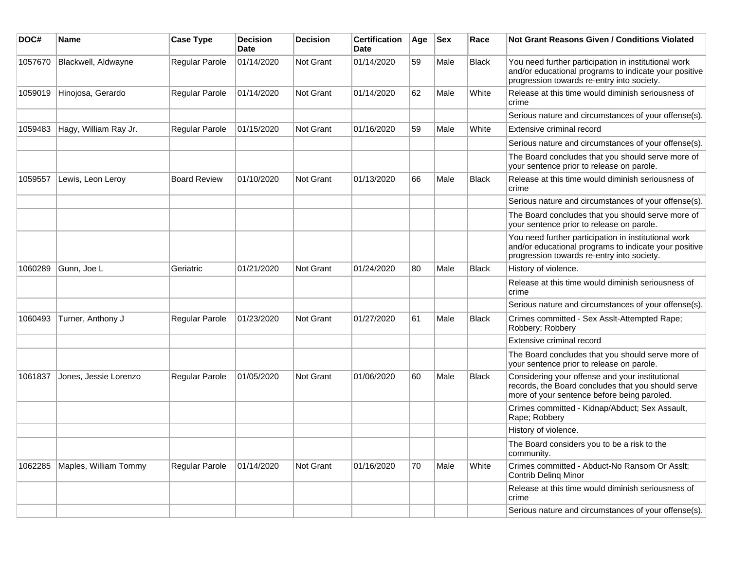| DOC# | Name | Case Type | Decision Date | Decision | Certification Date | Age | Sex | Race | Not Grant Reasons Given / Conditions Violated |
|---|---|---|---|---|---|---|---|---|---|
| 1057670 | Blackwell, Aldwayne | Regular Parole | 01/14/2020 | Not Grant | 01/14/2020 | 59 | Male | Black | You need further participation in institutional work and/or educational programs to indicate your positive progression towards re-entry into society. |
| 1059019 | Hinojosa, Gerardo | Regular Parole | 01/14/2020 | Not Grant | 01/14/2020 | 62 | Male | White | Release at this time would diminish seriousness of crime |
| | | | | | | | | | Serious nature and circumstances of your offense(s). |
| 1059483 | Hagy, William Ray Jr. | Regular Parole | 01/15/2020 | Not Grant | 01/16/2020 | 59 | Male | White | Extensive criminal record |
| | | | | | | | | | Serious nature and circumstances of your offense(s). |
| | | | | | | | | | The Board concludes that you should serve more of your sentence prior to release on parole. |
| 1059557 | Lewis, Leon Leroy | Board Review | 01/10/2020 | Not Grant | 01/13/2020 | 66 | Male | Black | Release at this time would diminish seriousness of crime |
| | | | | | | | | | Serious nature and circumstances of your offense(s). |
| | | | | | | | | | The Board concludes that you should serve more of your sentence prior to release on parole. |
| | | | | | | | | | You need further participation in institutional work and/or educational programs to indicate your positive progression towards re-entry into society. |
| 1060289 | Gunn, Joe L | Geriatric | 01/21/2020 | Not Grant | 01/24/2020 | 80 | Male | Black | History of violence. |
| | | | | | | | | | Release at this time would diminish seriousness of crime |
| | | | | | | | | | Serious nature and circumstances of your offense(s). |
| 1060493 | Turner, Anthony J | Regular Parole | 01/23/2020 | Not Grant | 01/27/2020 | 61 | Male | Black | Crimes committed - Sex Asslt-Attempted Rape; Robbery; Robbery |
| | | | | | | | | | Extensive criminal record |
| | | | | | | | | | The Board concludes that you should serve more of your sentence prior to release on parole. |
| 1061837 | Jones, Jessie Lorenzo | Regular Parole | 01/05/2020 | Not Grant | 01/06/2020 | 60 | Male | Black | Considering your offense and your institutional records, the Board concludes that you should serve more of your sentence before being paroled. |
| | | | | | | | | | Crimes committed - Kidnap/Abduct; Sex Assault, Rape; Robbery |
| | | | | | | | | | History of violence. |
| | | | | | | | | | The Board considers you to be a risk to the community. |
| 1062285 | Maples, William Tommy | Regular Parole | 01/14/2020 | Not Grant | 01/16/2020 | 70 | Male | White | Crimes committed - Abduct-No Ransom Or Asslt; Contrib Delinq Minor |
| | | | | | | | | | Release at this time would diminish seriousness of crime |
| | | | | | | | | | Serious nature and circumstances of your offense(s). |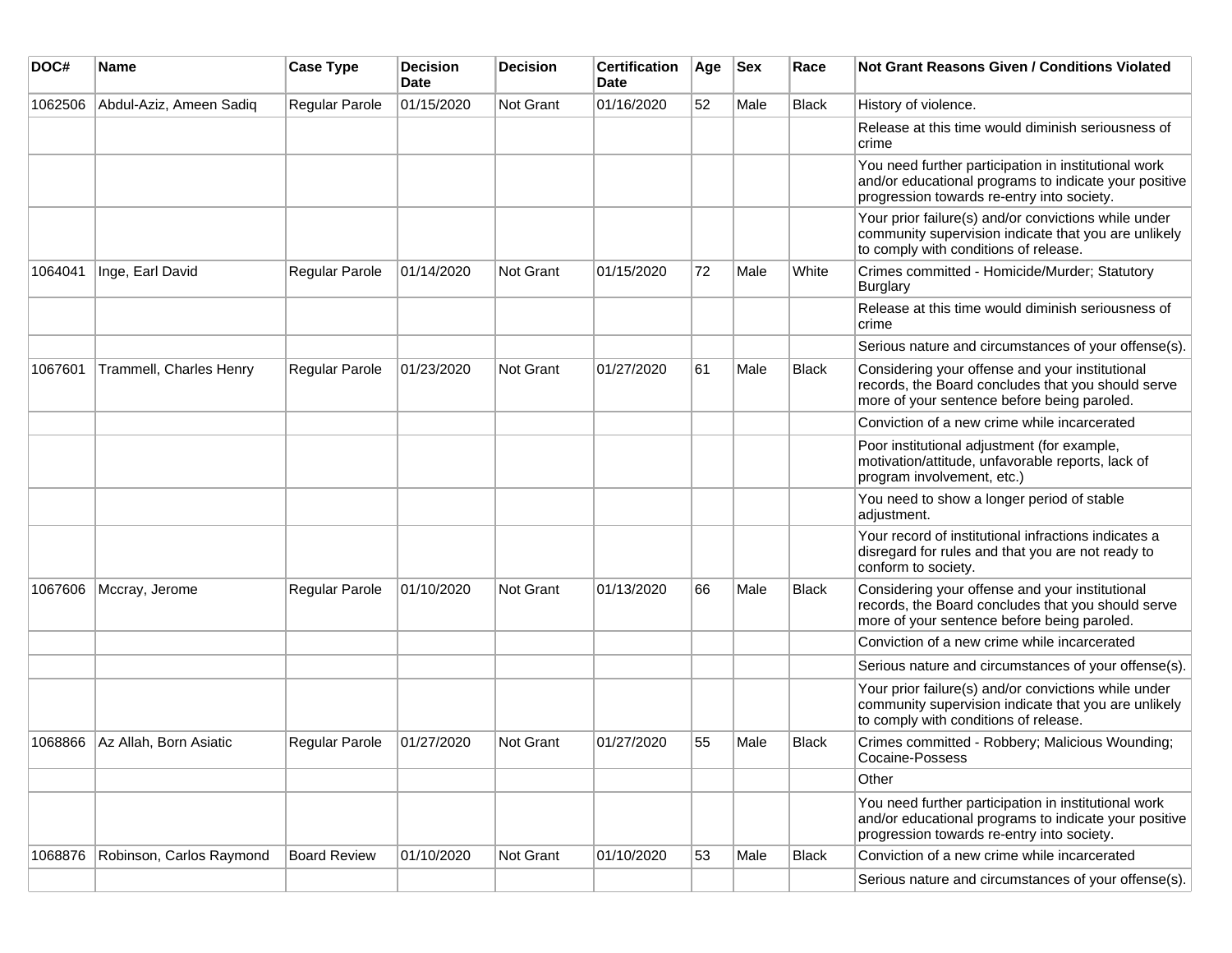| DOC# | Name | Case Type | Decision Date | Decision | Certification Date | Age | Sex | Race | Not Grant Reasons Given / Conditions Violated |
|---|---|---|---|---|---|---|---|---|---|
| 1062506 | Abdul-Aziz, Ameen Sadiq | Regular Parole | 01/15/2020 | Not Grant | 01/16/2020 | 52 | Male | Black | History of violence. |
| | | | | | | | | | Release at this time would diminish seriousness of crime |
| | | | | | | | | | You need further participation in institutional work and/or educational programs to indicate your positive progression towards re-entry into society. |
| | | | | | | | | | Your prior failure(s) and/or convictions while under community supervision indicate that you are unlikely to comply with conditions of release. |
| 1064041 | Inge, Earl David | Regular Parole | 01/14/2020 | Not Grant | 01/15/2020 | 72 | Male | White | Crimes committed - Homicide/Murder; Statutory Burglary |
| | | | | | | | | | Release at this time would diminish seriousness of crime |
| | | | | | | | | | Serious nature and circumstances of your offense(s). |
| 1067601 | Trammell, Charles Henry | Regular Parole | 01/23/2020 | Not Grant | 01/27/2020 | 61 | Male | Black | Considering your offense and your institutional records, the Board concludes that you should serve more of your sentence before being paroled. |
| | | | | | | | | | Conviction of a new crime while incarcerated |
| | | | | | | | | | Poor institutional adjustment (for example, motivation/attitude, unfavorable reports, lack of program involvement, etc.) |
| | | | | | | | | | You need to show a longer period of stable adjustment. |
| | | | | | | | | | Your record of institutional infractions indicates a disregard for rules and that you are not ready to conform to society. |
| 1067606 | Mccray, Jerome | Regular Parole | 01/10/2020 | Not Grant | 01/13/2020 | 66 | Male | Black | Considering your offense and your institutional records, the Board concludes that you should serve more of your sentence before being paroled. |
| | | | | | | | | | Conviction of a new crime while incarcerated |
| | | | | | | | | | Serious nature and circumstances of your offense(s). |
| | | | | | | | | | Your prior failure(s) and/or convictions while under community supervision indicate that you are unlikely to comply with conditions of release. |
| 1068866 | Az Allah, Born Asiatic | Regular Parole | 01/27/2020 | Not Grant | 01/27/2020 | 55 | Male | Black | Crimes committed - Robbery; Malicious Wounding; Cocaine-Possess |
| | | | | | | | | | Other |
| | | | | | | | | | You need further participation in institutional work and/or educational programs to indicate your positive progression towards re-entry into society. |
| 1068876 | Robinson, Carlos Raymond | Board Review | 01/10/2020 | Not Grant | 01/10/2020 | 53 | Male | Black | Conviction of a new crime while incarcerated |
| | | | | | | | | | Serious nature and circumstances of your offense(s). |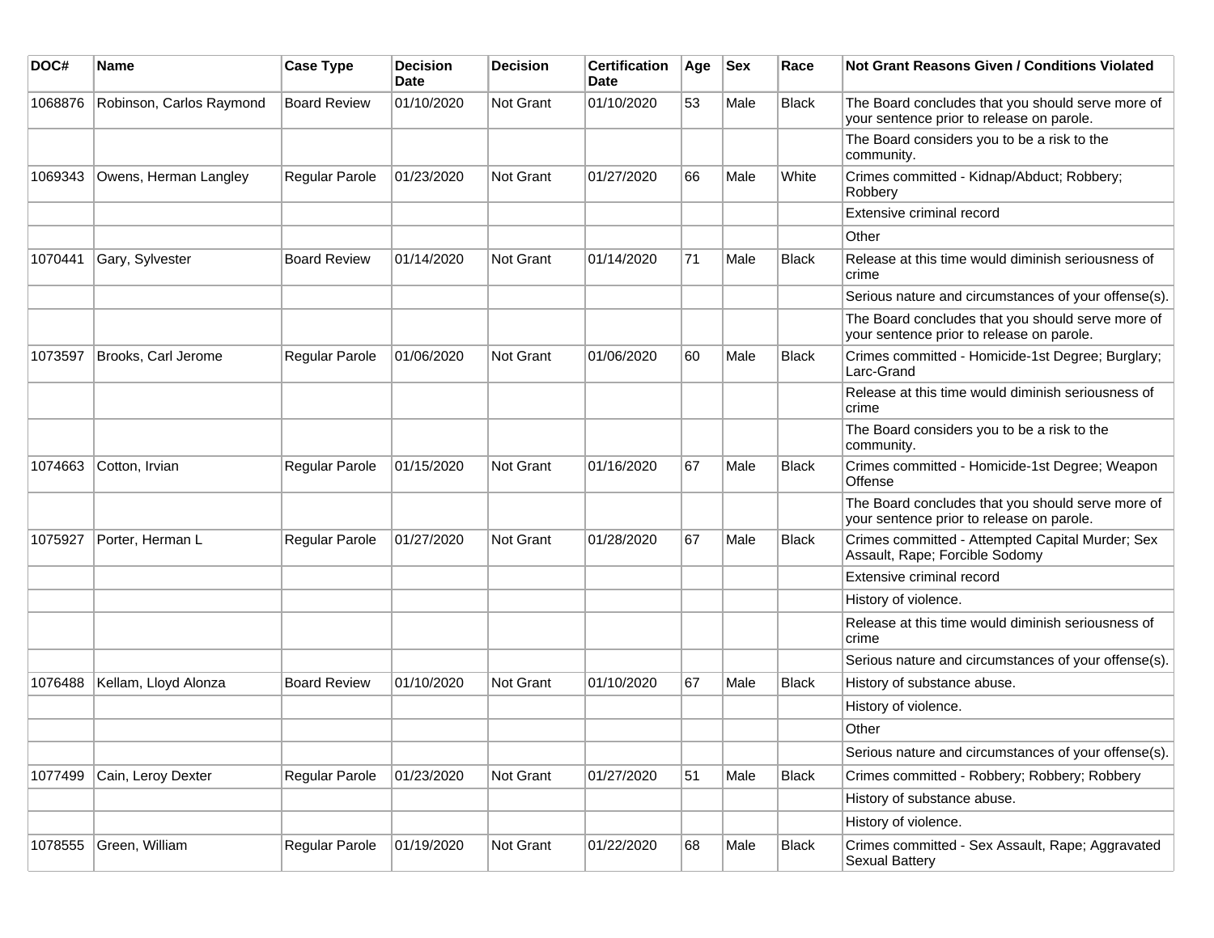| DOC# | Name | Case Type | Decision Date | Decision | Certification Date | Age | Sex | Race | Not Grant Reasons Given / Conditions Violated |
|---|---|---|---|---|---|---|---|---|---|
| 1068876 | Robinson, Carlos Raymond | Board Review | 01/10/2020 | Not Grant | 01/10/2020 | 53 | Male | Black | The Board concludes that you should serve more of your sentence prior to release on parole. |
| | | | | | | | | | The Board considers you to be a risk to the community. |
| 1069343 | Owens, Herman Langley | Regular Parole | 01/23/2020 | Not Grant | 01/27/2020 | 66 | Male | White | Crimes committed - Kidnap/Abduct; Robbery; Robbery |
| | | | | | | | | | Extensive criminal record |
| | | | | | | | | | Other |
| 1070441 | Gary, Sylvester | Board Review | 01/14/2020 | Not Grant | 01/14/2020 | 71 | Male | Black | Release at this time would diminish seriousness of crime |
| | | | | | | | | | Serious nature and circumstances of your offense(s). |
| | | | | | | | | | The Board concludes that you should serve more of your sentence prior to release on parole. |
| 1073597 | Brooks, Carl Jerome | Regular Parole | 01/06/2020 | Not Grant | 01/06/2020 | 60 | Male | Black | Crimes committed - Homicide-1st Degree; Burglary; Larc-Grand |
| | | | | | | | | | Release at this time would diminish seriousness of crime |
| | | | | | | | | | The Board considers you to be a risk to the community. |
| 1074663 | Cotton, Irvian | Regular Parole | 01/15/2020 | Not Grant | 01/16/2020 | 67 | Male | Black | Crimes committed - Homicide-1st Degree; Weapon Offense |
| | | | | | | | | | The Board concludes that you should serve more of your sentence prior to release on parole. |
| 1075927 | Porter, Herman L | Regular Parole | 01/27/2020 | Not Grant | 01/28/2020 | 67 | Male | Black | Crimes committed - Attempted Capital Murder; Sex Assault, Rape; Forcible Sodomy |
| | | | | | | | | | Extensive criminal record |
| | | | | | | | | | History of violence. |
| | | | | | | | | | Release at this time would diminish seriousness of crime |
| | | | | | | | | | Serious nature and circumstances of your offense(s). |
| 1076488 | Kellam, Lloyd Alonza | Board Review | 01/10/2020 | Not Grant | 01/10/2020 | 67 | Male | Black | History of substance abuse. |
| | | | | | | | | | History of violence. |
| | | | | | | | | | Other |
| | | | | | | | | | Serious nature and circumstances of your offense(s). |
| 1077499 | Cain, Leroy Dexter | Regular Parole | 01/23/2020 | Not Grant | 01/27/2020 | 51 | Male | Black | Crimes committed - Robbery; Robbery; Robbery |
| | | | | | | | | | History of substance abuse. |
| | | | | | | | | | History of violence. |
| 1078555 | Green, William | Regular Parole | 01/19/2020 | Not Grant | 01/22/2020 | 68 | Male | Black | Crimes committed - Sex Assault, Rape; Aggravated Sexual Battery |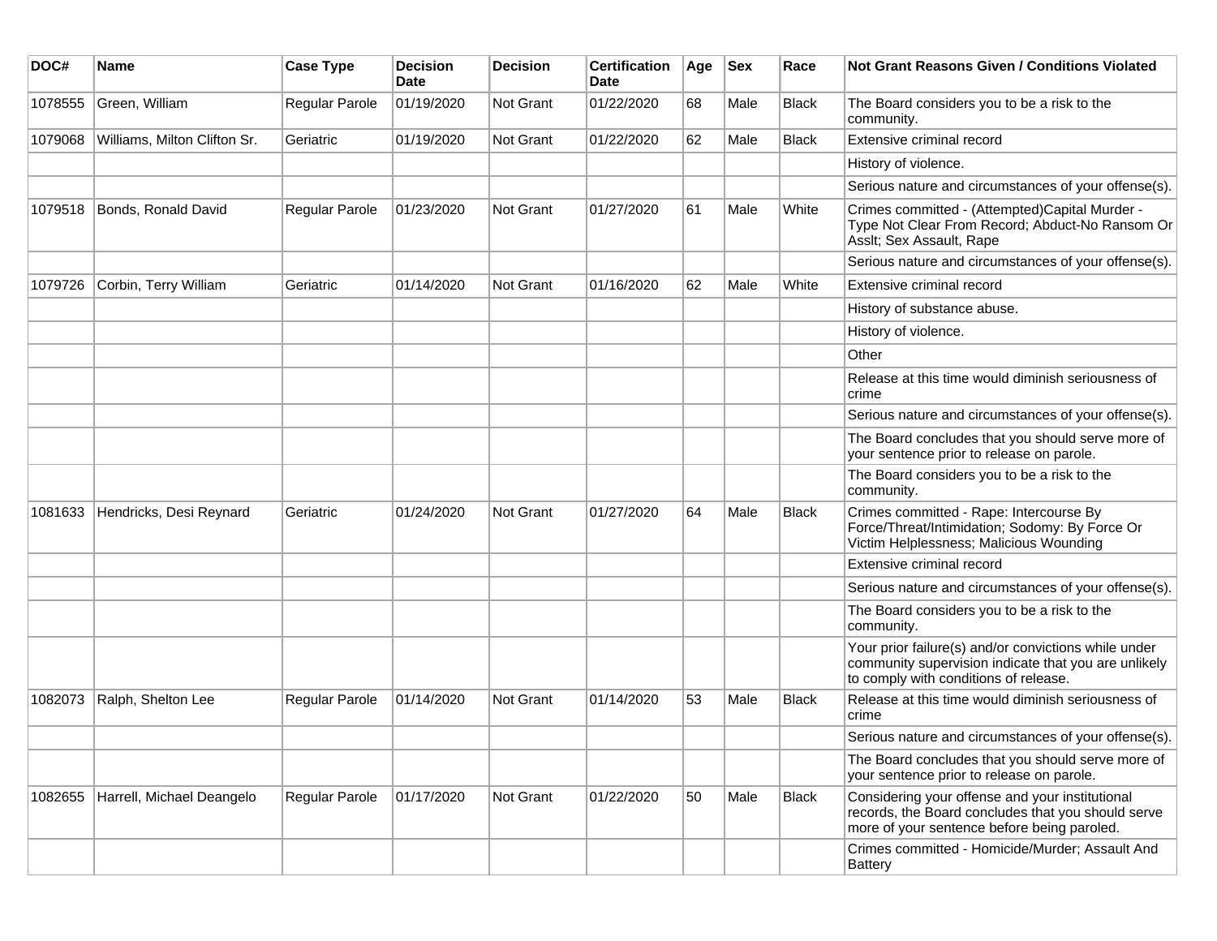| DOC# | Name | Case Type | Decision Date | Decision | Certification Date | Age | Sex | Race | Not Grant Reasons Given / Conditions Violated |
|---|---|---|---|---|---|---|---|---|---|
| 1078555 | Green, William | Regular Parole | 01/19/2020 | Not Grant | 01/22/2020 | 68 | Male | Black | The Board considers you to be a risk to the community. |
| 1079068 | Williams, Milton Clifton Sr. | Geriatric | 01/19/2020 | Not Grant | 01/22/2020 | 62 | Male | Black | Extensive criminal record |
| | | | | | | | | | History of violence. |
| | | | | | | | | | Serious nature and circumstances of your offense(s). |
| 1079518 | Bonds, Ronald David | Regular Parole | 01/23/2020 | Not Grant | 01/27/2020 | 61 | Male | White | Crimes committed - (Attempted)Capital Murder - Type Not Clear From Record; Abduct-No Ransom Or Asslt; Sex Assault, Rape |
| | | | | | | | | | Serious nature and circumstances of your offense(s). |
| 1079726 | Corbin, Terry William | Geriatric | 01/14/2020 | Not Grant | 01/16/2020 | 62 | Male | White | Extensive criminal record |
| | | | | | | | | | History of substance abuse. |
| | | | | | | | | | History of violence. |
| | | | | | | | | | Other |
| | | | | | | | | | Release at this time would diminish seriousness of crime |
| | | | | | | | | | Serious nature and circumstances of your offense(s). |
| | | | | | | | | | The Board concludes that you should serve more of your sentence prior to release on parole. |
| | | | | | | | | | The Board considers you to be a risk to the community. |
| 1081633 | Hendricks, Desi Reynard | Geriatric | 01/24/2020 | Not Grant | 01/27/2020 | 64 | Male | Black | Crimes committed - Rape: Intercourse By Force/Threat/Intimidation; Sodomy: By Force Or Victim Helplessness; Malicious Wounding |
| | | | | | | | | | Extensive criminal record |
| | | | | | | | | | Serious nature and circumstances of your offense(s). |
| | | | | | | | | | The Board considers you to be a risk to the community. |
| | | | | | | | | | Your prior failure(s) and/or convictions while under community supervision indicate that you are unlikely to comply with conditions of release. |
| 1082073 | Ralph, Shelton Lee | Regular Parole | 01/14/2020 | Not Grant | 01/14/2020 | 53 | Male | Black | Release at this time would diminish seriousness of crime |
| | | | | | | | | | Serious nature and circumstances of your offense(s). |
| | | | | | | | | | The Board concludes that you should serve more of your sentence prior to release on parole. |
| 1082655 | Harrell, Michael Deangelo | Regular Parole | 01/17/2020 | Not Grant | 01/22/2020 | 50 | Male | Black | Considering your offense and your institutional records, the Board concludes that you should serve more of your sentence before being paroled. |
| | | | | | | | | | Crimes committed - Homicide/Murder; Assault And Battery |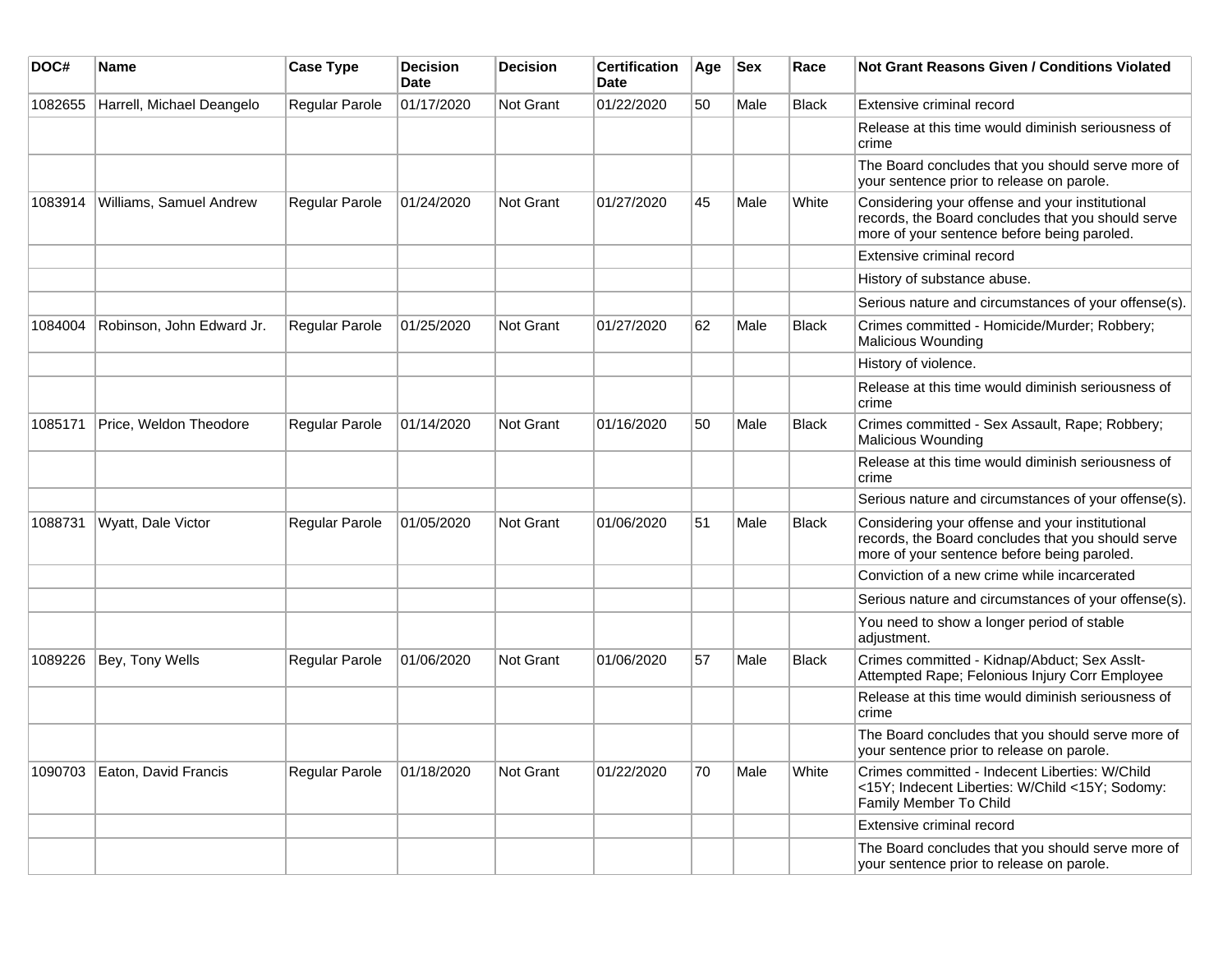| DOC# | Name | Case Type | Decision Date | Decision | Certification Date | Age | Sex | Race | Not Grant Reasons Given / Conditions Violated |
|---|---|---|---|---|---|---|---|---|---|
| 1082655 | Harrell, Michael Deangelo | Regular Parole | 01/17/2020 | Not Grant | 01/22/2020 | 50 | Male | Black | Extensive criminal record |
| | | | | | | | | | Release at this time would diminish seriousness of crime |
| | | | | | | | | | The Board concludes that you should serve more of your sentence prior to release on parole. |
| 1083914 | Williams, Samuel Andrew | Regular Parole | 01/24/2020 | Not Grant | 01/27/2020 | 45 | Male | White | Considering your offense and your institutional records, the Board concludes that you should serve more of your sentence before being paroled. |
| | | | | | | | | | Extensive criminal record |
| | | | | | | | | | History of substance abuse. |
| | | | | | | | | | Serious nature and circumstances of your offense(s). |
| 1084004 | Robinson, John Edward Jr. | Regular Parole | 01/25/2020 | Not Grant | 01/27/2020 | 62 | Male | Black | Crimes committed - Homicide/Murder; Robbery; Malicious Wounding |
| | | | | | | | | | History of violence. |
| | | | | | | | | | Release at this time would diminish seriousness of crime |
| 1085171 | Price, Weldon Theodore | Regular Parole | 01/14/2020 | Not Grant | 01/16/2020 | 50 | Male | Black | Crimes committed - Sex Assault, Rape; Robbery; Malicious Wounding |
| | | | | | | | | | Release at this time would diminish seriousness of crime |
| | | | | | | | | | Serious nature and circumstances of your offense(s). |
| 1088731 | Wyatt, Dale Victor | Regular Parole | 01/05/2020 | Not Grant | 01/06/2020 | 51 | Male | Black | Considering your offense and your institutional records, the Board concludes that you should serve more of your sentence before being paroled. |
| | | | | | | | | | Conviction of a new crime while incarcerated |
| | | | | | | | | | Serious nature and circumstances of your offense(s). |
| | | | | | | | | | You need to show a longer period of stable adjustment. |
| 1089226 | Bey, Tony Wells | Regular Parole | 01/06/2020 | Not Grant | 01/06/2020 | 57 | Male | Black | Crimes committed - Kidnap/Abduct; Sex Asslt-Attempted Rape; Felonious Injury Corr Employee |
| | | | | | | | | | Release at this time would diminish seriousness of crime |
| | | | | | | | | | The Board concludes that you should serve more of your sentence prior to release on parole. |
| 1090703 | Eaton, David Francis | Regular Parole | 01/18/2020 | Not Grant | 01/22/2020 | 70 | Male | White | Crimes committed - Indecent Liberties: W/Child <15Y; Indecent Liberties: W/Child <15Y; Sodomy: Family Member To Child |
| | | | | | | | | | Extensive criminal record |
| | | | | | | | | | The Board concludes that you should serve more of your sentence prior to release on parole. |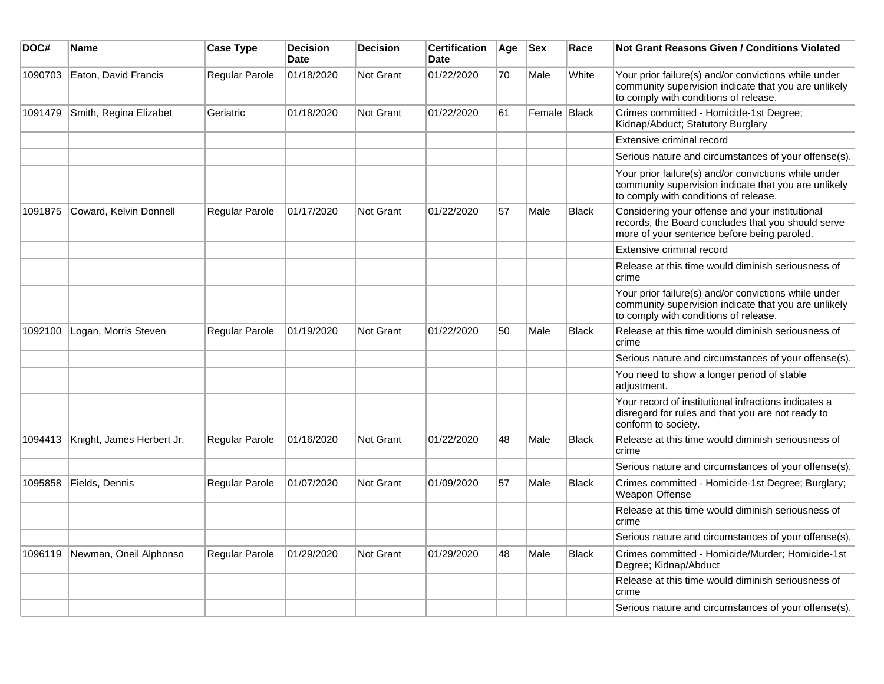| DOC# | Name | Case Type | Decision Date | Decision | Certification Date | Age | Sex | Race | Not Grant Reasons Given / Conditions Violated |
|---|---|---|---|---|---|---|---|---|---|
| 1090703 | Eaton, David Francis | Regular Parole | 01/18/2020 | Not Grant | 01/22/2020 | 70 | Male | White | Your prior failure(s) and/or convictions while under community supervision indicate that you are unlikely to comply with conditions of release. |
| 1091479 | Smith, Regina Elizabet | Geriatric | 01/18/2020 | Not Grant | 01/22/2020 | 61 | Female | Black | Crimes committed - Homicide-1st Degree; Kidnap/Abduct; Statutory Burglary |
| | | | | | | | | | Extensive criminal record |
| | | | | | | | | | Serious nature and circumstances of your offense(s). |
| | | | | | | | | | Your prior failure(s) and/or convictions while under community supervision indicate that you are unlikely to comply with conditions of release. |
| 1091875 | Coward, Kelvin Donnell | Regular Parole | 01/17/2020 | Not Grant | 01/22/2020 | 57 | Male | Black | Considering your offense and your institutional records, the Board concludes that you should serve more of your sentence before being paroled. |
| | | | | | | | | | Extensive criminal record |
| | | | | | | | | | Release at this time would diminish seriousness of crime |
| | | | | | | | | | Your prior failure(s) and/or convictions while under community supervision indicate that you are unlikely to comply with conditions of release. |
| 1092100 | Logan, Morris Steven | Regular Parole | 01/19/2020 | Not Grant | 01/22/2020 | 50 | Male | Black | Release at this time would diminish seriousness of crime |
| | | | | | | | | | Serious nature and circumstances of your offense(s). |
| | | | | | | | | | You need to show a longer period of stable adjustment. |
| | | | | | | | | | Your record of institutional infractions indicates a disregard for rules and that you are not ready to conform to society. |
| 1094413 | Knight, James Herbert Jr. | Regular Parole | 01/16/2020 | Not Grant | 01/22/2020 | 48 | Male | Black | Release at this time would diminish seriousness of crime |
| | | | | | | | | | Serious nature and circumstances of your offense(s). |
| 1095858 | Fields, Dennis | Regular Parole | 01/07/2020 | Not Grant | 01/09/2020 | 57 | Male | Black | Crimes committed - Homicide-1st Degree; Burglary; Weapon Offense |
| | | | | | | | | | Release at this time would diminish seriousness of crime |
| | | | | | | | | | Serious nature and circumstances of your offense(s). |
| 1096119 | Newman, Oneil Alphonso | Regular Parole | 01/29/2020 | Not Grant | 01/29/2020 | 48 | Male | Black | Crimes committed - Homicide/Murder; Homicide-1st Degree; Kidnap/Abduct |
| | | | | | | | | | Release at this time would diminish seriousness of crime |
| | | | | | | | | | Serious nature and circumstances of your offense(s). |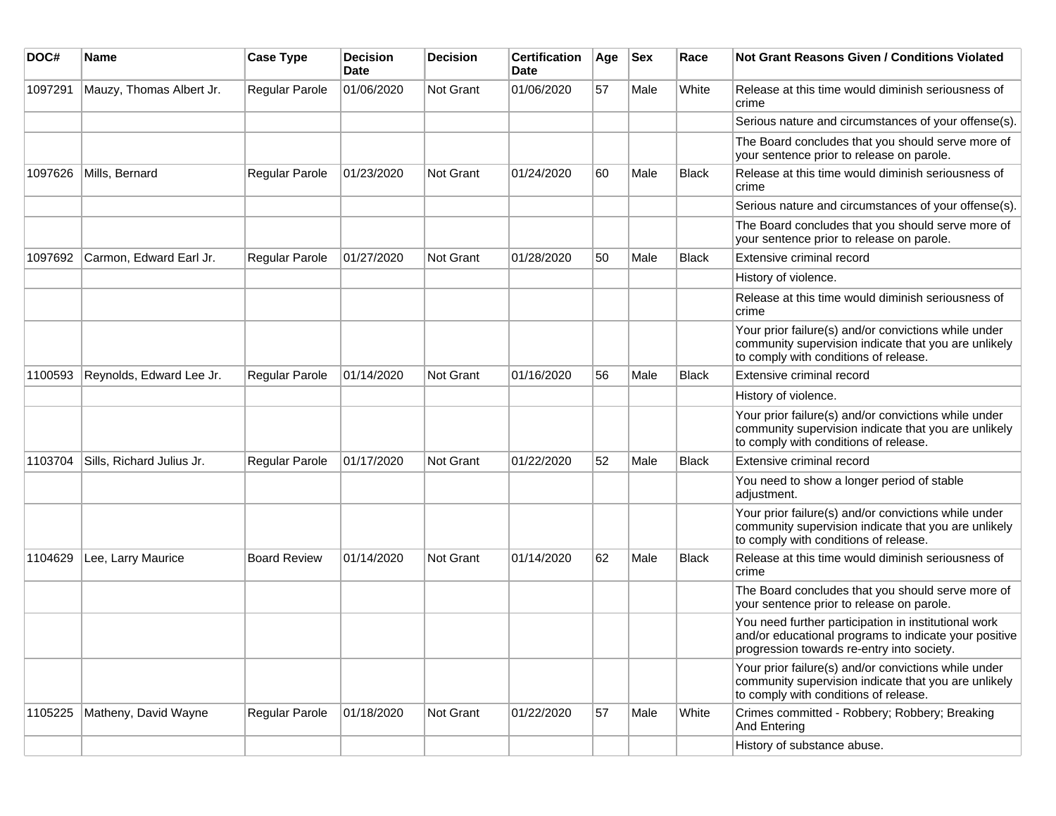| DOC# | Name | Case Type | Decision Date | Decision | Certification Date | Age | Sex | Race | Not Grant Reasons Given / Conditions Violated |
| --- | --- | --- | --- | --- | --- | --- | --- | --- | --- |
| 1097291 | Mauzy, Thomas Albert Jr. | Regular Parole | 01/06/2020 | Not Grant | 01/06/2020 | 57 | Male | White | Release at this time would diminish seriousness of crime |
| | | | | | | | | | Serious nature and circumstances of your offense(s). |
| | | | | | | | | | The Board concludes that you should serve more of your sentence prior to release on parole. |
| 1097626 | Mills, Bernard | Regular Parole | 01/23/2020 | Not Grant | 01/24/2020 | 60 | Male | Black | Release at this time would diminish seriousness of crime |
| | | | | | | | | | Serious nature and circumstances of your offense(s). |
| | | | | | | | | | The Board concludes that you should serve more of your sentence prior to release on parole. |
| 1097692 | Carmon, Edward Earl Jr. | Regular Parole | 01/27/2020 | Not Grant | 01/28/2020 | 50 | Male | Black | Extensive criminal record |
| | | | | | | | | | History of violence. |
| | | | | | | | | | Release at this time would diminish seriousness of crime |
| | | | | | | | | | Your prior failure(s) and/or convictions while under community supervision indicate that you are unlikely to comply with conditions of release. |
| 1100593 | Reynolds, Edward Lee Jr. | Regular Parole | 01/14/2020 | Not Grant | 01/16/2020 | 56 | Male | Black | Extensive criminal record |
| | | | | | | | | | History of violence. |
| | | | | | | | | | Your prior failure(s) and/or convictions while under community supervision indicate that you are unlikely to comply with conditions of release. |
| 1103704 | Sills, Richard Julius Jr. | Regular Parole | 01/17/2020 | Not Grant | 01/22/2020 | 52 | Male | Black | Extensive criminal record |
| | | | | | | | | | You need to show a longer period of stable adjustment. |
| | | | | | | | | | Your prior failure(s) and/or convictions while under community supervision indicate that you are unlikely to comply with conditions of release. |
| 1104629 | Lee, Larry Maurice | Board Review | 01/14/2020 | Not Grant | 01/14/2020 | 62 | Male | Black | Release at this time would diminish seriousness of crime |
| | | | | | | | | | The Board concludes that you should serve more of your sentence prior to release on parole. |
| | | | | | | | | | You need further participation in institutional work and/or educational programs to indicate your positive progression towards re-entry into society. |
| | | | | | | | | | Your prior failure(s) and/or convictions while under community supervision indicate that you are unlikely to comply with conditions of release. |
| 1105225 | Matheny, David Wayne | Regular Parole | 01/18/2020 | Not Grant | 01/22/2020 | 57 | Male | White | Crimes committed - Robbery; Robbery; Breaking And Entering |
| | | | | | | | | | History of substance abuse. |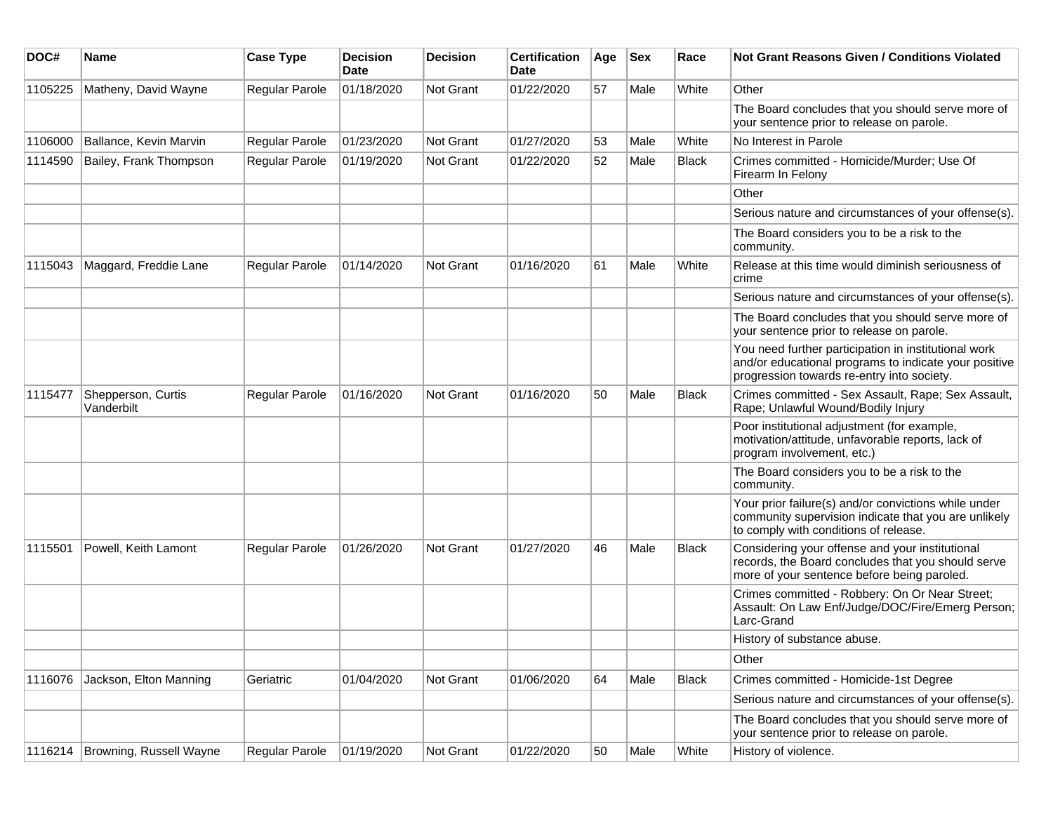| DOC# | Name | Case Type | Decision Date | Decision | Certification Date | Age | Sex | Race | Not Grant Reasons Given / Conditions Violated |
|---|---|---|---|---|---|---|---|---|---|
| 1105225 | Matheny, David Wayne | Regular Parole | 01/18/2020 | Not Grant | 01/22/2020 | 57 | Male | White | Other |
| | | | | | | | | | The Board concludes that you should serve more of your sentence prior to release on parole. |
| 1106000 | Ballance, Kevin Marvin | Regular Parole | 01/23/2020 | Not Grant | 01/27/2020 | 53 | Male | White | No Interest in Parole |
| 1114590 | Bailey, Frank Thompson | Regular Parole | 01/19/2020 | Not Grant | 01/22/2020 | 52 | Male | Black | Crimes committed - Homicide/Murder; Use Of Firearm In Felony |
| | | | | | | | | | Other |
| | | | | | | | | | Serious nature and circumstances of your offense(s). |
| | | | | | | | | | The Board considers you to be a risk to the community. |
| 1115043 | Maggard, Freddie Lane | Regular Parole | 01/14/2020 | Not Grant | 01/16/2020 | 61 | Male | White | Release at this time would diminish seriousness of crime |
| | | | | | | | | | Serious nature and circumstances of your offense(s). |
| | | | | | | | | | The Board concludes that you should serve more of your sentence prior to release on parole. |
| | | | | | | | | | You need further participation in institutional work and/or educational programs to indicate your positive progression towards re-entry into society. |
| 1115477 | Shepperson, Curtis Vanderbilt | Regular Parole | 01/16/2020 | Not Grant | 01/16/2020 | 50 | Male | Black | Crimes committed - Sex Assault, Rape; Sex Assault, Rape; Unlawful Wound/Bodily Injury |
| | | | | | | | | | Poor institutional adjustment (for example, motivation/attitude, unfavorable reports, lack of program involvement, etc.) |
| | | | | | | | | | The Board considers you to be a risk to the community. |
| | | | | | | | | | Your prior failure(s) and/or convictions while under community supervision indicate that you are unlikely to comply with conditions of release. |
| 1115501 | Powell, Keith Lamont | Regular Parole | 01/26/2020 | Not Grant | 01/27/2020 | 46 | Male | Black | Considering your offense and your institutional records, the Board concludes that you should serve more of your sentence before being paroled. |
| | | | | | | | | | Crimes committed - Robbery: On Or Near Street; Assault: On Law Enf/Judge/DOC/Fire/Emerg Person; Larc-Grand |
| | | | | | | | | | History of substance abuse. |
| | | | | | | | | | Other |
| 1116076 | Jackson, Elton Manning | Geriatric | 01/04/2020 | Not Grant | 01/06/2020 | 64 | Male | Black | Crimes committed - Homicide-1st Degree |
| | | | | | | | | | Serious nature and circumstances of your offense(s). |
| | | | | | | | | | The Board concludes that you should serve more of your sentence prior to release on parole. |
| 1116214 | Browning, Russell Wayne | Regular Parole | 01/19/2020 | Not Grant | 01/22/2020 | 50 | Male | White | History of violence. |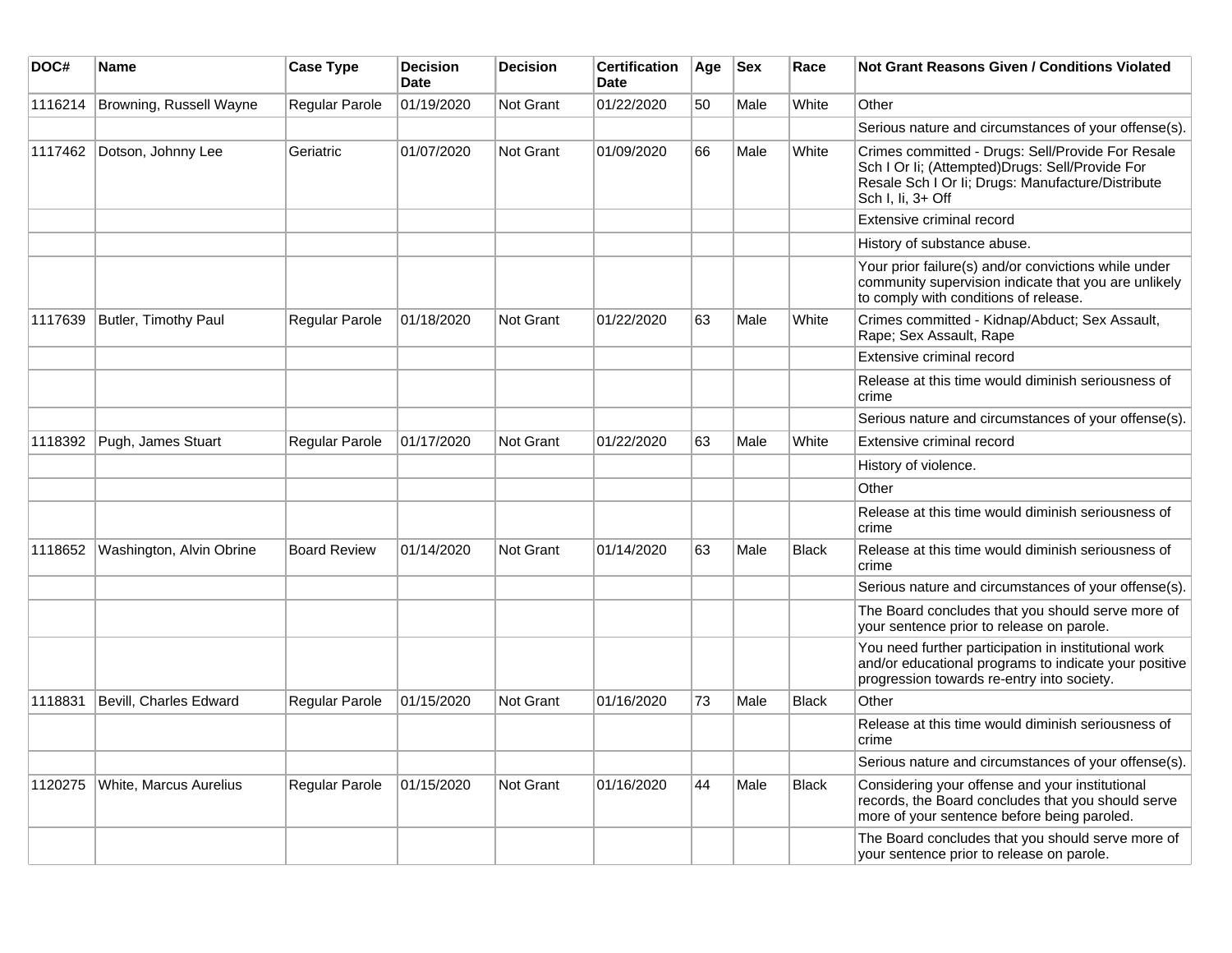| DOC# | Name | Case Type | Decision Date | Decision | Certification Date | Age | Sex | Race | Not Grant Reasons Given / Conditions Violated |
|---|---|---|---|---|---|---|---|---|---|
| 1116214 | Browning, Russell Wayne | Regular Parole | 01/19/2020 | Not Grant | 01/22/2020 | 50 | Male | White | Other |
| | | | | | | | | | Serious nature and circumstances of your offense(s). |
| 1117462 | Dotson, Johnny Lee | Geriatric | 01/07/2020 | Not Grant | 01/09/2020 | 66 | Male | White | Crimes committed - Drugs: Sell/Provide For Resale Sch I Or Ii; (Attempted)Drugs: Sell/Provide For Resale Sch I Or Ii; Drugs: Manufacture/Distribute Sch I, Ii, 3+ Off |
| | | | | | | | | | Extensive criminal record |
| | | | | | | | | | History of substance abuse. |
| | | | | | | | | | Your prior failure(s) and/or convictions while under community supervision indicate that you are unlikely to comply with conditions of release. |
| 1117639 | Butler, Timothy Paul | Regular Parole | 01/18/2020 | Not Grant | 01/22/2020 | 63 | Male | White | Crimes committed - Kidnap/Abduct; Sex Assault, Rape; Sex Assault, Rape |
| | | | | | | | | | Extensive criminal record |
| | | | | | | | | | Release at this time would diminish seriousness of crime |
| | | | | | | | | | Serious nature and circumstances of your offense(s). |
| 1118392 | Pugh, James Stuart | Regular Parole | 01/17/2020 | Not Grant | 01/22/2020 | 63 | Male | White | Extensive criminal record |
| | | | | | | | | | History of violence. |
| | | | | | | | | | Other |
| | | | | | | | | | Release at this time would diminish seriousness of crime |
| 1118652 | Washington, Alvin Obrine | Board Review | 01/14/2020 | Not Grant | 01/14/2020 | 63 | Male | Black | Release at this time would diminish seriousness of crime |
| | | | | | | | | | Serious nature and circumstances of your offense(s). |
| | | | | | | | | | The Board concludes that you should serve more of your sentence prior to release on parole. |
| | | | | | | | | | You need further participation in institutional work and/or educational programs to indicate your positive progression towards re-entry into society. |
| 1118831 | Bevill, Charles Edward | Regular Parole | 01/15/2020 | Not Grant | 01/16/2020 | 73 | Male | Black | Other |
| | | | | | | | | | Release at this time would diminish seriousness of crime |
| | | | | | | | | | Serious nature and circumstances of your offense(s). |
| 1120275 | White, Marcus Aurelius | Regular Parole | 01/15/2020 | Not Grant | 01/16/2020 | 44 | Male | Black | Considering your offense and your institutional records, the Board concludes that you should serve more of your sentence before being paroled. |
| | | | | | | | | | The Board concludes that you should serve more of your sentence prior to release on parole. |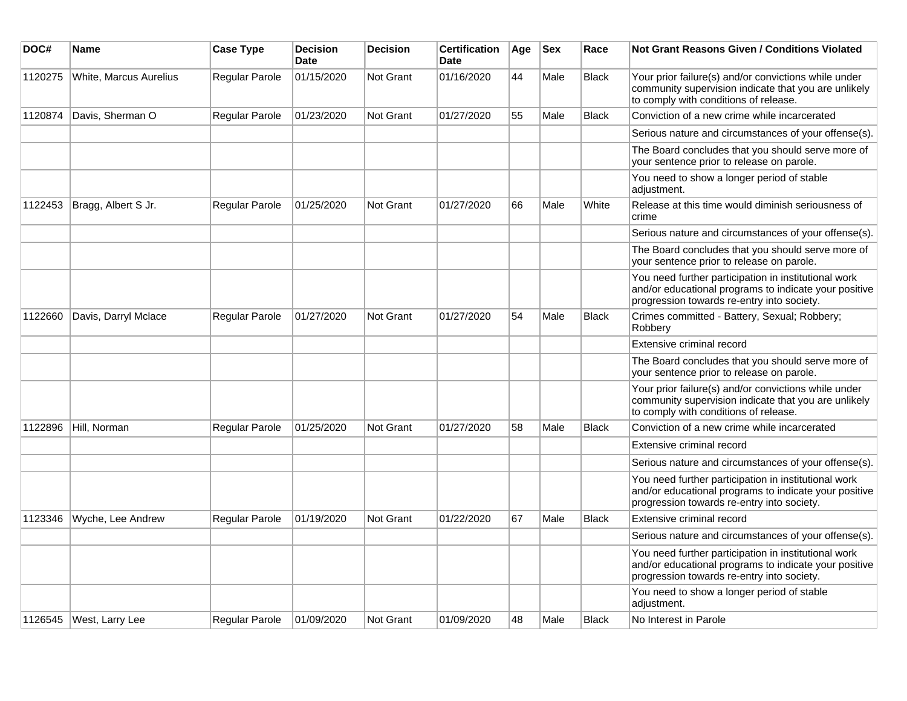| DOC# | Name | Case Type | Decision Date | Decision | Certification Date | Age | Sex | Race | Not Grant Reasons Given / Conditions Violated |
|---|---|---|---|---|---|---|---|---|---|
| 1120275 | White, Marcus Aurelius | Regular Parole | 01/15/2020 | Not Grant | 01/16/2020 | 44 | Male | Black | Your prior failure(s) and/or convictions while under community supervision indicate that you are unlikely to comply with conditions of release. |
| 1120874 | Davis, Sherman O | Regular Parole | 01/23/2020 | Not Grant | 01/27/2020 | 55 | Male | Black | Conviction of a new crime while incarcerated |
| | | | | | | | | | Serious nature and circumstances of your offense(s). |
| | | | | | | | | | The Board concludes that you should serve more of your sentence prior to release on parole. |
| | | | | | | | | | You need to show a longer period of stable adjustment. |
| 1122453 | Bragg, Albert S Jr. | Regular Parole | 01/25/2020 | Not Grant | 01/27/2020 | 66 | Male | White | Release at this time would diminish seriousness of crime |
| | | | | | | | | | Serious nature and circumstances of your offense(s). |
| | | | | | | | | | The Board concludes that you should serve more of your sentence prior to release on parole. |
| | | | | | | | | | You need further participation in institutional work and/or educational programs to indicate your positive progression towards re-entry into society. |
| 1122660 | Davis, Darryl Mclace | Regular Parole | 01/27/2020 | Not Grant | 01/27/2020 | 54 | Male | Black | Crimes committed - Battery, Sexual; Robbery; Robbery |
| | | | | | | | | | Extensive criminal record |
| | | | | | | | | | The Board concludes that you should serve more of your sentence prior to release on parole. |
| | | | | | | | | | Your prior failure(s) and/or convictions while under community supervision indicate that you are unlikely to comply with conditions of release. |
| 1122896 | Hill, Norman | Regular Parole | 01/25/2020 | Not Grant | 01/27/2020 | 58 | Male | Black | Conviction of a new crime while incarcerated |
| | | | | | | | | | Extensive criminal record |
| | | | | | | | | | Serious nature and circumstances of your offense(s). |
| | | | | | | | | | You need further participation in institutional work and/or educational programs to indicate your positive progression towards re-entry into society. |
| 1123346 | Wyche, Lee Andrew | Regular Parole | 01/19/2020 | Not Grant | 01/22/2020 | 67 | Male | Black | Extensive criminal record |
| | | | | | | | | | Serious nature and circumstances of your offense(s). |
| | | | | | | | | | You need further participation in institutional work and/or educational programs to indicate your positive progression towards re-entry into society. |
| | | | | | | | | | You need to show a longer period of stable adjustment. |
| 1126545 | West, Larry Lee | Regular Parole | 01/09/2020 | Not Grant | 01/09/2020 | 48 | Male | Black | No Interest in Parole |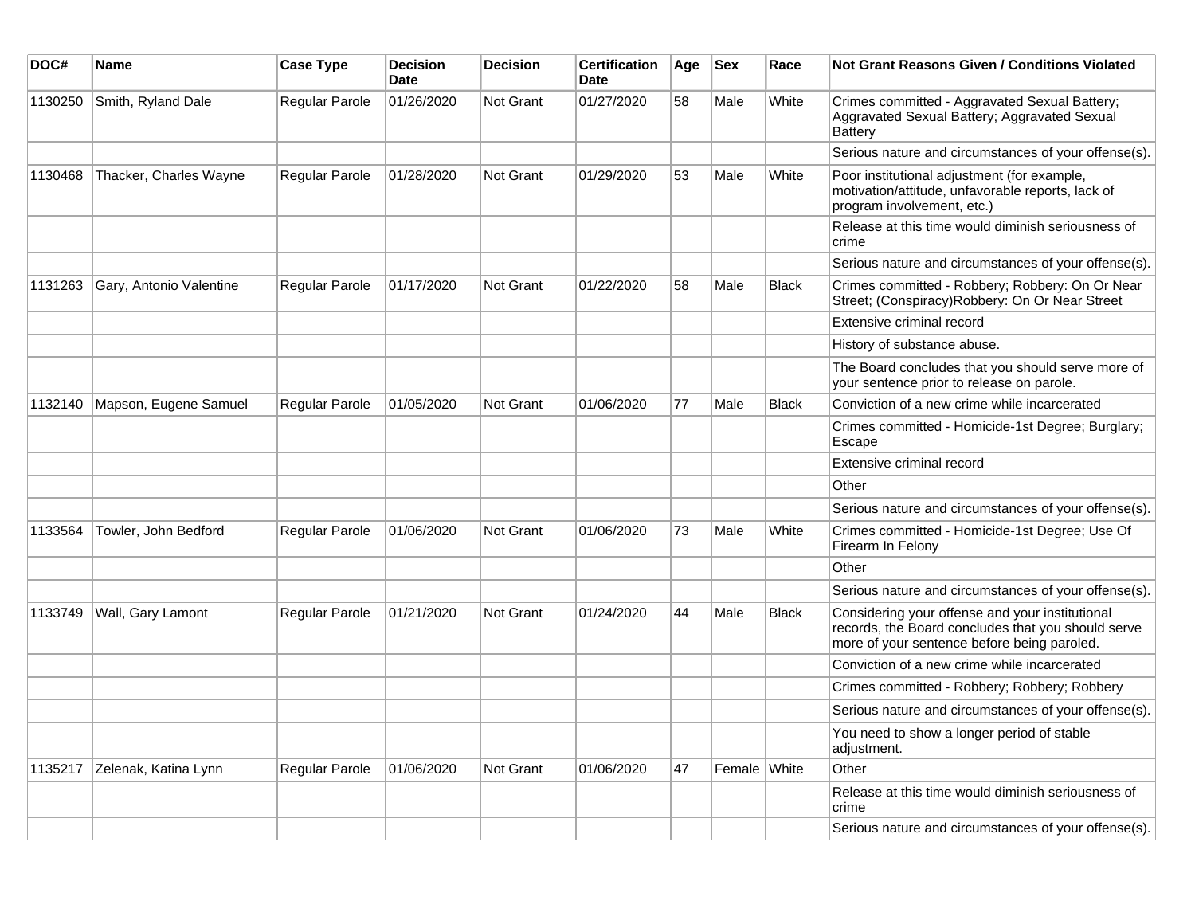| DOC# | Name | Case Type | Decision Date | Decision | Certification Date | Age | Sex | Race | Not Grant Reasons Given / Conditions Violated |
|---|---|---|---|---|---|---|---|---|---|
| 1130250 | Smith, Ryland Dale | Regular Parole | 01/26/2020 | Not Grant | 01/27/2020 | 58 | Male | White | Crimes committed - Aggravated Sexual Battery; Aggravated Sexual Battery; Aggravated Sexual Battery |
| | | | | | | | | | Serious nature and circumstances of your offense(s). |
| 1130468 | Thacker, Charles Wayne | Regular Parole | 01/28/2020 | Not Grant | 01/29/2020 | 53 | Male | White | Poor institutional adjustment (for example, motivation/attitude, unfavorable reports, lack of program involvement, etc.) |
| | | | | | | | | | Release at this time would diminish seriousness of crime |
| | | | | | | | | | Serious nature and circumstances of your offense(s). |
| 1131263 | Gary, Antonio Valentine | Regular Parole | 01/17/2020 | Not Grant | 01/22/2020 | 58 | Male | Black | Crimes committed - Robbery; Robbery: On Or Near Street; (Conspiracy)Robbery: On Or Near Street |
| | | | | | | | | | Extensive criminal record |
| | | | | | | | | | History of substance abuse. |
| | | | | | | | | | The Board concludes that you should serve more of your sentence prior to release on parole. |
| 1132140 | Mapson, Eugene Samuel | Regular Parole | 01/05/2020 | Not Grant | 01/06/2020 | 77 | Male | Black | Conviction of a new crime while incarcerated |
| | | | | | | | | | Crimes committed - Homicide-1st Degree; Burglary; Escape |
| | | | | | | | | | Extensive criminal record |
| | | | | | | | | | Other |
| | | | | | | | | | Serious nature and circumstances of your offense(s). |
| 1133564 | Towler, John Bedford | Regular Parole | 01/06/2020 | Not Grant | 01/06/2020 | 73 | Male | White | Crimes committed - Homicide-1st Degree; Use Of Firearm In Felony |
| | | | | | | | | | Other |
| | | | | | | | | | Serious nature and circumstances of your offense(s). |
| 1133749 | Wall, Gary Lamont | Regular Parole | 01/21/2020 | Not Grant | 01/24/2020 | 44 | Male | Black | Considering your offense and your institutional records, the Board concludes that you should serve more of your sentence before being paroled. |
| | | | | | | | | | Conviction of a new crime while incarcerated |
| | | | | | | | | | Crimes committed - Robbery; Robbery; Robbery |
| | | | | | | | | | Serious nature and circumstances of your offense(s). |
| | | | | | | | | | You need to show a longer period of stable adjustment. |
| 1135217 | Zelenak, Katina Lynn | Regular Parole | 01/06/2020 | Not Grant | 01/06/2020 | 47 | Female | White | Other |
| | | | | | | | | | Release at this time would diminish seriousness of crime |
| | | | | | | | | | Serious nature and circumstances of your offense(s). |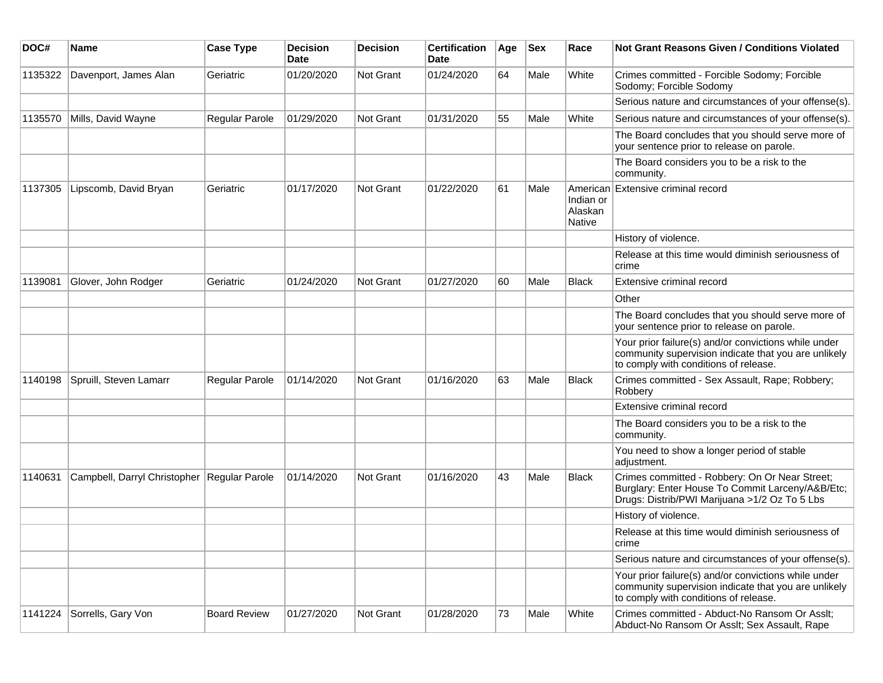| DOC# | Name | Case Type | Decision Date | Decision | Certification Date | Age | Sex | Race | Not Grant Reasons Given / Conditions Violated |
|---|---|---|---|---|---|---|---|---|---|
| 1135322 | Davenport, James Alan | Geriatric | 01/20/2020 | Not Grant | 01/24/2020 | 64 | Male | White | Crimes committed - Forcible Sodomy; Forcible Sodomy; Forcible Sodomy |
| | | | | | | | | | Serious nature and circumstances of your offense(s). |
| 1135570 | Mills, David Wayne | Regular Parole | 01/29/2020 | Not Grant | 01/31/2020 | 55 | Male | White | Serious nature and circumstances of your offense(s). |
| | | | | | | | | | The Board concludes that you should serve more of your sentence prior to release on parole. |
| | | | | | | | | | The Board considers you to be a risk to the community. |
| 1137305 | Lipscomb, David Bryan | Geriatric | 01/17/2020 | Not Grant | 01/22/2020 | 61 | Male | American Indian or Alaskan Native | Extensive criminal record |
| | | | | | | | | | History of violence. |
| | | | | | | | | | Release at this time would diminish seriousness of crime |
| 1139081 | Glover, John Rodger | Geriatric | 01/24/2020 | Not Grant | 01/27/2020 | 60 | Male | Black | Extensive criminal record |
| | | | | | | | | | Other |
| | | | | | | | | | The Board concludes that you should serve more of your sentence prior to release on parole. |
| | | | | | | | | | Your prior failure(s) and/or convictions while under community supervision indicate that you are unlikely to comply with conditions of release. |
| 1140198 | Spruill, Steven Lamarr | Regular Parole | 01/14/2020 | Not Grant | 01/16/2020 | 63 | Male | Black | Crimes committed - Sex Assault, Rape; Robbery; Robbery |
| | | | | | | | | | Extensive criminal record |
| | | | | | | | | | The Board considers you to be a risk to the community. |
| | | | | | | | | | You need to show a longer period of stable adjustment. |
| 1140631 | Campbell, Darryl Christopher | Regular Parole | 01/14/2020 | Not Grant | 01/16/2020 | 43 | Male | Black | Crimes committed - Robbery: On Or Near Street; Burglary: Enter House To Commit Larceny/A&B/Etc; Drugs: Distrib/PWI Marijuana >1/2 Oz To 5 Lbs |
| | | | | | | | | | History of violence. |
| | | | | | | | | | Release at this time would diminish seriousness of crime |
| | | | | | | | | | Serious nature and circumstances of your offense(s). |
| | | | | | | | | | Your prior failure(s) and/or convictions while under community supervision indicate that you are unlikely to comply with conditions of release. |
| 1141224 | Sorrells, Gary Von | Board Review | 01/27/2020 | Not Grant | 01/28/2020 | 73 | Male | White | Crimes committed - Abduct-No Ransom Or Asslt; Abduct-No Ransom Or Asslt; Sex Assault, Rape |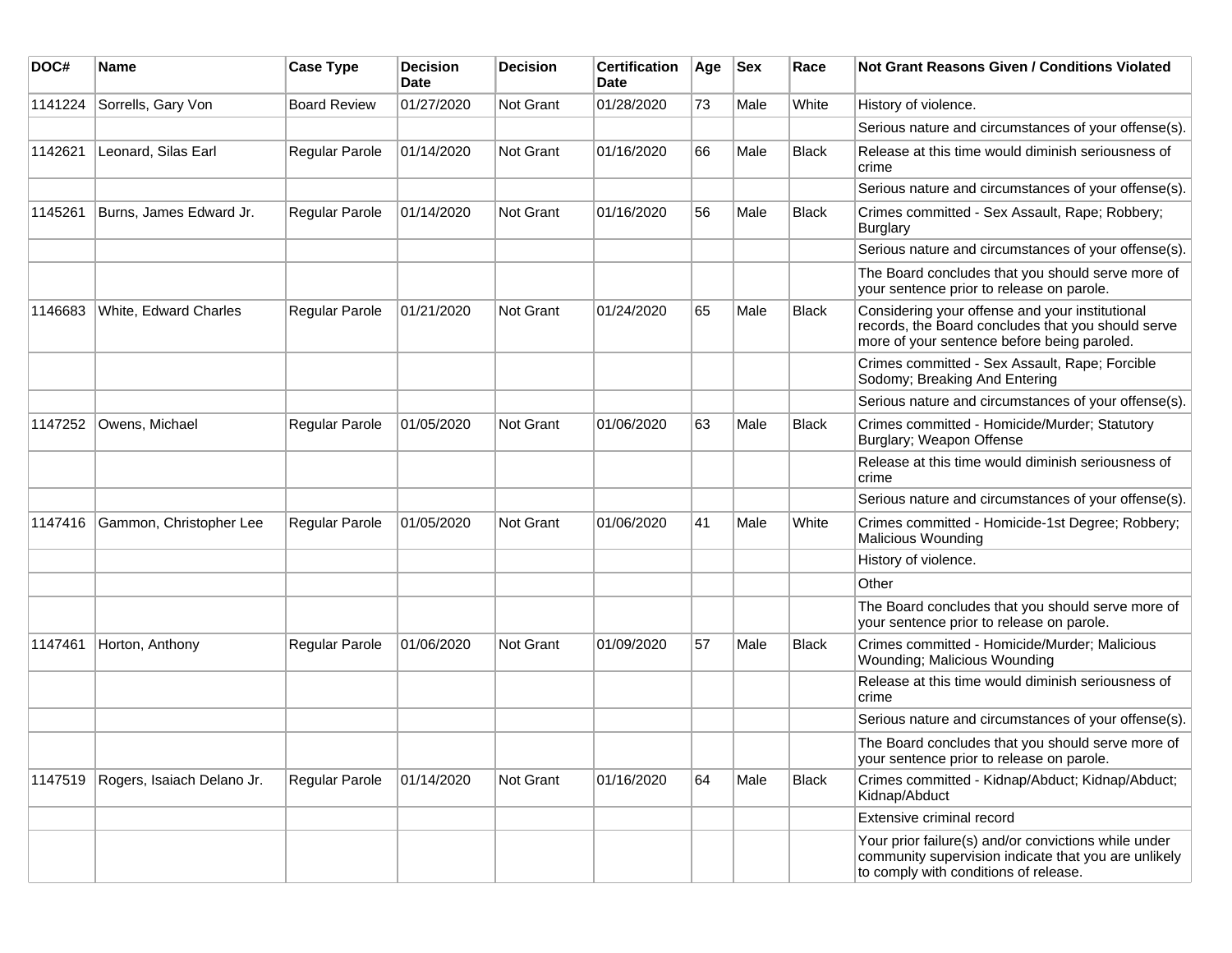| DOC# | Name | Case Type | Decision Date | Decision | Certification Date | Age | Sex | Race | Not Grant Reasons Given / Conditions Violated |
|---|---|---|---|---|---|---|---|---|---|
| 1141224 | Sorrells, Gary Von | Board Review | 01/27/2020 | Not Grant | 01/28/2020 | 73 | Male | White | History of violence. |
| | | | | | | | | | Serious nature and circumstances of your offense(s). |
| 1142621 | Leonard, Silas Earl | Regular Parole | 01/14/2020 | Not Grant | 01/16/2020 | 66 | Male | Black | Release at this time would diminish seriousness of crime |
| | | | | | | | | | Serious nature and circumstances of your offense(s). |
| 1145261 | Burns, James Edward Jr. | Regular Parole | 01/14/2020 | Not Grant | 01/16/2020 | 56 | Male | Black | Crimes committed - Sex Assault, Rape; Robbery; Burglary |
| | | | | | | | | | Serious nature and circumstances of your offense(s). |
| | | | | | | | | | The Board concludes that you should serve more of your sentence prior to release on parole. |
| 1146683 | White, Edward Charles | Regular Parole | 01/21/2020 | Not Grant | 01/24/2020 | 65 | Male | Black | Considering your offense and your institutional records, the Board concludes that you should serve more of your sentence before being paroled. |
| | | | | | | | | | Crimes committed - Sex Assault, Rape; Forcible Sodomy; Breaking And Entering |
| | | | | | | | | | Serious nature and circumstances of your offense(s). |
| 1147252 | Owens, Michael | Regular Parole | 01/05/2020 | Not Grant | 01/06/2020 | 63 | Male | Black | Crimes committed - Homicide/Murder; Statutory Burglary; Weapon Offense |
| | | | | | | | | | Release at this time would diminish seriousness of crime |
| | | | | | | | | | Serious nature and circumstances of your offense(s). |
| 1147416 | Gammon, Christopher Lee | Regular Parole | 01/05/2020 | Not Grant | 01/06/2020 | 41 | Male | White | Crimes committed - Homicide-1st Degree; Robbery; Malicious Wounding |
| | | | | | | | | | History of violence. |
| | | | | | | | | | Other |
| | | | | | | | | | The Board concludes that you should serve more of your sentence prior to release on parole. |
| 1147461 | Horton, Anthony | Regular Parole | 01/06/2020 | Not Grant | 01/09/2020 | 57 | Male | Black | Crimes committed - Homicide/Murder; Malicious Wounding; Malicious Wounding |
| | | | | | | | | | Release at this time would diminish seriousness of crime |
| | | | | | | | | | Serious nature and circumstances of your offense(s). |
| | | | | | | | | | The Board concludes that you should serve more of your sentence prior to release on parole. |
| 1147519 | Rogers, Isaiach Delano Jr. | Regular Parole | 01/14/2020 | Not Grant | 01/16/2020 | 64 | Male | Black | Crimes committed - Kidnap/Abduct; Kidnap/Abduct; Kidnap/Abduct |
| | | | | | | | | | Extensive criminal record |
| | | | | | | | | | Your prior failure(s) and/or convictions while under community supervision indicate that you are unlikely to comply with conditions of release. |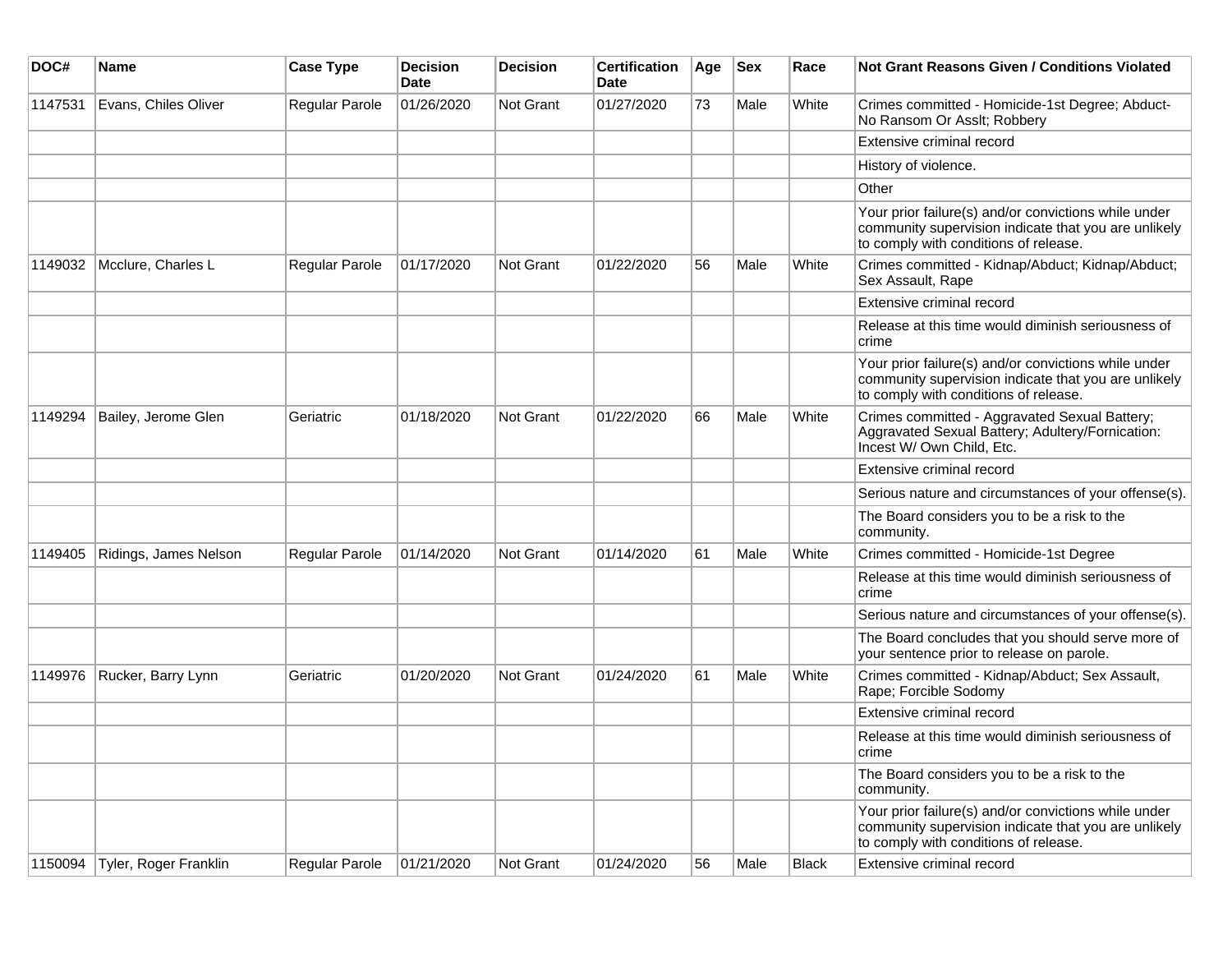| DOC# | Name | Case Type | Decision Date | Decision | Certification Date | Age | Sex | Race | Not Grant Reasons Given / Conditions Violated |
|---|---|---|---|---|---|---|---|---|---|
| 1147531 | Evans, Chiles Oliver | Regular Parole | 01/26/2020 | Not Grant | 01/27/2020 | 73 | Male | White | Crimes committed - Homicide-1st Degree; Abduct-No Ransom Or Asslt; Robbery |
| | | | | | | | | | Extensive criminal record |
| | | | | | | | | | History of violence. |
| | | | | | | | | | Other |
| | | | | | | | | | Your prior failure(s) and/or convictions while under community supervision indicate that you are unlikely to comply with conditions of release. |
| 1149032 | Mcclure, Charles L | Regular Parole | 01/17/2020 | Not Grant | 01/22/2020 | 56 | Male | White | Crimes committed - Kidnap/Abduct; Kidnap/Abduct; Sex Assault, Rape |
| | | | | | | | | | Extensive criminal record |
| | | | | | | | | | Release at this time would diminish seriousness of crime |
| | | | | | | | | | Your prior failure(s) and/or convictions while under community supervision indicate that you are unlikely to comply with conditions of release. |
| 1149294 | Bailey, Jerome Glen | Geriatric | 01/18/2020 | Not Grant | 01/22/2020 | 66 | Male | White | Crimes committed - Aggravated Sexual Battery; Aggravated Sexual Battery; Adultery/Fornication: Incest W/ Own Child, Etc. |
| | | | | | | | | | Extensive criminal record |
| | | | | | | | | | Serious nature and circumstances of your offense(s). |
| | | | | | | | | | The Board considers you to be a risk to the community. |
| 1149405 | Ridings, James Nelson | Regular Parole | 01/14/2020 | Not Grant | 01/14/2020 | 61 | Male | White | Crimes committed - Homicide-1st Degree |
| | | | | | | | | | Release at this time would diminish seriousness of crime |
| | | | | | | | | | Serious nature and circumstances of your offense(s). |
| | | | | | | | | | The Board concludes that you should serve more of your sentence prior to release on parole. |
| 1149976 | Rucker, Barry Lynn | Geriatric | 01/20/2020 | Not Grant | 01/24/2020 | 61 | Male | White | Crimes committed - Kidnap/Abduct; Sex Assault, Rape; Forcible Sodomy |
| | | | | | | | | | Extensive criminal record |
| | | | | | | | | | Release at this time would diminish seriousness of crime |
| | | | | | | | | | The Board considers you to be a risk to the community. |
| | | | | | | | | | Your prior failure(s) and/or convictions while under community supervision indicate that you are unlikely to comply with conditions of release. |
| 1150094 | Tyler, Roger Franklin | Regular Parole | 01/21/2020 | Not Grant | 01/24/2020 | 56 | Male | Black | Extensive criminal record |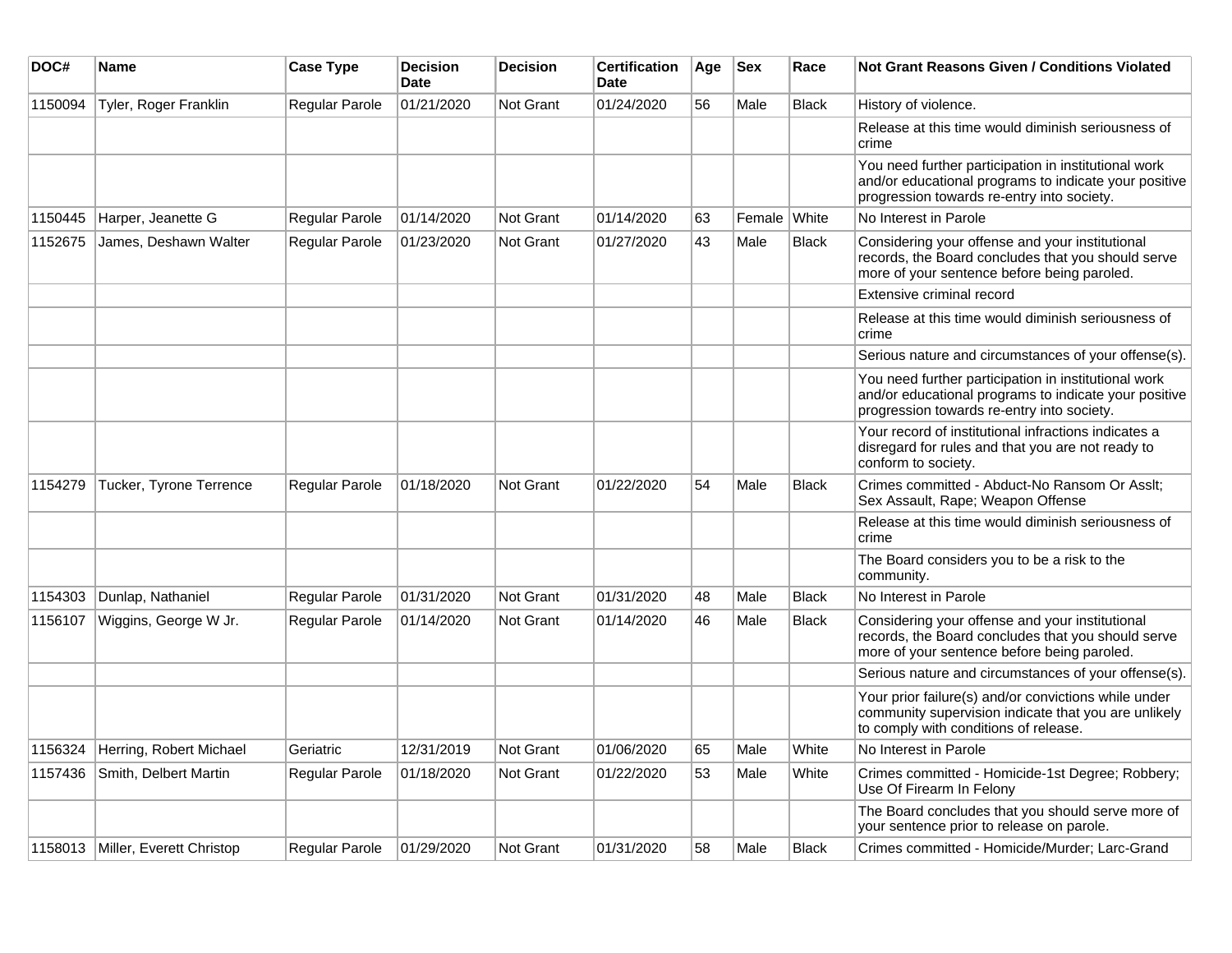| DOC# | Name | Case Type | Decision Date | Decision | Certification Date | Age | Sex | Race | Not Grant Reasons Given / Conditions Violated |
|---|---|---|---|---|---|---|---|---|---|
| 1150094 | Tyler, Roger Franklin | Regular Parole | 01/21/2020 | Not Grant | 01/24/2020 | 56 | Male | Black | History of violence. |
| | | | | | | | | | Release at this time would diminish seriousness of crime |
| | | | | | | | | | You need further participation in institutional work and/or educational programs to indicate your positive progression towards re-entry into society. |
| 1150445 | Harper, Jeanette G | Regular Parole | 01/14/2020 | Not Grant | 01/14/2020 | 63 | Female | White | No Interest in Parole |
| 1152675 | James, Deshawn Walter | Regular Parole | 01/23/2020 | Not Grant | 01/27/2020 | 43 | Male | Black | Considering your offense and your institutional records, the Board concludes that you should serve more of your sentence before being paroled. |
| | | | | | | | | | Extensive criminal record |
| | | | | | | | | | Release at this time would diminish seriousness of crime |
| | | | | | | | | | Serious nature and circumstances of your offense(s). |
| | | | | | | | | | You need further participation in institutional work and/or educational programs to indicate your positive progression towards re-entry into society. |
| | | | | | | | | | Your record of institutional infractions indicates a disregard for rules and that you are not ready to conform to society. |
| 1154279 | Tucker, Tyrone Terrence | Regular Parole | 01/18/2020 | Not Grant | 01/22/2020 | 54 | Male | Black | Crimes committed - Abduct-No Ransom Or Asslt; Sex Assault, Rape; Weapon Offense |
| | | | | | | | | | Release at this time would diminish seriousness of crime |
| | | | | | | | | | The Board considers you to be a risk to the community. |
| 1154303 | Dunlap, Nathaniel | Regular Parole | 01/31/2020 | Not Grant | 01/31/2020 | 48 | Male | Black | No Interest in Parole |
| 1156107 | Wiggins, George W Jr. | Regular Parole | 01/14/2020 | Not Grant | 01/14/2020 | 46 | Male | Black | Considering your offense and your institutional records, the Board concludes that you should serve more of your sentence before being paroled. |
| | | | | | | | | | Serious nature and circumstances of your offense(s). |
| | | | | | | | | | Your prior failure(s) and/or convictions while under community supervision indicate that you are unlikely to comply with conditions of release. |
| 1156324 | Herring, Robert Michael | Geriatric | 12/31/2019 | Not Grant | 01/06/2020 | 65 | Male | White | No Interest in Parole |
| 1157436 | Smith, Delbert Martin | Regular Parole | 01/18/2020 | Not Grant | 01/22/2020 | 53 | Male | White | Crimes committed - Homicide-1st Degree; Robbery; Use Of Firearm In Felony |
| | | | | | | | | | The Board concludes that you should serve more of your sentence prior to release on parole. |
| 1158013 | Miller, Everett Christop | Regular Parole | 01/29/2020 | Not Grant | 01/31/2020 | 58 | Male | Black | Crimes committed - Homicide/Murder; Larc-Grand |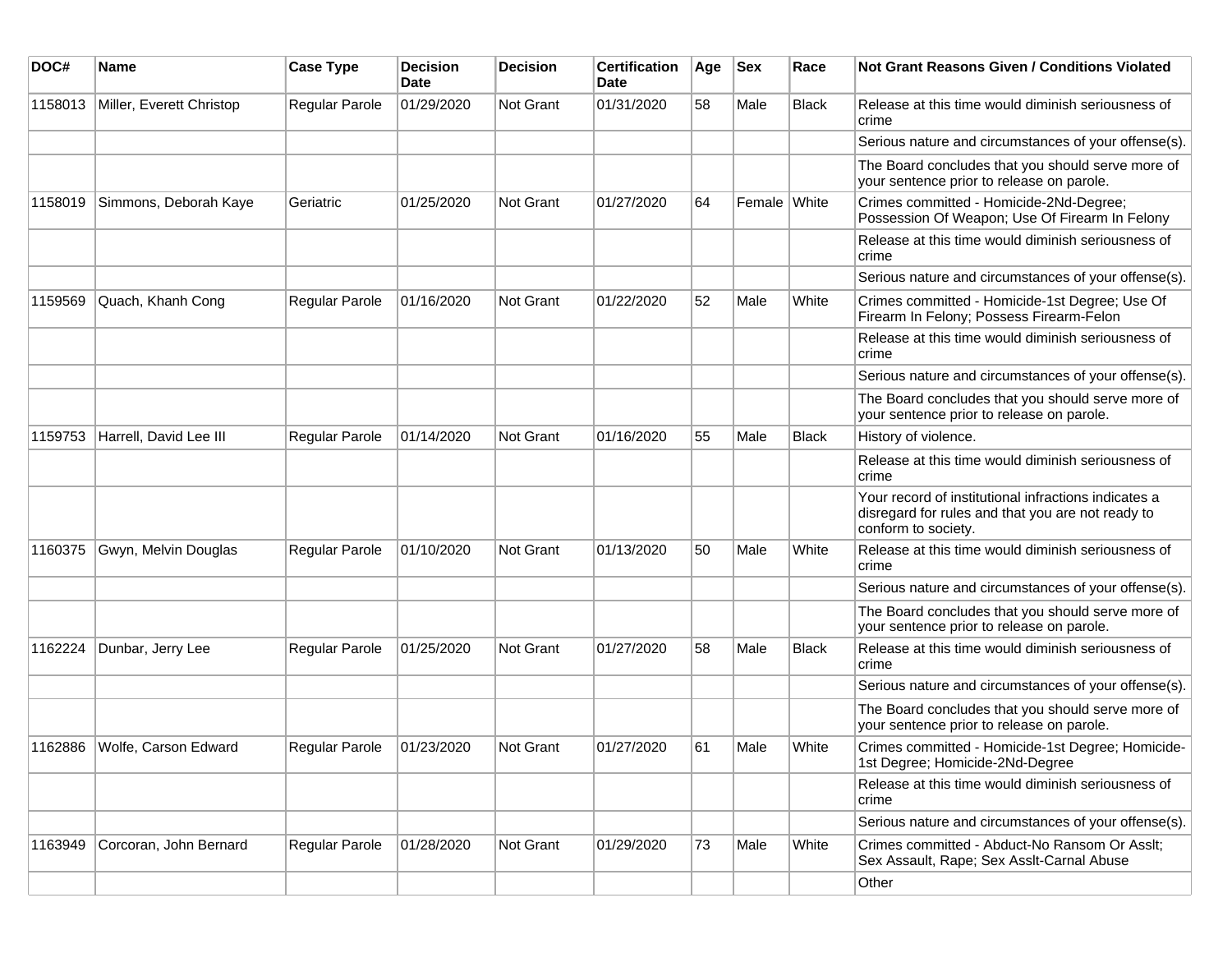| DOC# | Name | Case Type | Decision Date | Decision | Certification Date | Age | Sex | Race | Not Grant Reasons Given / Conditions Violated |
|---|---|---|---|---|---|---|---|---|---|
| 1158013 | Miller, Everett Christop | Regular Parole | 01/29/2020 | Not Grant | 01/31/2020 | 58 | Male | Black | Release at this time would diminish seriousness of crime |
| | | | | | | | | | Serious nature and circumstances of your offense(s). |
| | | | | | | | | | The Board concludes that you should serve more of your sentence prior to release on parole. |
| 1158019 | Simmons, Deborah Kaye | Geriatric | 01/25/2020 | Not Grant | 01/27/2020 | 64 | Female | White | Crimes committed - Homicide-2Nd-Degree; Possession Of Weapon; Use Of Firearm In Felony |
| | | | | | | | | | Release at this time would diminish seriousness of crime |
| | | | | | | | | | Serious nature and circumstances of your offense(s). |
| 1159569 | Quach, Khanh Cong | Regular Parole | 01/16/2020 | Not Grant | 01/22/2020 | 52 | Male | White | Crimes committed - Homicide-1st Degree; Use Of Firearm In Felony; Possess Firearm-Felon |
| | | | | | | | | | Release at this time would diminish seriousness of crime |
| | | | | | | | | | Serious nature and circumstances of your offense(s). |
| | | | | | | | | | The Board concludes that you should serve more of your sentence prior to release on parole. |
| 1159753 | Harrell, David Lee III | Regular Parole | 01/14/2020 | Not Grant | 01/16/2020 | 55 | Male | Black | History of violence. |
| | | | | | | | | | Release at this time would diminish seriousness of crime |
| | | | | | | | | | Your record of institutional infractions indicates a disregard for rules and that you are not ready to conform to society. |
| 1160375 | Gwyn, Melvin Douglas | Regular Parole | 01/10/2020 | Not Grant | 01/13/2020 | 50 | Male | White | Release at this time would diminish seriousness of crime |
| | | | | | | | | | Serious nature and circumstances of your offense(s). |
| | | | | | | | | | The Board concludes that you should serve more of your sentence prior to release on parole. |
| 1162224 | Dunbar, Jerry Lee | Regular Parole | 01/25/2020 | Not Grant | 01/27/2020 | 58 | Male | Black | Release at this time would diminish seriousness of crime |
| | | | | | | | | | Serious nature and circumstances of your offense(s). |
| | | | | | | | | | The Board concludes that you should serve more of your sentence prior to release on parole. |
| 1162886 | Wolfe, Carson Edward | Regular Parole | 01/23/2020 | Not Grant | 01/27/2020 | 61 | Male | White | Crimes committed - Homicide-1st Degree; Homicide-1st Degree; Homicide-2Nd-Degree |
| | | | | | | | | | Release at this time would diminish seriousness of crime |
| | | | | | | | | | Serious nature and circumstances of your offense(s). |
| 1163949 | Corcoran, John Bernard | Regular Parole | 01/28/2020 | Not Grant | 01/29/2020 | 73 | Male | White | Crimes committed - Abduct-No Ransom Or Asslt; Sex Assault, Rape; Sex Asslt-Carnal Abuse |
| | | | | | | | | | Other |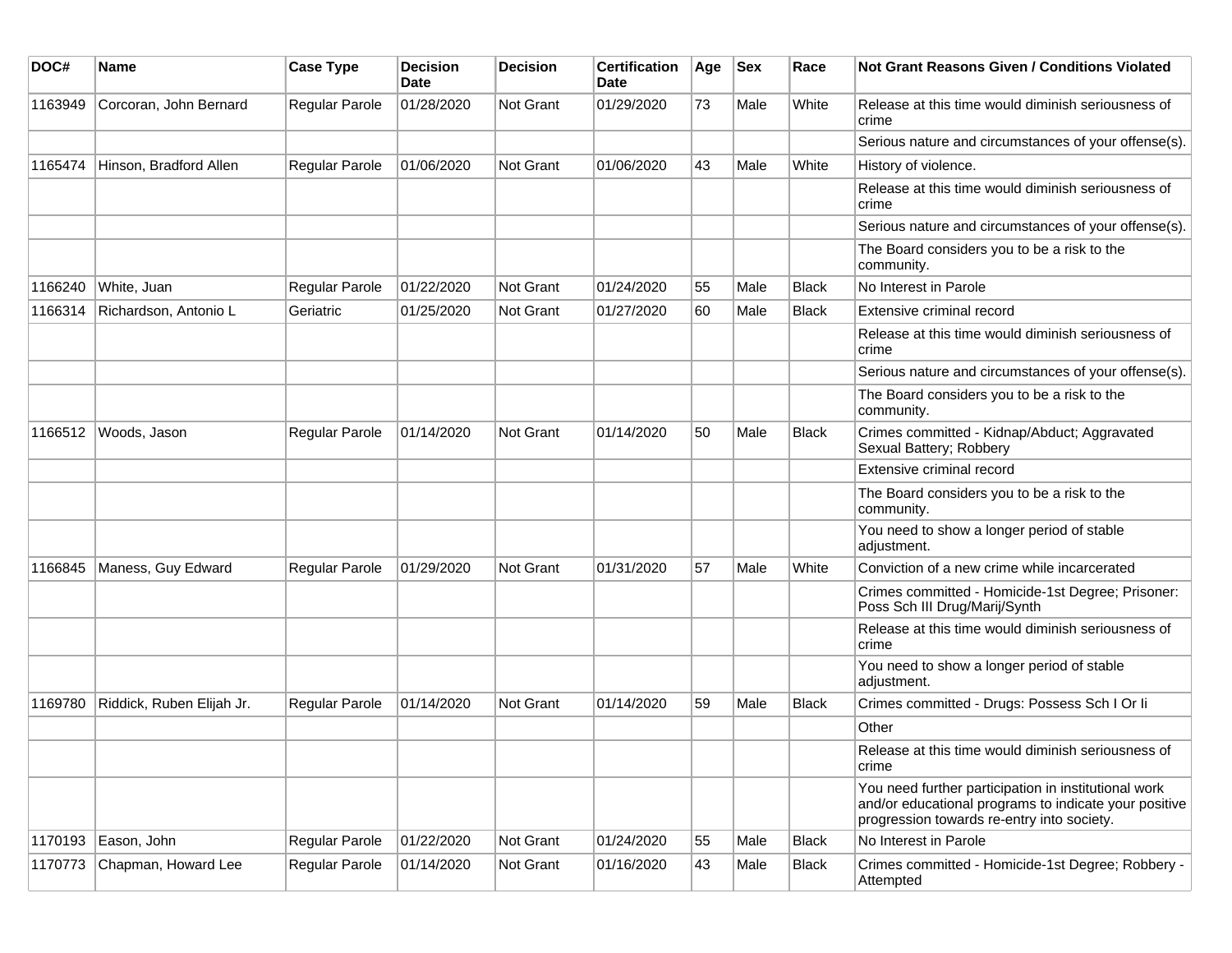| DOC# | Name | Case Type | Decision Date | Decision | Certification Date | Age | Sex | Race | Not Grant Reasons Given / Conditions Violated |
|---|---|---|---|---|---|---|---|---|---|
| 1163949 | Corcoran, John Bernard | Regular Parole | 01/28/2020 | Not Grant | 01/29/2020 | 73 | Male | White | Release at this time would diminish seriousness of crime |
| | | | | | | | | | Serious nature and circumstances of your offense(s). |
| 1165474 | Hinson, Bradford Allen | Regular Parole | 01/06/2020 | Not Grant | 01/06/2020 | 43 | Male | White | History of violence. |
| | | | | | | | | | Release at this time would diminish seriousness of crime |
| | | | | | | | | | Serious nature and circumstances of your offense(s). |
| | | | | | | | | | The Board considers you to be a risk to the community. |
| 1166240 | White, Juan | Regular Parole | 01/22/2020 | Not Grant | 01/24/2020 | 55 | Male | Black | No Interest in Parole |
| 1166314 | Richardson, Antonio L | Geriatric | 01/25/2020 | Not Grant | 01/27/2020 | 60 | Male | Black | Extensive criminal record |
| | | | | | | | | | Release at this time would diminish seriousness of crime |
| | | | | | | | | | Serious nature and circumstances of your offense(s). |
| | | | | | | | | | The Board considers you to be a risk to the community. |
| 1166512 | Woods, Jason | Regular Parole | 01/14/2020 | Not Grant | 01/14/2020 | 50 | Male | Black | Crimes committed - Kidnap/Abduct; Aggravated Sexual Battery; Robbery |
| | | | | | | | | | Extensive criminal record |
| | | | | | | | | | The Board considers you to be a risk to the community. |
| | | | | | | | | | You need to show a longer period of stable adjustment. |
| 1166845 | Maness, Guy Edward | Regular Parole | 01/29/2020 | Not Grant | 01/31/2020 | 57 | Male | White | Conviction of a new crime while incarcerated |
| | | | | | | | | | Crimes committed - Homicide-1st Degree; Prisoner: Poss Sch III Drug/Marij/Synth |
| | | | | | | | | | Release at this time would diminish seriousness of crime |
| | | | | | | | | | You need to show a longer period of stable adjustment. |
| 1169780 | Riddick, Ruben Elijah Jr. | Regular Parole | 01/14/2020 | Not Grant | 01/14/2020 | 59 | Male | Black | Crimes committed - Drugs: Possess Sch I Or Ii |
| | | | | | | | | | Other |
| | | | | | | | | | Release at this time would diminish seriousness of crime |
| | | | | | | | | | You need further participation in institutional work and/or educational programs to indicate your positive progression towards re-entry into society. |
| 1170193 | Eason, John | Regular Parole | 01/22/2020 | Not Grant | 01/24/2020 | 55 | Male | Black | No Interest in Parole |
| 1170773 | Chapman, Howard Lee | Regular Parole | 01/14/2020 | Not Grant | 01/16/2020 | 43 | Male | Black | Crimes committed - Homicide-1st Degree; Robbery - Attempted |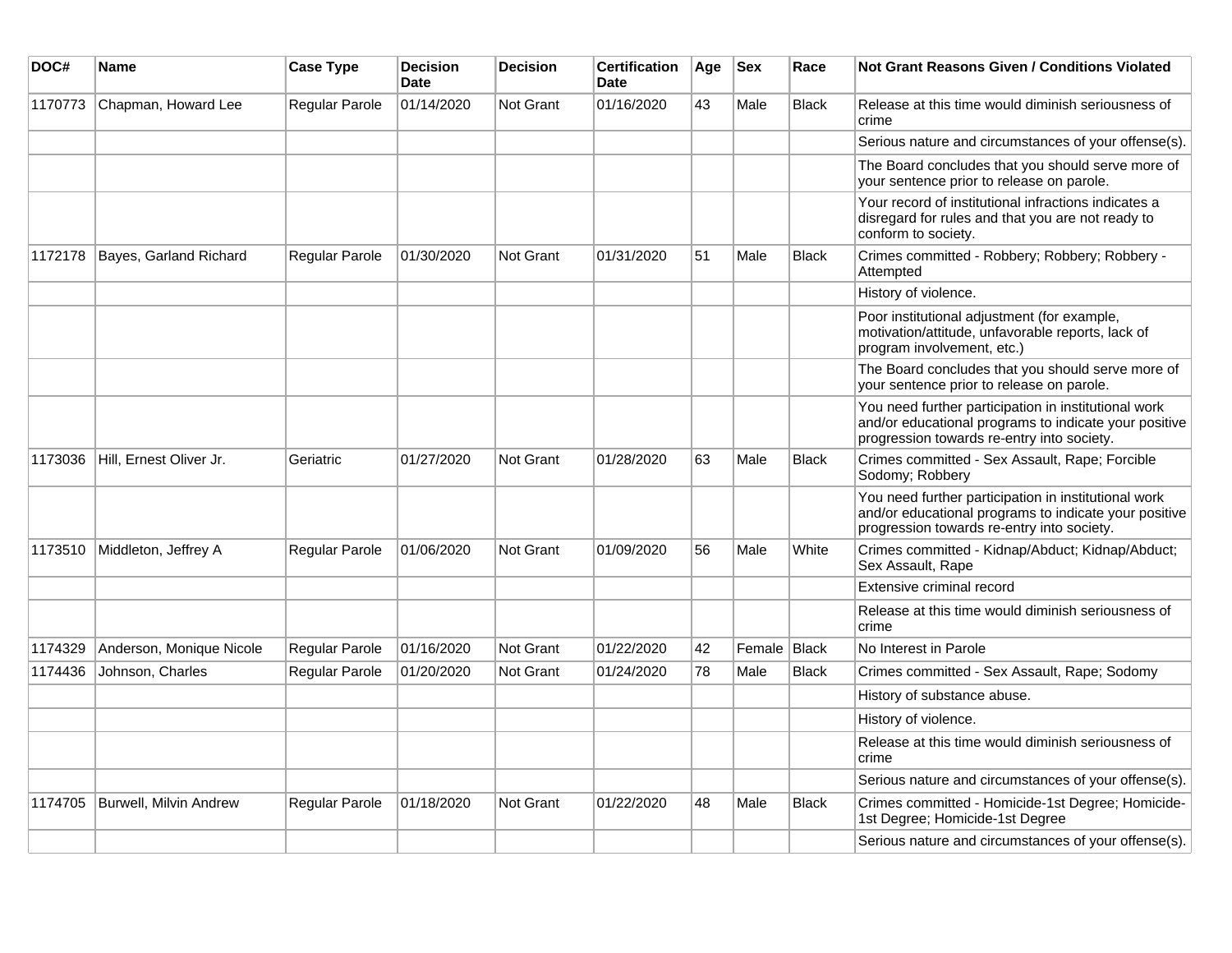| DOC# | Name | Case Type | Decision Date | Decision | Certification Date | Age | Sex | Race | Not Grant Reasons Given / Conditions Violated |
|---|---|---|---|---|---|---|---|---|---|
| 1170773 | Chapman, Howard Lee | Regular Parole | 01/14/2020 | Not Grant | 01/16/2020 | 43 | Male | Black | Release at this time would diminish seriousness of crime |
| | | | | | | | | | Serious nature and circumstances of your offense(s). |
| | | | | | | | | | The Board concludes that you should serve more of your sentence prior to release on parole. |
| | | | | | | | | | Your record of institutional infractions indicates a disregard for rules and that you are not ready to conform to society. |
| 1172178 | Bayes, Garland Richard | Regular Parole | 01/30/2020 | Not Grant | 01/31/2020 | 51 | Male | Black | Crimes committed - Robbery; Robbery; Robbery - Attempted |
| | | | | | | | | | History of violence. |
| | | | | | | | | | Poor institutional adjustment (for example, motivation/attitude, unfavorable reports, lack of program involvement, etc.) |
| | | | | | | | | | The Board concludes that you should serve more of your sentence prior to release on parole. |
| | | | | | | | | | You need further participation in institutional work and/or educational programs to indicate your positive progression towards re-entry into society. |
| 1173036 | Hill, Ernest Oliver Jr. | Geriatric | 01/27/2020 | Not Grant | 01/28/2020 | 63 | Male | Black | Crimes committed - Sex Assault, Rape; Forcible Sodomy; Robbery |
| | | | | | | | | | You need further participation in institutional work and/or educational programs to indicate your positive progression towards re-entry into society. |
| 1173510 | Middleton, Jeffrey A | Regular Parole | 01/06/2020 | Not Grant | 01/09/2020 | 56 | Male | White | Crimes committed - Kidnap/Abduct; Kidnap/Abduct; Sex Assault, Rape |
| | | | | | | | | | Extensive criminal record |
| | | | | | | | | | Release at this time would diminish seriousness of crime |
| 1174329 | Anderson, Monique Nicole | Regular Parole | 01/16/2020 | Not Grant | 01/22/2020 | 42 | Female | Black | No Interest in Parole |
| 1174436 | Johnson, Charles | Regular Parole | 01/20/2020 | Not Grant | 01/24/2020 | 78 | Male | Black | Crimes committed - Sex Assault, Rape; Sodomy |
| | | | | | | | | | History of substance abuse. |
| | | | | | | | | | History of violence. |
| | | | | | | | | | Release at this time would diminish seriousness of crime |
| | | | | | | | | | Serious nature and circumstances of your offense(s). |
| 1174705 | Burwell, Milvin Andrew | Regular Parole | 01/18/2020 | Not Grant | 01/22/2020 | 48 | Male | Black | Crimes committed - Homicide-1st Degree; Homicide-1st Degree; Homicide-1st Degree |
| | | | | | | | | | Serious nature and circumstances of your offense(s). |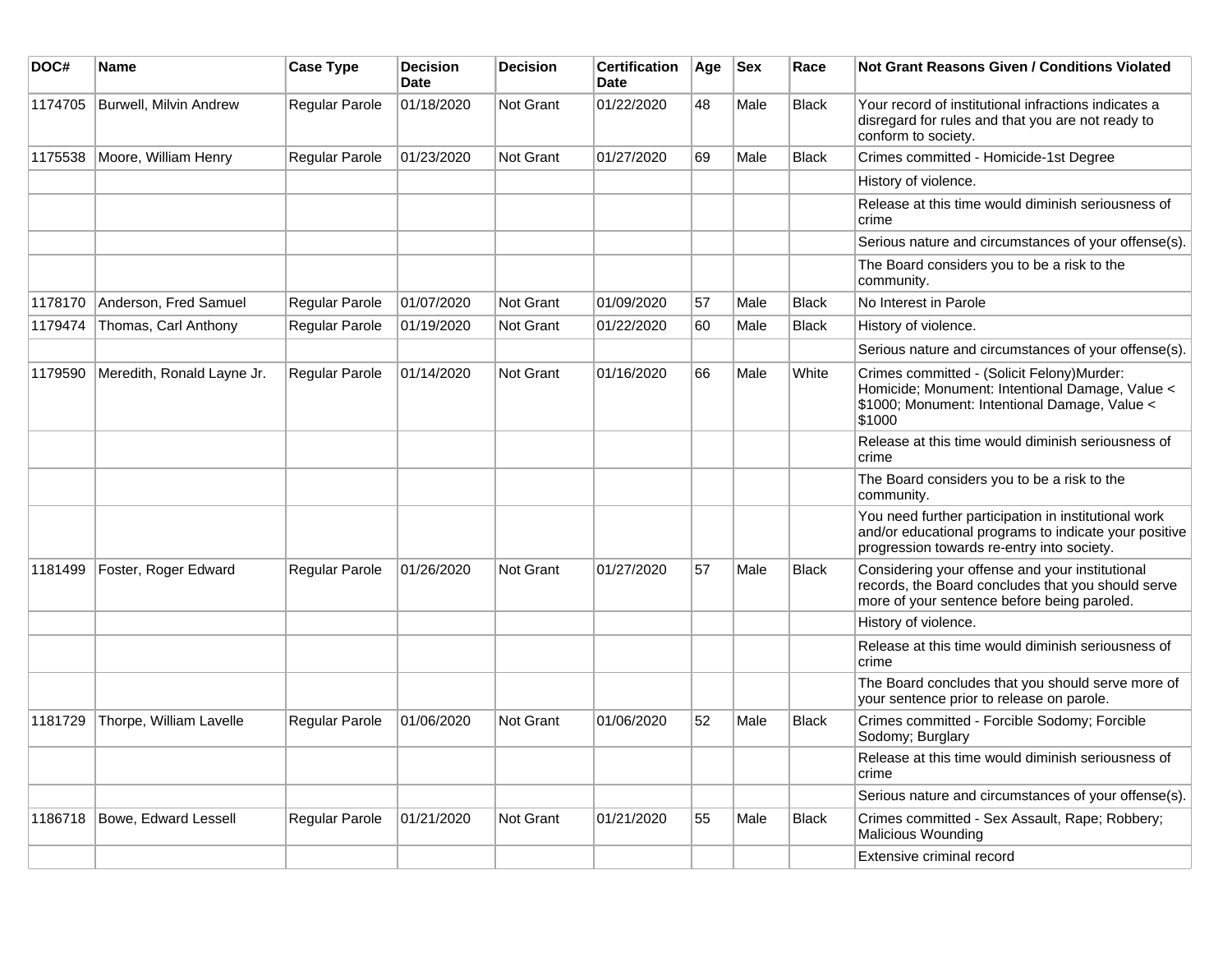| DOC# | Name | Case Type | Decision Date | Decision | Certification Date | Age | Sex | Race | Not Grant Reasons Given / Conditions Violated |
|---|---|---|---|---|---|---|---|---|---|
| 1174705 | Burwell, Milvin Andrew | Regular Parole | 01/18/2020 | Not Grant | 01/22/2020 | 48 | Male | Black | Your record of institutional infractions indicates a disregard for rules and that you are not ready to conform to society. |
| 1175538 | Moore, William Henry | Regular Parole | 01/23/2020 | Not Grant | 01/27/2020 | 69 | Male | Black | Crimes committed - Homicide-1st Degree |
| | | | | | | | | | History of violence. |
| | | | | | | | | | Release at this time would diminish seriousness of crime |
| | | | | | | | | | Serious nature and circumstances of your offense(s). |
| | | | | | | | | | The Board considers you to be a risk to the community. |
| 1178170 | Anderson, Fred Samuel | Regular Parole | 01/07/2020 | Not Grant | 01/09/2020 | 57 | Male | Black | No Interest in Parole |
| 1179474 | Thomas, Carl Anthony | Regular Parole | 01/19/2020 | Not Grant | 01/22/2020 | 60 | Male | Black | History of violence. |
| | | | | | | | | | Serious nature and circumstances of your offense(s). |
| 1179590 | Meredith, Ronald Layne Jr. | Regular Parole | 01/14/2020 | Not Grant | 01/16/2020 | 66 | Male | White | Crimes committed - (Solicit Felony)Murder: Homicide; Monument: Intentional Damage, Value < $1000; Monument: Intentional Damage, Value < $1000 |
| | | | | | | | | | Release at this time would diminish seriousness of crime |
| | | | | | | | | | The Board considers you to be a risk to the community. |
| | | | | | | | | | You need further participation in institutional work and/or educational programs to indicate your positive progression towards re-entry into society. |
| 1181499 | Foster, Roger Edward | Regular Parole | 01/26/2020 | Not Grant | 01/27/2020 | 57 | Male | Black | Considering your offense and your institutional records, the Board concludes that you should serve more of your sentence before being paroled. |
| | | | | | | | | | History of violence. |
| | | | | | | | | | Release at this time would diminish seriousness of crime |
| | | | | | | | | | The Board concludes that you should serve more of your sentence prior to release on parole. |
| 1181729 | Thorpe, William Lavelle | Regular Parole | 01/06/2020 | Not Grant | 01/06/2020 | 52 | Male | Black | Crimes committed - Forcible Sodomy; Forcible Sodomy; Burglary |
| | | | | | | | | | Release at this time would diminish seriousness of crime |
| | | | | | | | | | Serious nature and circumstances of your offense(s). |
| 1186718 | Bowe, Edward Lessell | Regular Parole | 01/21/2020 | Not Grant | 01/21/2020 | 55 | Male | Black | Crimes committed - Sex Assault, Rape; Robbery; Malicious Wounding |
| | | | | | | | | | Extensive criminal record |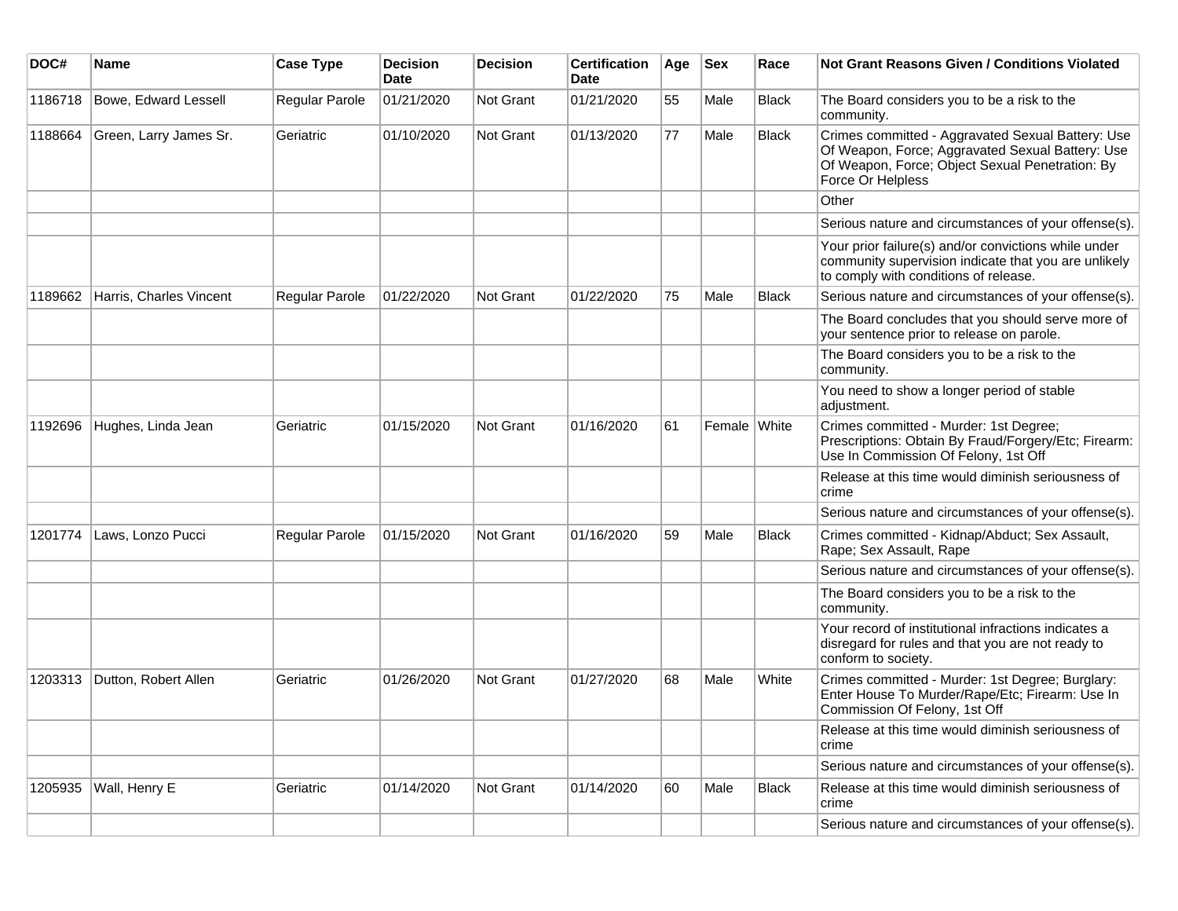| DOC# | Name | Case Type | Decision Date | Decision | Certification Date | Age | Sex | Race | Not Grant Reasons Given / Conditions Violated |
|---|---|---|---|---|---|---|---|---|---|
| 1186718 | Bowe, Edward Lessell | Regular Parole | 01/21/2020 | Not Grant | 01/21/2020 | 55 | Male | Black | The Board considers you to be a risk to the community. |
| 1188664 | Green, Larry James Sr. | Geriatric | 01/10/2020 | Not Grant | 01/13/2020 | 77 | Male | Black | Crimes committed - Aggravated Sexual Battery: Use Of Weapon, Force; Aggravated Sexual Battery: Use Of Weapon, Force; Object Sexual Penetration: By Force Or Helpless |
| | | | | | | | | | Other |
| | | | | | | | | | Serious nature and circumstances of your offense(s). |
| | | | | | | | | | Your prior failure(s) and/or convictions while under community supervision indicate that you are unlikely to comply with conditions of release. |
| 1189662 | Harris, Charles Vincent | Regular Parole | 01/22/2020 | Not Grant | 01/22/2020 | 75 | Male | Black | Serious nature and circumstances of your offense(s). |
| | | | | | | | | | The Board concludes that you should serve more of your sentence prior to release on parole. |
| | | | | | | | | | The Board considers you to be a risk to the community. |
| | | | | | | | | | You need to show a longer period of stable adjustment. |
| 1192696 | Hughes, Linda Jean | Geriatric | 01/15/2020 | Not Grant | 01/16/2020 | 61 | Female | White | Crimes committed - Murder: 1st Degree; Prescriptions: Obtain By Fraud/Forgery/Etc; Firearm: Use In Commission Of Felony, 1st Off |
| | | | | | | | | | Release at this time would diminish seriousness of crime |
| | | | | | | | | | Serious nature and circumstances of your offense(s). |
| 1201774 | Laws, Lonzo Pucci | Regular Parole | 01/15/2020 | Not Grant | 01/16/2020 | 59 | Male | Black | Crimes committed - Kidnap/Abduct; Sex Assault, Rape; Sex Assault, Rape |
| | | | | | | | | | Serious nature and circumstances of your offense(s). |
| | | | | | | | | | The Board considers you to be a risk to the community. |
| | | | | | | | | | Your record of institutional infractions indicates a disregard for rules and that you are not ready to conform to society. |
| 1203313 | Dutton, Robert Allen | Geriatric | 01/26/2020 | Not Grant | 01/27/2020 | 68 | Male | White | Crimes committed - Murder: 1st Degree; Burglary: Enter House To Murder/Rape/Etc; Firearm: Use In Commission Of Felony, 1st Off |
| | | | | | | | | | Release at this time would diminish seriousness of crime |
| | | | | | | | | | Serious nature and circumstances of your offense(s). |
| 1205935 | Wall, Henry E | Geriatric | 01/14/2020 | Not Grant | 01/14/2020 | 60 | Male | Black | Release at this time would diminish seriousness of crime |
| | | | | | | | | | Serious nature and circumstances of your offense(s). |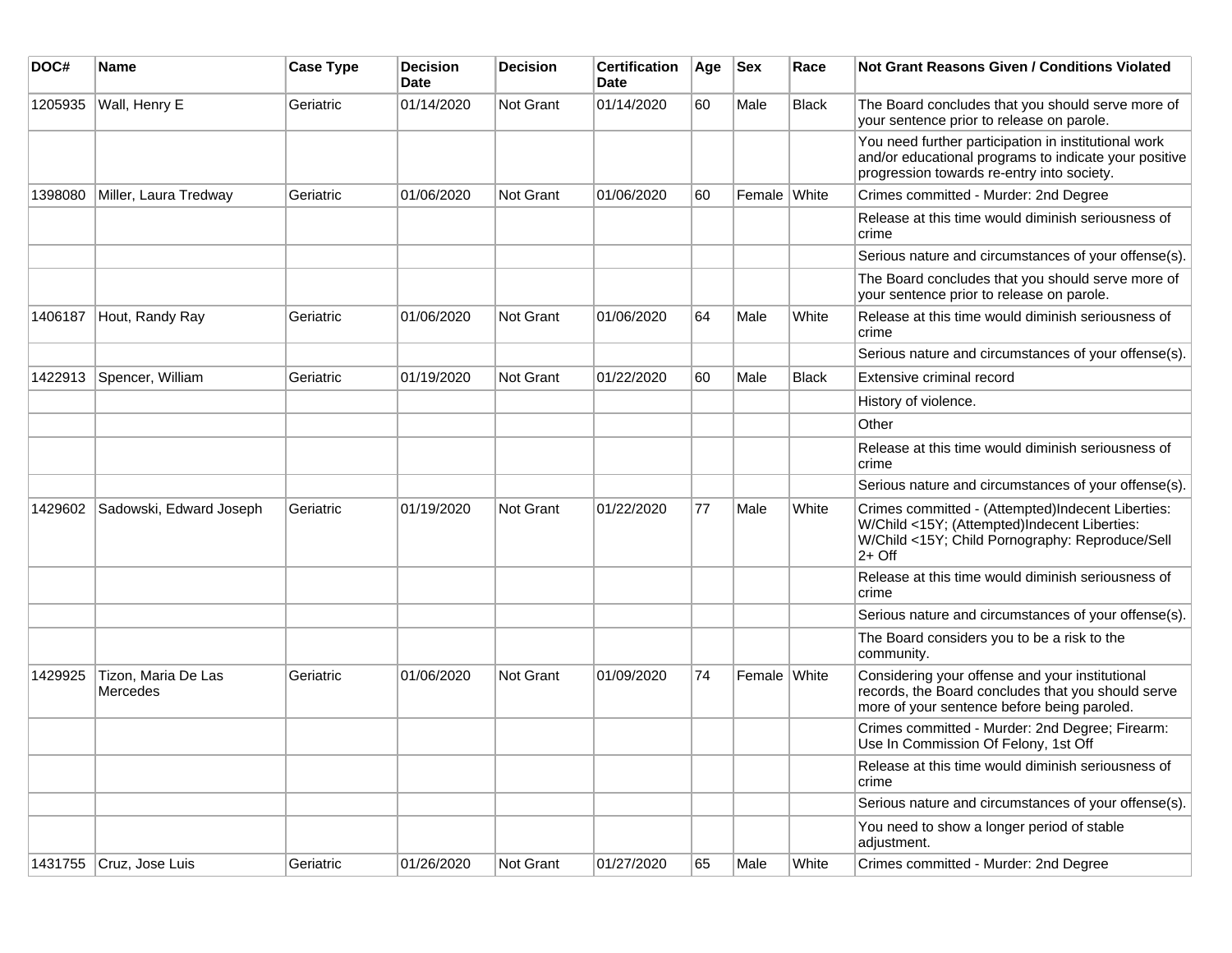| DOC# | Name | Case Type | Decision Date | Decision | Certification Date | Age | Sex | Race | Not Grant Reasons Given / Conditions Violated |
|---|---|---|---|---|---|---|---|---|---|
| 1205935 | Wall, Henry E | Geriatric | 01/14/2020 | Not Grant | 01/14/2020 | 60 | Male | Black | The Board concludes that you should serve more of your sentence prior to release on parole. |
| | | | | | | | | | You need further participation in institutional work and/or educational programs to indicate your positive progression towards re-entry into society. |
| 1398080 | Miller, Laura Tredway | Geriatric | 01/06/2020 | Not Grant | 01/06/2020 | 60 | Female | White | Crimes committed - Murder: 2nd Degree |
| | | | | | | | | | Release at this time would diminish seriousness of crime |
| | | | | | | | | | Serious nature and circumstances of your offense(s). |
| | | | | | | | | | The Board concludes that you should serve more of your sentence prior to release on parole. |
| 1406187 | Hout, Randy Ray | Geriatric | 01/06/2020 | Not Grant | 01/06/2020 | 64 | Male | White | Release at this time would diminish seriousness of crime |
| | | | | | | | | | Serious nature and circumstances of your offense(s). |
| 1422913 | Spencer, William | Geriatric | 01/19/2020 | Not Grant | 01/22/2020 | 60 | Male | Black | Extensive criminal record |
| | | | | | | | | | History of violence. |
| | | | | | | | | | Other |
| | | | | | | | | | Release at this time would diminish seriousness of crime |
| | | | | | | | | | Serious nature and circumstances of your offense(s). |
| 1429602 | Sadowski, Edward Joseph | Geriatric | 01/19/2020 | Not Grant | 01/22/2020 | 77 | Male | White | Crimes committed - (Attempted)Indecent Liberties: W/Child <15Y; (Attempted)Indecent Liberties: W/Child <15Y; Child Pornography: Reproduce/Sell 2+ Off |
| | | | | | | | | | Release at this time would diminish seriousness of crime |
| | | | | | | | | | Serious nature and circumstances of your offense(s). |
| | | | | | | | | | The Board considers you to be a risk to the community. |
| 1429925 | Tizon, Maria De Las Mercedes | Geriatric | 01/06/2020 | Not Grant | 01/09/2020 | 74 | Female | White | Considering your offense and your institutional records, the Board concludes that you should serve more of your sentence before being paroled. |
| | | | | | | | | | Crimes committed - Murder: 2nd Degree; Firearm: Use In Commission Of Felony, 1st Off |
| | | | | | | | | | Release at this time would diminish seriousness of crime |
| | | | | | | | | | Serious nature and circumstances of your offense(s). |
| | | | | | | | | | You need to show a longer period of stable adjustment. |
| 1431755 | Cruz, Jose Luis | Geriatric | 01/26/2020 | Not Grant | 01/27/2020 | 65 | Male | White | Crimes committed - Murder: 2nd Degree |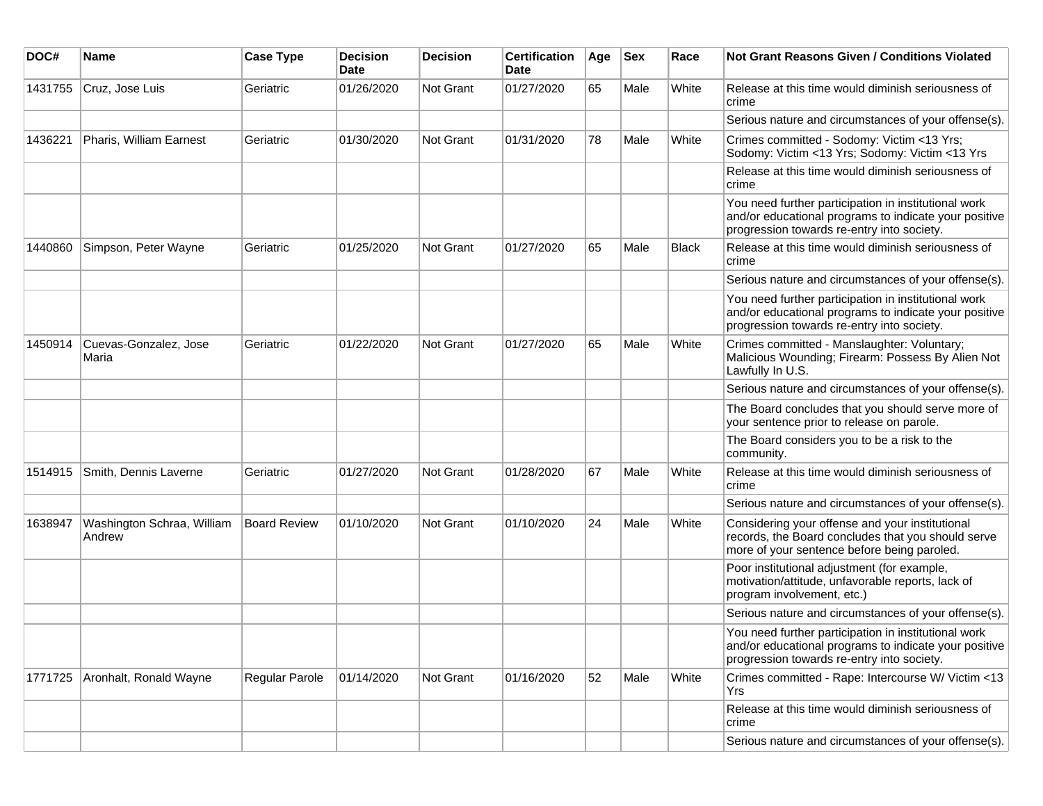| DOC# | Name | Case Type | Decision Date | Decision | Certification Date | Age | Sex | Race | Not Grant Reasons Given / Conditions Violated |
|---|---|---|---|---|---|---|---|---|---|
| 1431755 | Cruz, Jose Luis | Geriatric | 01/26/2020 | Not Grant | 01/27/2020 | 65 | Male | White | Release at this time would diminish seriousness of crime |
| | | | | | | | | | Serious nature and circumstances of your offense(s). |
| 1436221 | Pharis, William Earnest | Geriatric | 01/30/2020 | Not Grant | 01/31/2020 | 78 | Male | White | Crimes committed - Sodomy: Victim <13 Yrs; Sodomy: Victim <13 Yrs; Sodomy: Victim <13 Yrs |
| | | | | | | | | | Release at this time would diminish seriousness of crime |
| | | | | | | | | | You need further participation in institutional work and/or educational programs to indicate your positive progression towards re-entry into society. |
| 1440860 | Simpson, Peter Wayne | Geriatric | 01/25/2020 | Not Grant | 01/27/2020 | 65 | Male | Black | Release at this time would diminish seriousness of crime |
| | | | | | | | | | Serious nature and circumstances of your offense(s). |
| | | | | | | | | | You need further participation in institutional work and/or educational programs to indicate your positive progression towards re-entry into society. |
| 1450914 | Cuevas-Gonzalez, Jose Maria | Geriatric | 01/22/2020 | Not Grant | 01/27/2020 | 65 | Male | White | Crimes committed - Manslaughter: Voluntary; Malicious Wounding; Firearm: Possess By Alien Not Lawfully In U.S. |
| | | | | | | | | | Serious nature and circumstances of your offense(s). |
| | | | | | | | | | The Board concludes that you should serve more of your sentence prior to release on parole. |
| | | | | | | | | | The Board considers you to be a risk to the community. |
| 1514915 | Smith, Dennis Laverne | Geriatric | 01/27/2020 | Not Grant | 01/28/2020 | 67 | Male | White | Release at this time would diminish seriousness of crime |
| | | | | | | | | | Serious nature and circumstances of your offense(s). |
| 1638947 | Washington Schraa, William Andrew | Board Review | 01/10/2020 | Not Grant | 01/10/2020 | 24 | Male | White | Considering your offense and your institutional records, the Board concludes that you should serve more of your sentence before being paroled. |
| | | | | | | | | | Poor institutional adjustment (for example, motivation/attitude, unfavorable reports, lack of program involvement, etc.) |
| | | | | | | | | | Serious nature and circumstances of your offense(s). |
| | | | | | | | | | You need further participation in institutional work and/or educational programs to indicate your positive progression towards re-entry into society. |
| 1771725 | Aronhalt, Ronald Wayne | Regular Parole | 01/14/2020 | Not Grant | 01/16/2020 | 52 | Male | White | Crimes committed - Rape: Intercourse W/ Victim <13 Yrs |
| | | | | | | | | | Release at this time would diminish seriousness of crime |
| | | | | | | | | | Serious nature and circumstances of your offense(s). |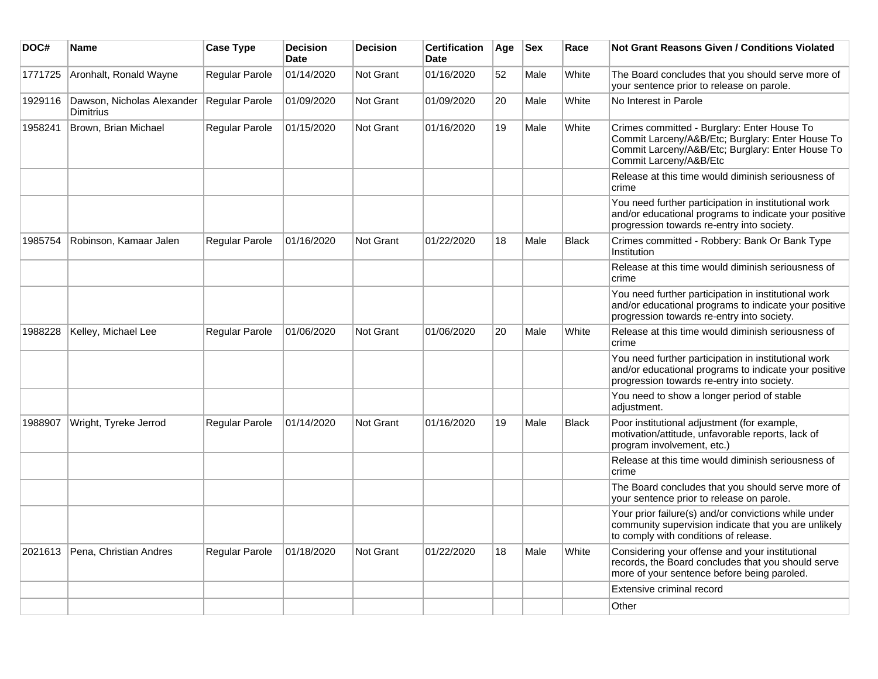| DOC# | Name | Case Type | Decision Date | Decision | Certification Date | Age | Sex | Race | Not Grant Reasons Given / Conditions Violated |
|---|---|---|---|---|---|---|---|---|---|
| 1771725 | Aronhalt, Ronald Wayne | Regular Parole | 01/14/2020 | Not Grant | 01/16/2020 | 52 | Male | White | The Board concludes that you should serve more of your sentence prior to release on parole. |
| 1929116 | Dawson, Nicholas Alexander Dimitrius | Regular Parole | 01/09/2020 | Not Grant | 01/09/2020 | 20 | Male | White | No Interest in Parole |
| 1958241 | Brown, Brian Michael | Regular Parole | 01/15/2020 | Not Grant | 01/16/2020 | 19 | Male | White | Crimes committed - Burglary: Enter House To Commit Larceny/A&B/Etc; Burglary: Enter House To Commit Larceny/A&B/Etc; Burglary: Enter House To Commit Larceny/A&B/Etc |
| | | | | | | | | | Release at this time would diminish seriousness of crime |
| | | | | | | | | | You need further participation in institutional work and/or educational programs to indicate your positive progression towards re-entry into society. |
| 1985754 | Robinson, Kamaar Jalen | Regular Parole | 01/16/2020 | Not Grant | 01/22/2020 | 18 | Male | Black | Crimes committed - Robbery: Bank Or Bank Type Institution |
| | | | | | | | | | Release at this time would diminish seriousness of crime |
| | | | | | | | | | You need further participation in institutional work and/or educational programs to indicate your positive progression towards re-entry into society. |
| 1988228 | Kelley, Michael Lee | Regular Parole | 01/06/2020 | Not Grant | 01/06/2020 | 20 | Male | White | Release at this time would diminish seriousness of crime |
| | | | | | | | | | You need further participation in institutional work and/or educational programs to indicate your positive progression towards re-entry into society. |
| | | | | | | | | | You need to show a longer period of stable adjustment. |
| 1988907 | Wright, Tyreke Jerrod | Regular Parole | 01/14/2020 | Not Grant | 01/16/2020 | 19 | Male | Black | Poor institutional adjustment (for example, motivation/attitude, unfavorable reports, lack of program involvement, etc.) |
| | | | | | | | | | Release at this time would diminish seriousness of crime |
| | | | | | | | | | The Board concludes that you should serve more of your sentence prior to release on parole. |
| | | | | | | | | | Your prior failure(s) and/or convictions while under community supervision indicate that you are unlikely to comply with conditions of release. |
| 2021613 | Pena, Christian Andres | Regular Parole | 01/18/2020 | Not Grant | 01/22/2020 | 18 | Male | White | Considering your offense and your institutional records, the Board concludes that you should serve more of your sentence before being paroled. |
| | | | | | | | | | Extensive criminal record |
| | | | | | | | | | Other |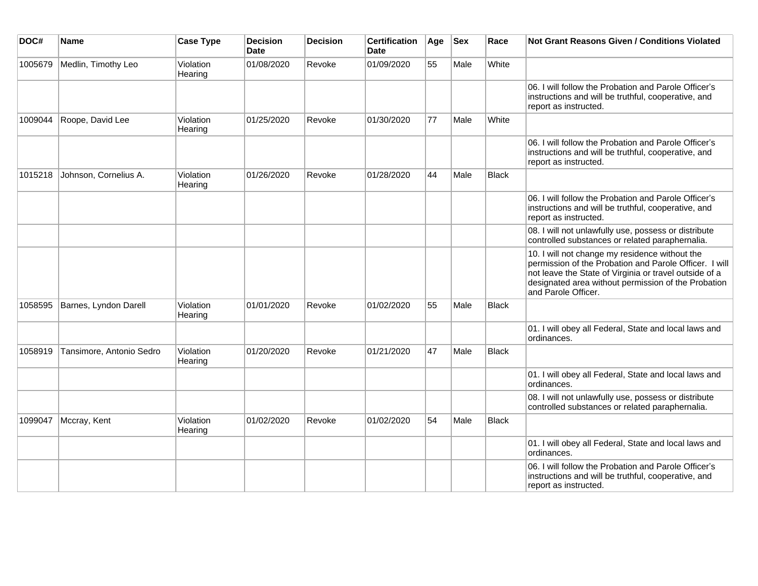| DOC# | Name | Case Type | Decision Date | Decision | Certification Date | Age | Sex | Race | Not Grant Reasons Given / Conditions Violated |
|---|---|---|---|---|---|---|---|---|---|
| 1005679 | Medlin, Timothy Leo | Violation Hearing | 01/08/2020 | Revoke | 01/09/2020 | 55 | Male | White | |
| | | | | | | | | | 06. I will follow the Probation and Parole Officer's instructions and will be truthful, cooperative, and report as instructed. |
| 1009044 | Roope, David Lee | Violation Hearing | 01/25/2020 | Revoke | 01/30/2020 | 77 | Male | White | |
| | | | | | | | | | 06. I will follow the Probation and Parole Officer's instructions and will be truthful, cooperative, and report as instructed. |
| 1015218 | Johnson, Cornelius A. | Violation Hearing | 01/26/2020 | Revoke | 01/28/2020 | 44 | Male | Black | |
| | | | | | | | | | 06. I will follow the Probation and Parole Officer's instructions and will be truthful, cooperative, and report as instructed. |
| | | | | | | | | | 08. I will not unlawfully use, possess or distribute controlled substances or related paraphernalia. |
| | | | | | | | | | 10. I will not change my residence without the permission of the Probation and Parole Officer. I will not leave the State of Virginia or travel outside of a designated area without permission of the Probation and Parole Officer. |
| 1058595 | Barnes, Lyndon Darell | Violation Hearing | 01/01/2020 | Revoke | 01/02/2020 | 55 | Male | Black | |
| | | | | | | | | | 01. I will obey all Federal, State and local laws and ordinances. |
| 1058919 | Tansimore, Antonio Sedro | Violation Hearing | 01/20/2020 | Revoke | 01/21/2020 | 47 | Male | Black | |
| | | | | | | | | | 01. I will obey all Federal, State and local laws and ordinances. |
| | | | | | | | | | 08. I will not unlawfully use, possess or distribute controlled substances or related paraphernalia. |
| 1099047 | Mccray, Kent | Violation Hearing | 01/02/2020 | Revoke | 01/02/2020 | 54 | Male | Black | |
| | | | | | | | | | 01. I will obey all Federal, State and local laws and ordinances. |
| | | | | | | | | | 06. I will follow the Probation and Parole Officer's instructions and will be truthful, cooperative, and report as instructed. |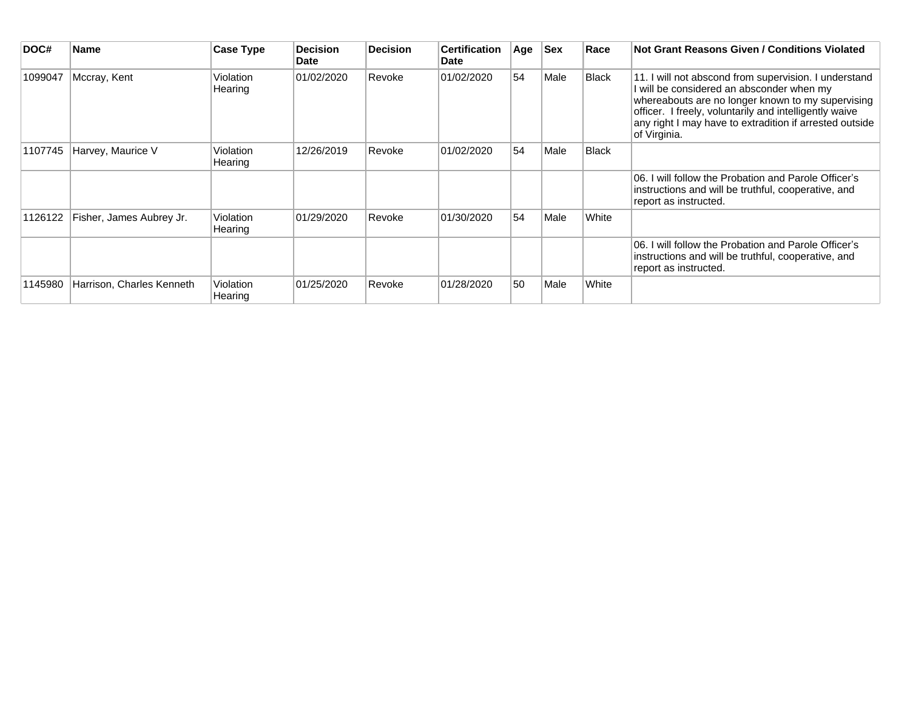| DOC# | Name | Case Type | Decision Date | Decision | Certification Date | Age | Sex | Race | Not Grant Reasons Given / Conditions Violated |
|---|---|---|---|---|---|---|---|---|---|
| 1099047 | Mccray, Kent | Violation Hearing | 01/02/2020 | Revoke | 01/02/2020 | 54 | Male | Black | 11. I will not abscond from supervision. I understand I will be considered an absconder when my whereabouts are no longer known to my supervising officer. I freely, voluntarily and intelligently waive any right I may have to extradition if arrested outside of Virginia. |
| 1107745 | Harvey, Maurice V | Violation Hearing | 12/26/2019 | Revoke | 01/02/2020 | 54 | Male | Black | |
| | | | | | | | | | 06. I will follow the Probation and Parole Officer’s instructions and will be truthful, cooperative, and report as instructed. |
| 1126122 | Fisher, James Aubrey Jr. | Violation Hearing | 01/29/2020 | Revoke | 01/30/2020 | 54 | Male | White | |
| | | | | | | | | | 06. I will follow the Probation and Parole Officer’s instructions and will be truthful, cooperative, and report as instructed. |
| 1145980 | Harrison, Charles Kenneth | Violation Hearing | 01/25/2020 | Revoke | 01/28/2020 | 50 | Male | White | |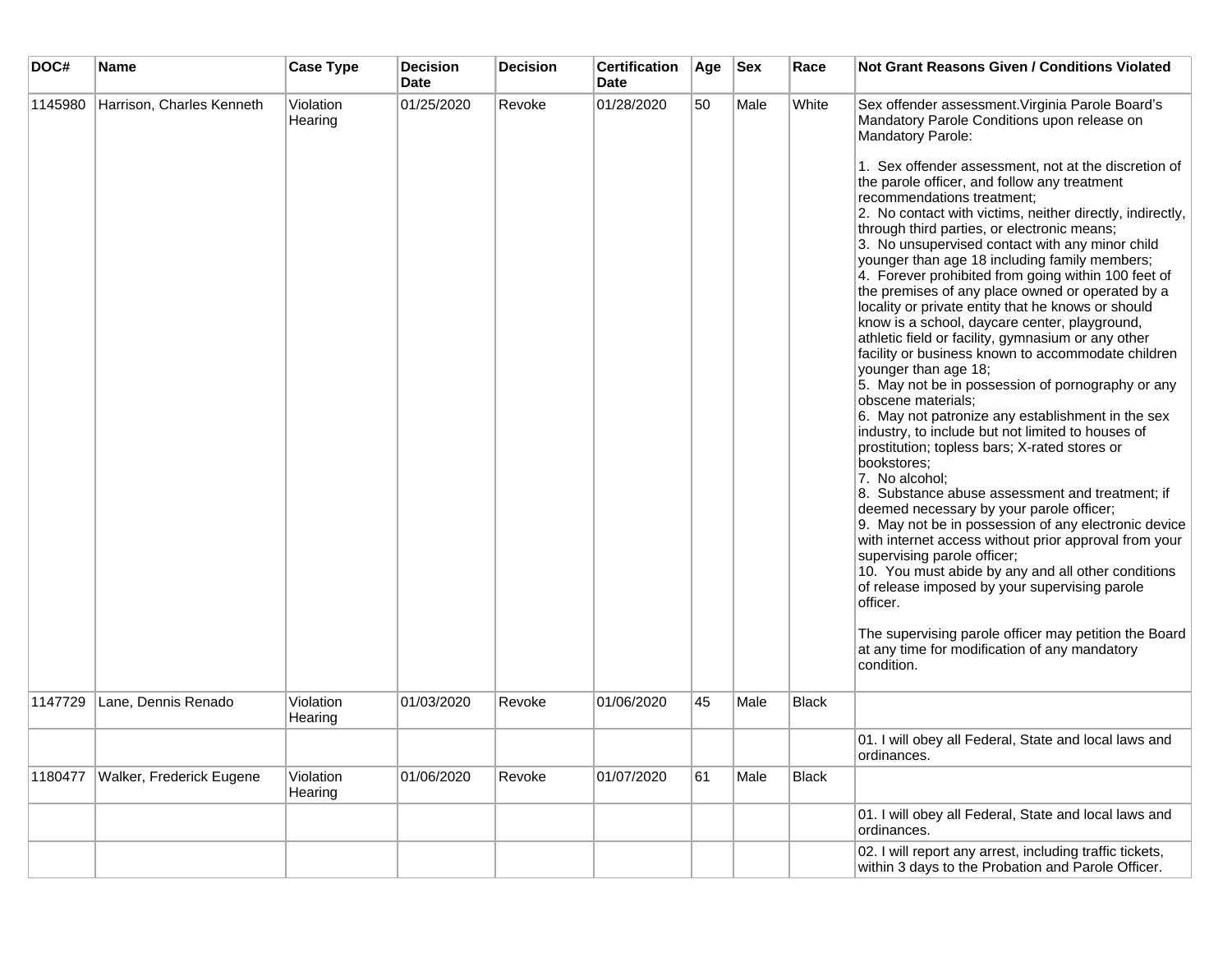| DOC# | Name | Case Type | Decision Date | Decision | Certification Date | Age | Sex | Race | Not Grant Reasons Given / Conditions Violated |
|---|---|---|---|---|---|---|---|---|---|
| 1145980 | Harrison, Charles Kenneth | Violation Hearing | 01/25/2020 | Revoke | 01/28/2020 | 50 | Male | White | Sex offender assessment.Virginia Parole Board's Mandatory Parole Conditions upon release on Mandatory Parole:<br><br>1. Sex offender assessment, not at the discretion of the parole officer, and follow any treatment recommendations treatment;<br>2. No contact with victims, neither directly, indirectly, through third parties, or electronic means;<br>3. No unsupervised contact with any minor child younger than age 18 including family members;<br>4. Forever prohibited from going within 100 feet of the premises of any place owned or operated by a locality or private entity that he knows or should know is a school, daycare center, playground, athletic field or facility, gymnasium or any other facility or business known to accommodate children younger than age 18;<br>5. May not be in possession of pornography or any obscene materials;<br>6. May not patronize any establishment in the sex industry, to include but not limited to houses of prostitution; topless bars; X-rated stores or bookstores;<br>7. No alcohol;<br>8. Substance abuse assessment and treatment; if deemed necessary by your parole officer;<br>9. May not be in possession of any electronic device with internet access without prior approval from your supervising parole officer;<br>10. You must abide by any and all other conditions of release imposed by your supervising parole officer.<br><br>The supervising parole officer may petition the Board at any time for modification of any mandatory condition. |
| 1147729 | Lane, Dennis Renado | Violation Hearing | 01/03/2020 | Revoke | 01/06/2020 | 45 | Male | Black | |
| | | | | | | | | | 01. I will obey all Federal, State and local laws and ordinances. |
| 1180477 | Walker, Frederick Eugene | Violation Hearing | 01/06/2020 | Revoke | 01/07/2020 | 61 | Male | Black | |
| | | | | | | | | | 01. I will obey all Federal, State and local laws and ordinances. |
| | | | | | | | | | 02. I will report any arrest, including traffic tickets, within 3 days to the Probation and Parole Officer. |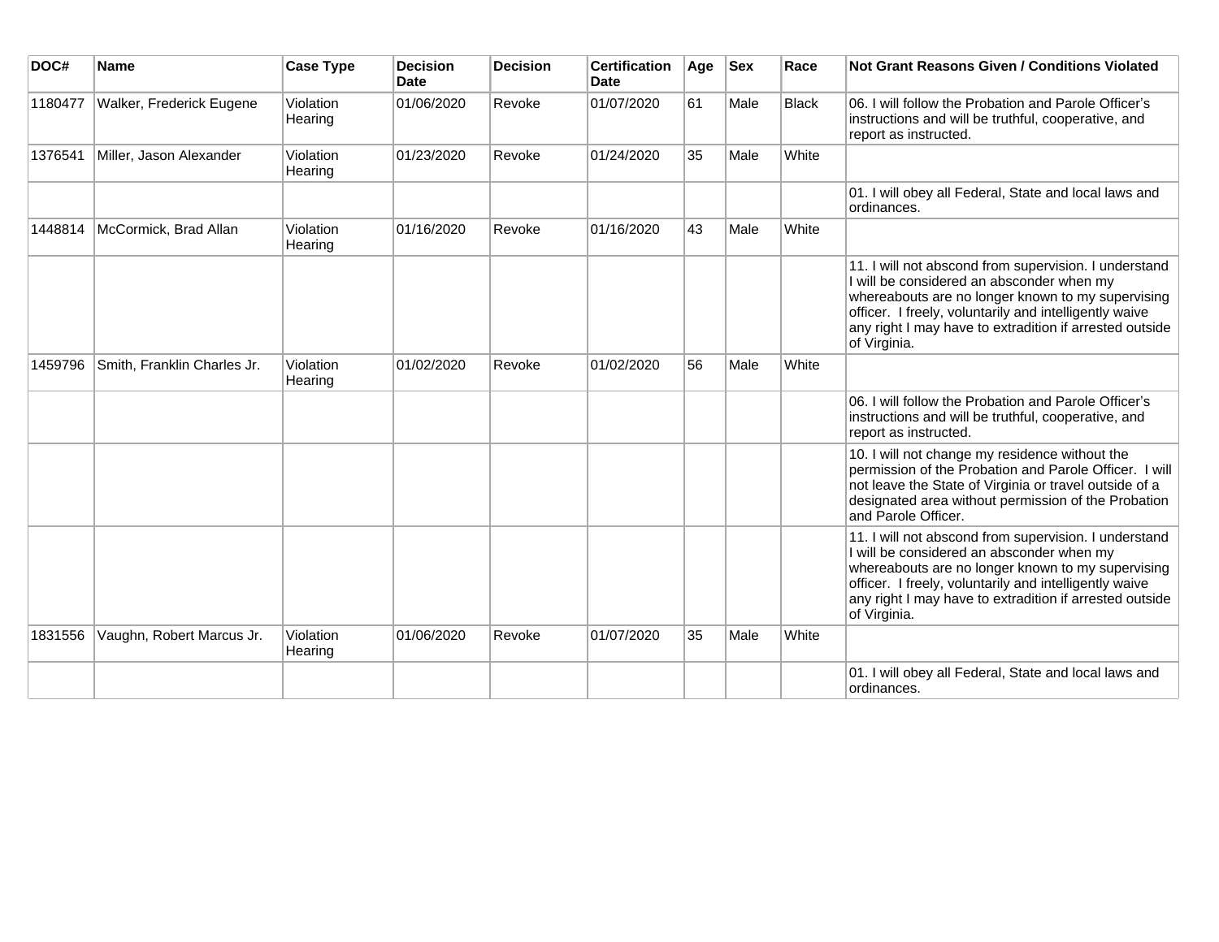| DOC# | Name | Case Type | Decision Date | Decision | Certification Date | Age | Sex | Race | Not Grant Reasons Given / Conditions Violated |
|---|---|---|---|---|---|---|---|---|---|
| 1180477 | Walker, Frederick Eugene | Violation Hearing | 01/06/2020 | Revoke | 01/07/2020 | 61 | Male | Black | 06. I will follow the Probation and Parole Officer's instructions and will be truthful, cooperative, and report as instructed. |
| 1376541 | Miller, Jason Alexander | Violation Hearing | 01/23/2020 | Revoke | 01/24/2020 | 35 | Male | White | |
| | | | | | | | | | 01. I will obey all Federal, State and local laws and ordinances. |
| 1448814 | McCormick, Brad Allan | Violation Hearing | 01/16/2020 | Revoke | 01/16/2020 | 43 | Male | White | |
| | | | | | | | | | 11. I will not abscond from supervision. I understand I will be considered an absconder when my whereabouts are no longer known to my supervising officer. I freely, voluntarily and intelligently waive any right I may have to extradition if arrested outside of Virginia. |
| 1459796 | Smith, Franklin Charles Jr. | Violation Hearing | 01/02/2020 | Revoke | 01/02/2020 | 56 | Male | White | |
| | | | | | | | | | 06. I will follow the Probation and Parole Officer's instructions and will be truthful, cooperative, and report as instructed. |
| | | | | | | | | | 10. I will not change my residence without the permission of the Probation and Parole Officer. I will not leave the State of Virginia or travel outside of a designated area without permission of the Probation and Parole Officer. |
| | | | | | | | | | 11. I will not abscond from supervision. I understand I will be considered an absconder when my whereabouts are no longer known to my supervising officer. I freely, voluntarily and intelligently waive any right I may have to extradition if arrested outside of Virginia. |
| 1831556 | Vaughn, Robert Marcus Jr. | Violation Hearing | 01/06/2020 | Revoke | 01/07/2020 | 35 | Male | White | |
| | | | | | | | | | 01. I will obey all Federal, State and local laws and ordinances. |